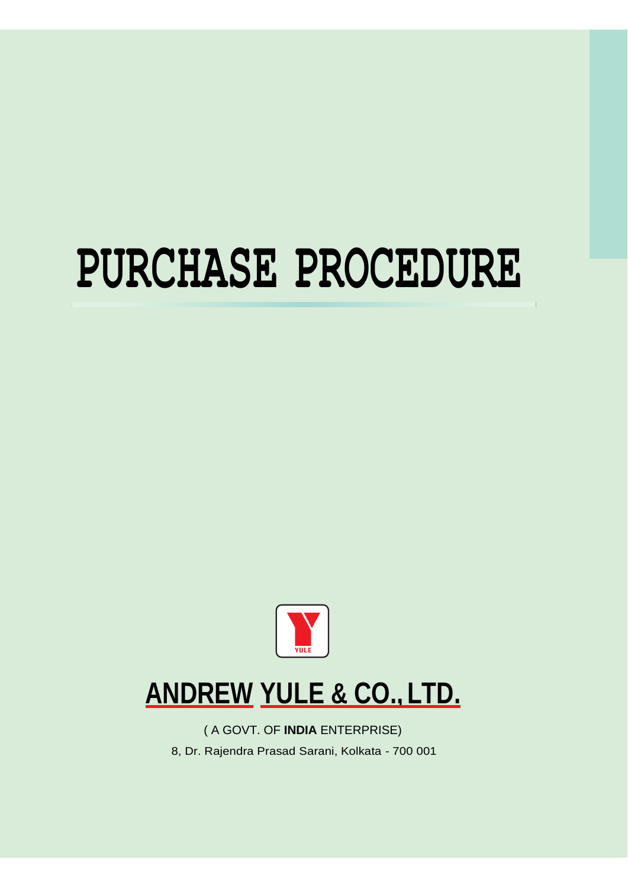# PURCHASE PROCEDURE

YULE

## ANDREW YULE & CO., LTD.

( A GOVT. OF **INDIA** ENTERPRISE)

8, Dr. Rajendra Prasad Sarani, Kolkata - 700 001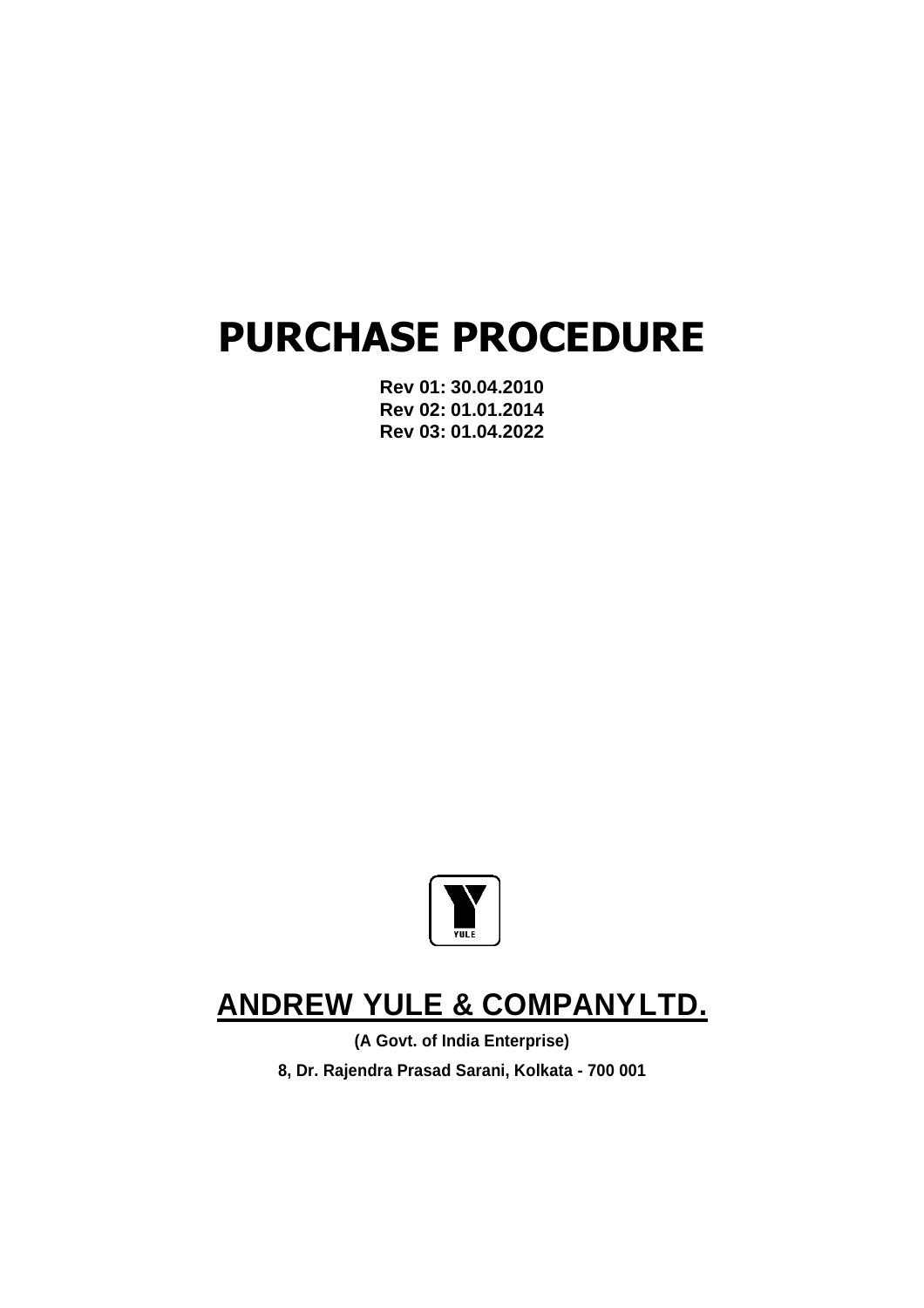# PURCHASE PROCEDURE

**Rev 01: 30.04.2010**
**Rev 02: 01.01.2014**
**Rev 03: 01.04.2022**

YULE

## ANDREW YULE & COMPANY LTD.

**(A Govt. of India Enterprise)**

**8, Dr. Rajendra Prasad Sarani, Kolkata - 700 001**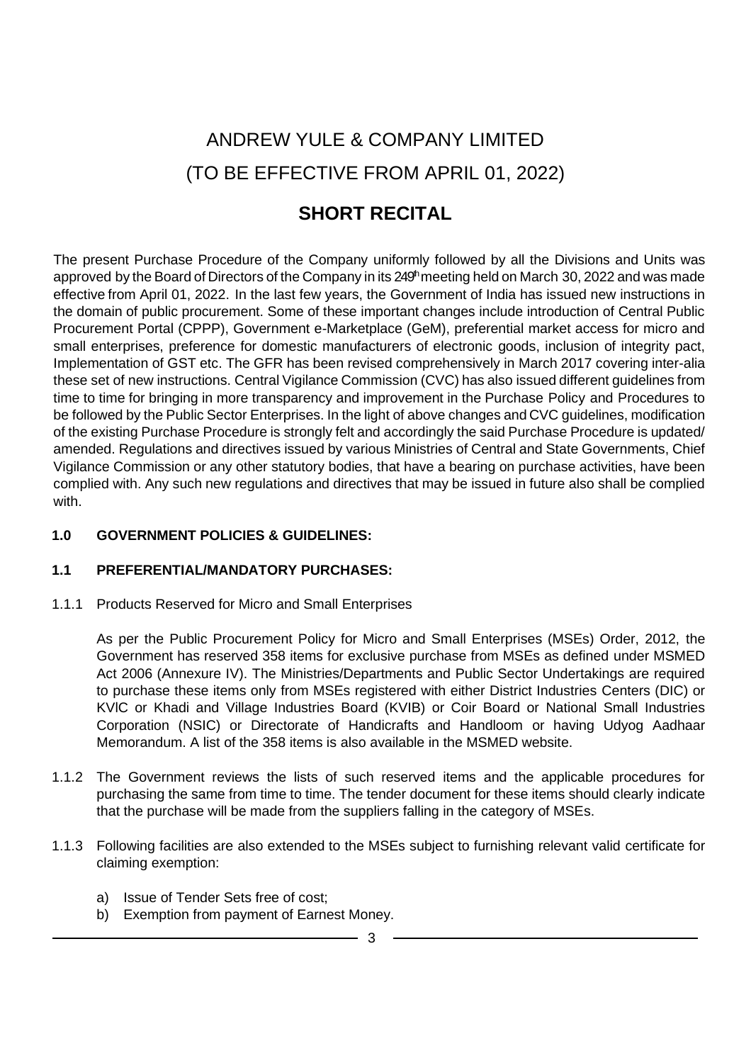# ANDREW YULE & COMPANY LIMITED

# (TO BE EFFECTIVE FROM APRIL 01, 2022)

## SHORT RECITAL

The present Purchase Procedure of the Company uniformly followed by all the Divisions and Units was approved by the Board of Directors of the Company in its 249th meeting held on March 30, 2022 and was made effective from April 01, 2022. In the last few years, the Government of India has issued new instructions in the domain of public procurement. Some of these important changes include introduction of Central Public Procurement Portal (CPPP), Government e-Marketplace (GeM), preferential market access for micro and small enterprises, preference for domestic manufacturers of electronic goods, inclusion of integrity pact, Implementation of GST etc. The GFR has been revised comprehensively in March 2017 covering inter-alia these set of new instructions. Central Vigilance Commission (CVC) has also issued different guidelines from time to time for bringing in more transparency and improvement in the Purchase Policy and Procedures to be followed by the Public Sector Enterprises. In the light of above changes and CVC guidelines, modification of the existing Purchase Procedure is strongly felt and accordingly the said Purchase Procedure is updated/ amended. Regulations and directives issued by various Ministries of Central and State Governments, Chief Vigilance Commission or any other statutory bodies, that have a bearing on purchase activities, have been complied with. Any such new regulations and directives that may be issued in future also shall be complied with.

### 1.0 GOVERNMENT POLICIES & GUIDELINES:

### 1.1 PREFERENTIAL/MANDATORY PURCHASES:

1.1.1 Products Reserved for Micro and Small Enterprises

As per the Public Procurement Policy for Micro and Small Enterprises (MSEs) Order, 2012, the Government has reserved 358 items for exclusive purchase from MSEs as defined under MSMED Act 2006 (Annexure IV). The Ministries/Departments and Public Sector Undertakings are required to purchase these items only from MSEs registered with either District Industries Centers (DIC) or KVIC or Khadi and Village Industries Board (KVIB) or Coir Board or National Small Industries Corporation (NSIC) or Directorate of Handicrafts and Handloom or having Udyog Aadhaar Memorandum. A list of the 358 items is also available in the MSMED website.

1.1.2 The Government reviews the lists of such reserved items and the applicable procedures for purchasing the same from time to time. The tender document for these items should clearly indicate that the purchase will be made from the suppliers falling in the category of MSEs.

1.1.3 Following facilities are also extended to the MSEs subject to furnishing relevant valid certificate for claiming exemption:

a) Issue of Tender Sets free of cost;
b) Exemption from payment of Earnest Money.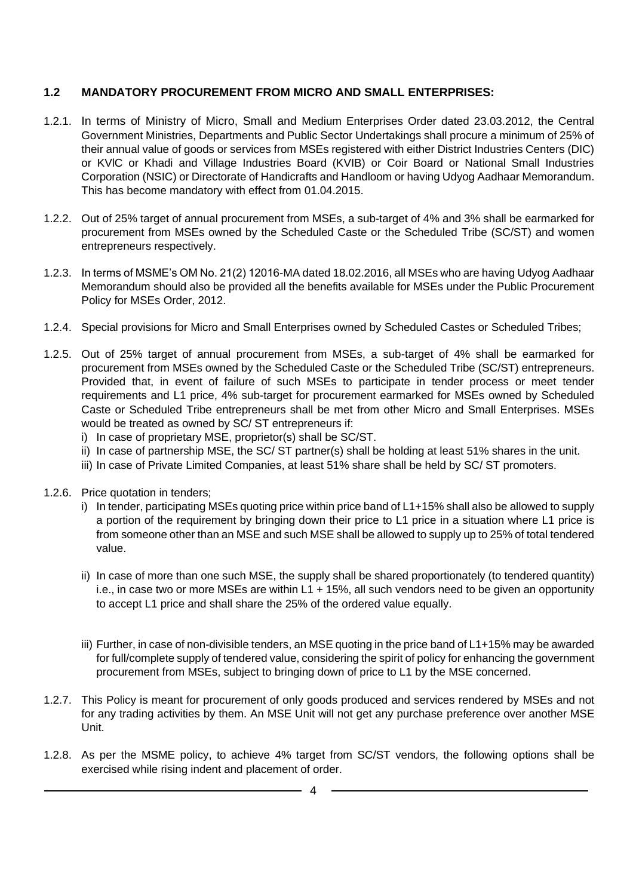### 1.2 MANDATORY PROCUREMENT FROM MICRO AND SMALL ENTERPRISES:

1.2.1. In terms of Ministry of Micro, Small and Medium Enterprises Order dated 23.03.2012, the Central Government Ministries, Departments and Public Sector Undertakings shall procure a minimum of 25% of their annual value of goods or services from MSEs registered with either District Industries Centers (DIC) or KVlC or Khadi and Village Industries Board (KVIB) or Coir Board or National Small Industries Corporation (NSIC) or Directorate of Handicrafts and Handloom or having Udyog Aadhaar Memorandum. This has become mandatory with effect from 01.04.2015.

1.2.2. Out of 25% target of annual procurement from MSEs, a sub-target of 4% and 3% shall be earmarked for procurement from MSEs owned by the Scheduled Caste or the Scheduled Tribe (SC/ST) and women entrepreneurs respectively.

1.2.3. In terms of MSME's OM No. 21(2) 12016-MA dated 18.02.2016, all MSEs who are having Udyog Aadhaar Memorandum should also be provided all the benefits available for MSEs under the Public Procurement Policy for MSEs Order, 2012.

1.2.4. Special provisions for Micro and Small Enterprises owned by Scheduled Castes or Scheduled Tribes;

1.2.5. Out of 25% target of annual procurement from MSEs, a sub-target of 4% shall be earmarked for procurement from MSEs owned by the Scheduled Caste or the Scheduled Tribe (SC/ST) entrepreneurs. Provided that, in event of failure of such MSEs to participate in tender process or meet tender requirements and L1 price, 4% sub-target for procurement earmarked for MSEs owned by Scheduled Caste or Scheduled Tribe entrepreneurs shall be met from other Micro and Small Enterprises. MSEs would be treated as owned by SC/ ST entrepreneurs if:

i) In case of proprietary MSE, proprietor(s) shall be SC/ST.

ii) In case of partnership MSE, the SC/ ST partner(s) shall be holding at least 51% shares in the unit.

iii) In case of Private Limited Companies, at least 51% share shall be held by SC/ ST promoters.

1.2.6. Price quotation in tenders;

i) In tender, participating MSEs quoting price within price band of L1+15% shall also be allowed to supply a portion of the requirement by bringing down their price to L1 price in a situation where L1 price is from someone other than an MSE and such MSE shall be allowed to supply up to 25% of total tendered value.

ii) In case of more than one such MSE, the supply shall be shared proportionately (to tendered quantity) i.e., in case two or more MSEs are within L1 + 15%, all such vendors need to be given an opportunity to accept L1 price and shall share the 25% of the ordered value equally.

iii) Further, in case of non-divisible tenders, an MSE quoting in the price band of L1+15% may be awarded for full/complete supply of tendered value, considering the spirit of policy for enhancing the government procurement from MSEs, subject to bringing down of price to L1 by the MSE concerned.

1.2.7. This Policy is meant for procurement of only goods produced and services rendered by MSEs and not for any trading activities by them. An MSE Unit will not get any purchase preference over another MSE Unit.

1.2.8. As per the MSME policy, to achieve 4% target from SC/ST vendors, the following options shall be exercised while rising indent and placement of order.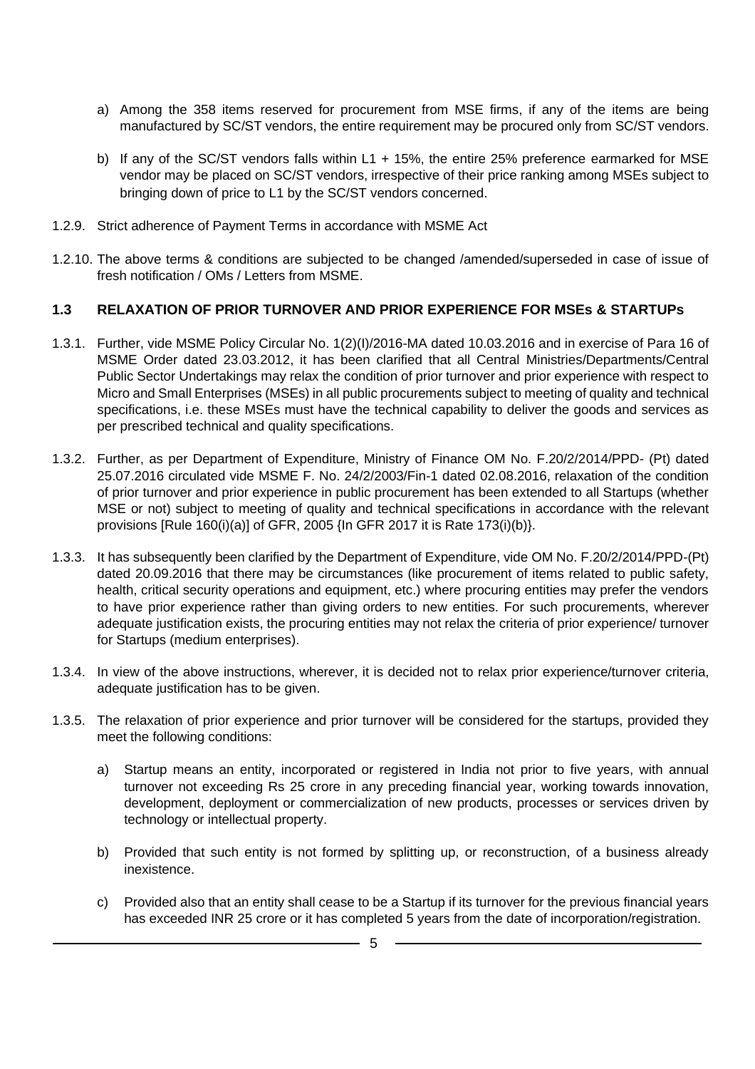a) Among the 358 items reserved for procurement from MSE firms, if any of the items are being manufactured by SC/ST vendors, the entire requirement may be procured only from SC/ST vendors.

b) If any of the SC/ST vendors falls within L1 + 15%, the entire 25% preference earmarked for MSE vendor may be placed on SC/ST vendors, irrespective of their price ranking among MSEs subject to bringing down of price to L1 by the SC/ST vendors concerned.

1.2.9. Strict adherence of Payment Terms in accordance with MSME Act

1.2.10. The above terms & conditions are subjected to be changed /amended/superseded in case of issue of fresh notification / OMs / Letters from MSME.

### 1.3 RELAXATION OF PRIOR TURNOVER AND PRIOR EXPERIENCE FOR MSEs & STARTUPs

1.3.1. Further, vide MSME Policy Circular No. 1(2)(I)/2016-MA dated 10.03.2016 and in exercise of Para 16 of MSME Order dated 23.03.2012, it has been clarified that all Central Ministries/Departments/Central Public Sector Undertakings may relax the condition of prior turnover and prior experience with respect to Micro and Small Enterprises (MSEs) in all public procurements subject to meeting of quality and technical specifications, i.e. these MSEs must have the technical capability to deliver the goods and services as per prescribed technical and quality specifications.

1.3.2. Further, as per Department of Expenditure, Ministry of Finance OM No. F.20/2/2014/PPD- (Pt) dated 25.07.2016 circulated vide MSME F. No. 24/2/2003/Fin-1 dated 02.08.2016, relaxation of the condition of prior turnover and prior experience in public procurement has been extended to all Startups (whether MSE or not) subject to meeting of quality and technical specifications in accordance with the relevant provisions [Rule 160(i)(a)] of GFR, 2005 {In GFR 2017 it is Rate 173(i)(b)}.

1.3.3. It has subsequently been clarified by the Department of Expenditure, vide OM No. F.20/2/2014/PPD-(Pt) dated 20.09.2016 that there may be circumstances (like procurement of items related to public safety, health, critical security operations and equipment, etc.) where procuring entities may prefer the vendors to have prior experience rather than giving orders to new entities. For such procurements, wherever adequate justification exists, the procuring entities may not relax the criteria of prior experience/ turnover for Startups (medium enterprises).

1.3.4. In view of the above instructions, wherever, it is decided not to relax prior experience/turnover criteria, adequate justification has to be given.

1.3.5. The relaxation of prior experience and prior turnover will be considered for the startups, provided they meet the following conditions:

a) Startup means an entity, incorporated or registered in India not prior to five years, with annual turnover not exceeding Rs 25 crore in any preceding financial year, working towards innovation, development, deployment or commercialization of new products, processes or services driven by technology or intellectual property.

b) Provided that such entity is not formed by splitting up, or reconstruction, of a business already inexistence.

c) Provided also that an entity shall cease to be a Startup if its turnover for the previous financial years has exceeded INR 25 crore or it has completed 5 years from the date of incorporation/registration.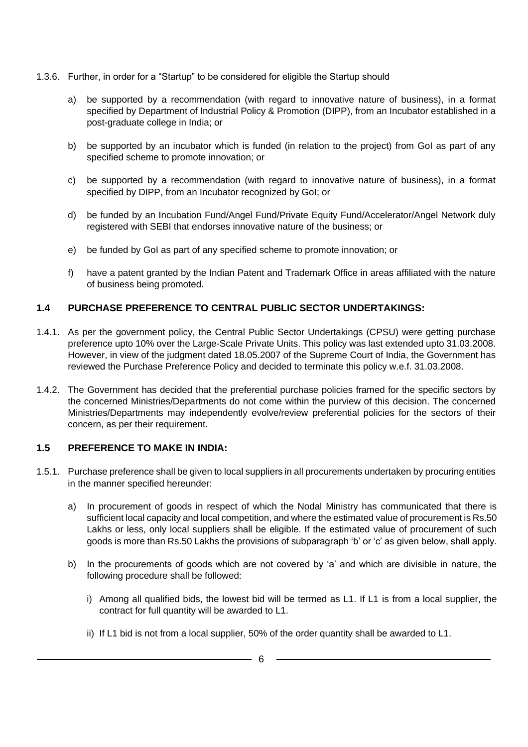1.3.6. Further, in order for a "Startup" to be considered for eligible the Startup should

a) be supported by a recommendation (with regard to innovative nature of business), in a format specified by Department of Industrial Policy & Promotion (DIPP), from an Incubator established in a post-graduate college in India; or

b) be supported by an incubator which is funded (in relation to the project) from GoI as part of any specified scheme to promote innovation; or

c) be supported by a recommendation (with regard to innovative nature of business), in a format specified by DIPP, from an Incubator recognized by GoI; or

d) be funded by an Incubation Fund/Angel Fund/Private Equity Fund/Accelerator/Angel Network duly registered with SEBI that endorses innovative nature of the business; or

e) be funded by GoI as part of any specified scheme to promote innovation; or

f) have a patent granted by the Indian Patent and Trademark Office in areas affiliated with the nature of business being promoted.

## 1.4 PURCHASE PREFERENCE TO CENTRAL PUBLIC SECTOR UNDERTAKINGS:

1.4.1. As per the government policy, the Central Public Sector Undertakings (CPSU) were getting purchase preference upto 10% over the Large-Scale Private Units. This policy was last extended upto 31.03.2008. However, in view of the judgment dated 18.05.2007 of the Supreme Court of India, the Government has reviewed the Purchase Preference Policy and decided to terminate this policy w.e.f. 31.03.2008.

1.4.2. The Government has decided that the preferential purchase policies framed for the specific sectors by the concerned Ministries/Departments do not come within the purview of this decision. The concerned Ministries/Departments may independently evolve/review preferential policies for the sectors of their concern, as per their requirement.

## 1.5 PREFERENCE TO MAKE IN INDIA:

1.5.1. Purchase preference shall be given to local suppliers in all procurements undertaken by procuring entities in the manner specified hereunder:

a) In procurement of goods in respect of which the Nodal Ministry has communicated that there is sufficient local capacity and local competition, and where the estimated value of procurement is Rs.50 Lakhs or less, only local suppliers shall be eligible. If the estimated value of procurement of such goods is more than Rs.50 Lakhs the provisions of subparagraph 'b' or 'c' as given below, shall apply.

b) In the procurements of goods which are not covered by 'a' and which are divisible in nature, the following procedure shall be followed:

   i) Among all qualified bids, the lowest bid will be termed as L1. If L1 is from a local supplier, the contract for full quantity will be awarded to L1.

   ii) If L1 bid is not from a local supplier, 50% of the order quantity shall be awarded to L1.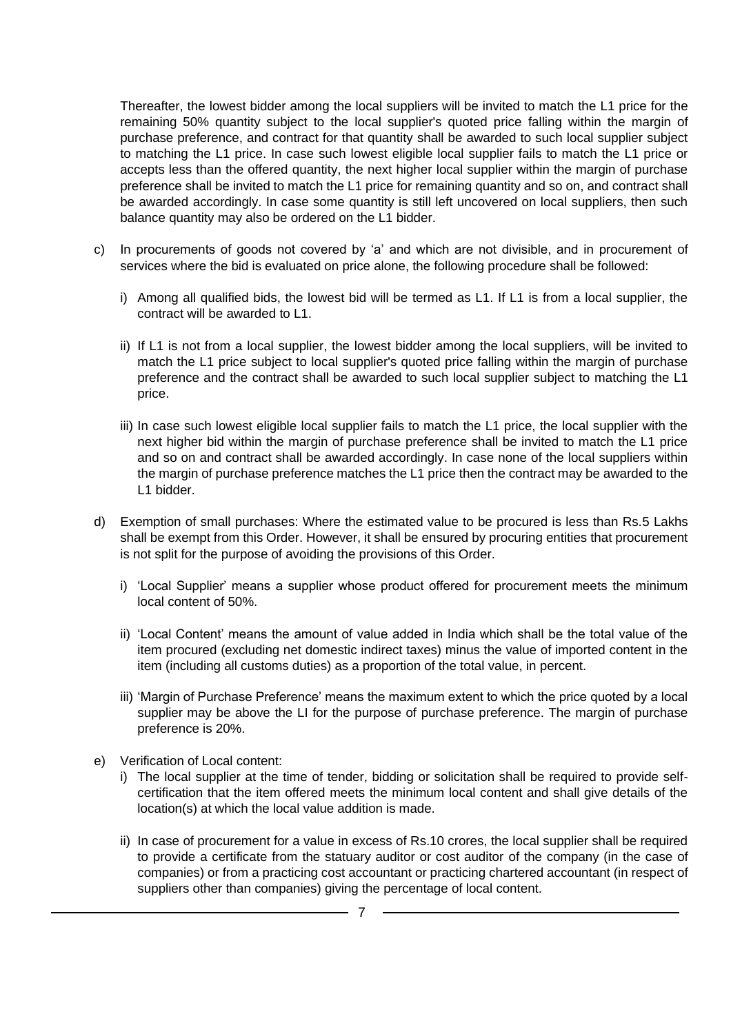Thereafter, the lowest bidder among the local suppliers will be invited to match the L1 price for the remaining 50% quantity subject to the local supplier's quoted price falling within the margin of purchase preference, and contract for that quantity shall be awarded to such local supplier subject to matching the L1 price. In case such lowest eligible local supplier fails to match the L1 price or accepts less than the offered quantity, the next higher local supplier within the margin of purchase preference shall be invited to match the L1 price for remaining quantity and so on, and contract shall be awarded accordingly. In case some quantity is still left uncovered on local suppliers, then such balance quantity may also be ordered on the L1 bidder.

c) In procurements of goods not covered by 'a' and which are not divisible, and in procurement of services where the bid is evaluated on price alone, the following procedure shall be followed:

   i) Among all qualified bids, the lowest bid will be termed as L1. If L1 is from a local supplier, the contract will be awarded to L1.

   ii) If L1 is not from a local supplier, the lowest bidder among the local suppliers, will be invited to match the L1 price subject to local supplier's quoted price falling within the margin of purchase preference and the contract shall be awarded to such local supplier subject to matching the L1 price.

   iii) In case such lowest eligible local supplier fails to match the L1 price, the local supplier with the next higher bid within the margin of purchase preference shall be invited to match the L1 price and so on and contract shall be awarded accordingly. In case none of the local suppliers within the margin of purchase preference matches the L1 price then the contract may be awarded to the L1 bidder.

d) Exemption of small purchases: Where the estimated value to be procured is less than Rs.5 Lakhs shall be exempt from this Order. However, it shall be ensured by procuring entities that procurement is not split for the purpose of avoiding the provisions of this Order.

   i) 'Local Supplier' means a supplier whose product offered for procurement meets the minimum local content of 50%.

   ii) 'Local Content' means the amount of value added in India which shall be the total value of the item procured (excluding net domestic indirect taxes) minus the value of imported content in the item (including all customs duties) as a proportion of the total value, in percent.

   iii) 'Margin of Purchase Preference' means the maximum extent to which the price quoted by a local supplier may be above the LI for the purpose of purchase preference. The margin of purchase preference is 20%.

e) Verification of Local content:

   i) The local supplier at the time of tender, bidding or solicitation shall be required to provide self-certification that the item offered meets the minimum local content and shall give details of the location(s) at which the local value addition is made.

   ii) In case of procurement for a value in excess of Rs.10 crores, the local supplier shall be required to provide a certificate from the statuary auditor or cost auditor of the company (in the case of companies) or from a practicing cost accountant or practicing chartered accountant (in respect of suppliers other than companies) giving the percentage of local content.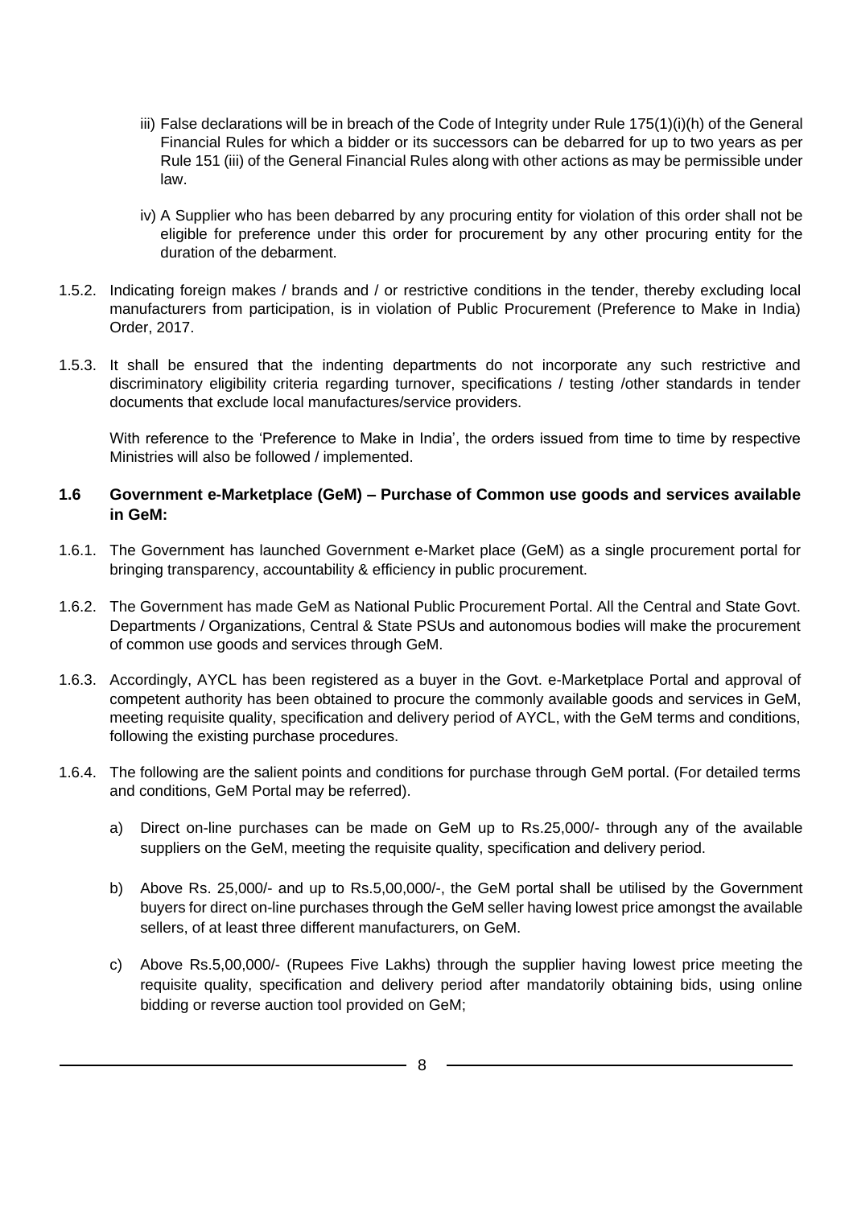iii) False declarations will be in breach of the Code of Integrity under Rule 175(1)(i)(h) of the General Financial Rules for which a bidder or its successors can be debarred for up to two years as per Rule 151 (iii) of the General Financial Rules along with other actions as may be permissible under law.

iv) A Supplier who has been debarred by any procuring entity for violation of this order shall not be eligible for preference under this order for procurement by any other procuring entity for the duration of the debarment.

1.5.2. Indicating foreign makes / brands and / or restrictive conditions in the tender, thereby excluding local manufacturers from participation, is in violation of Public Procurement (Preference to Make in India) Order, 2017.

1.5.3. It shall be ensured that the indenting departments do not incorporate any such restrictive and discriminatory eligibility criteria regarding turnover, specifications / testing /other standards in tender documents that exclude local manufactures/service providers.

With reference to the 'Preference to Make in India', the orders issued from time to time by respective Ministries will also be followed / implemented.

### 1.6 Government e-Marketplace (GeM) – Purchase of Common use goods and services available in GeM:

1.6.1. The Government has launched Government e-Market place (GeM) as a single procurement portal for bringing transparency, accountability & efficiency in public procurement.

1.6.2. The Government has made GeM as National Public Procurement Portal. All the Central and State Govt. Departments / Organizations, Central & State PSUs and autonomous bodies will make the procurement of common use goods and services through GeM.

1.6.3. Accordingly, AYCL has been registered as a buyer in the Govt. e-Marketplace Portal and approval of competent authority has been obtained to procure the commonly available goods and services in GeM, meeting requisite quality, specification and delivery period of AYCL, with the GeM terms and conditions, following the existing purchase procedures.

1.6.4. The following are the salient points and conditions for purchase through GeM portal. (For detailed terms and conditions, GeM Portal may be referred).

a) Direct on-line purchases can be made on GeM up to Rs.25,000/- through any of the available suppliers on the GeM, meeting the requisite quality, specification and delivery period.

b) Above Rs. 25,000/- and up to Rs.5,00,000/-, the GeM portal shall be utilised by the Government buyers for direct on-line purchases through the GeM seller having lowest price amongst the available sellers, of at least three different manufacturers, on GeM.

c) Above Rs.5,00,000/- (Rupees Five Lakhs) through the supplier having lowest price meeting the requisite quality, specification and delivery period after mandatorily obtaining bids, using online bidding or reverse auction tool provided on GeM;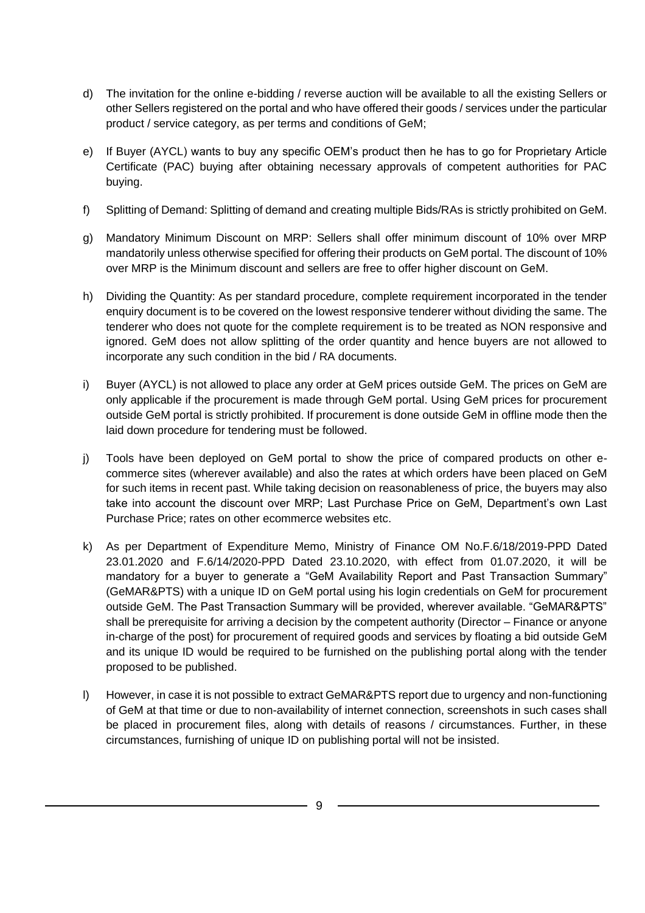d) The invitation for the online e-bidding / reverse auction will be available to all the existing Sellers or other Sellers registered on the portal and who have offered their goods / services under the particular product / service category, as per terms and conditions of GeM;

e) If Buyer (AYCL) wants to buy any specific OEM's product then he has to go for Proprietary Article Certificate (PAC) buying after obtaining necessary approvals of competent authorities for PAC buying.

f) Splitting of Demand: Splitting of demand and creating multiple Bids/RAs is strictly prohibited on GeM.

g) Mandatory Minimum Discount on MRP: Sellers shall offer minimum discount of 10% over MRP mandatorily unless otherwise specified for offering their products on GeM portal. The discount of 10% over MRP is the Minimum discount and sellers are free to offer higher discount on GeM.

h) Dividing the Quantity: As per standard procedure, complete requirement incorporated in the tender enquiry document is to be covered on the lowest responsive tenderer without dividing the same. The tenderer who does not quote for the complete requirement is to be treated as NON responsive and ignored. GeM does not allow splitting of the order quantity and hence buyers are not allowed to incorporate any such condition in the bid / RA documents.

i) Buyer (AYCL) is not allowed to place any order at GeM prices outside GeM. The prices on GeM are only applicable if the procurement is made through GeM portal. Using GeM prices for procurement outside GeM portal is strictly prohibited. If procurement is done outside GeM in offline mode then the laid down procedure for tendering must be followed.

j) Tools have been deployed on GeM portal to show the price of compared products on other e-commerce sites (wherever available) and also the rates at which orders have been placed on GeM for such items in recent past. While taking decision on reasonableness of price, the buyers may also take into account the discount over MRP; Last Purchase Price on GeM, Department's own Last Purchase Price; rates on other ecommerce websites etc.

k) As per Department of Expenditure Memo, Ministry of Finance OM No.F.6/18/2019-PPD Dated 23.01.2020 and F.6/14/2020-PPD Dated 23.10.2020, with effect from 01.07.2020, it will be mandatory for a buyer to generate a "GeM Availability Report and Past Transaction Summary" (GeMAR&PTS) with a unique ID on GeM portal using his login credentials on GeM for procurement outside GeM. The Past Transaction Summary will be provided, wherever available. "GeMAR&PTS" shall be prerequisite for arriving a decision by the competent authority (Director – Finance or anyone in-charge of the post) for procurement of required goods and services by floating a bid outside GeM and its unique ID would be required to be furnished on the publishing portal along with the tender proposed to be published.

l) However, in case it is not possible to extract GeMAR&PTS report due to urgency and non-functioning of GeM at that time or due to non-availability of internet connection, screenshots in such cases shall be placed in procurement files, along with details of reasons / circumstances. Further, in these circumstances, furnishing of unique ID on publishing portal will not be insisted.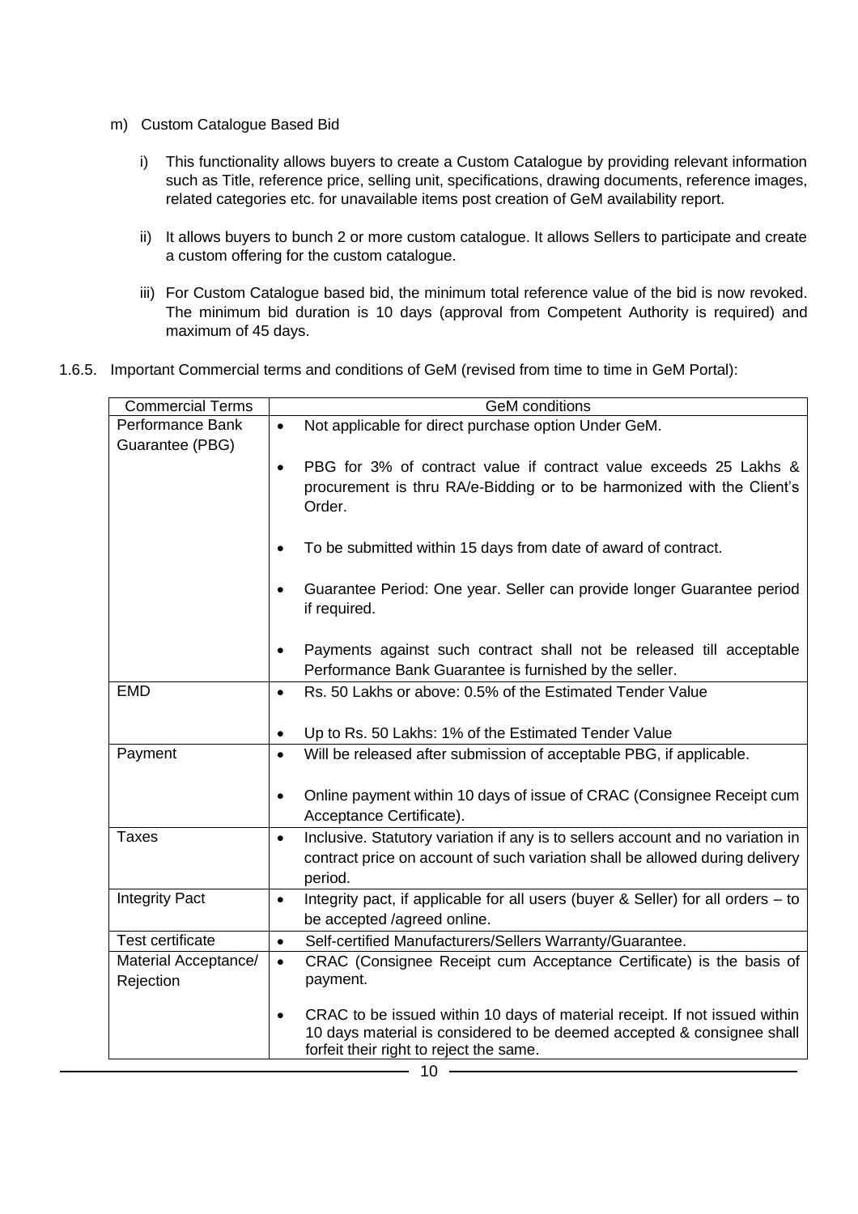m) Custom Catalogue Based Bid

i) This functionality allows buyers to create a Custom Catalogue by providing relevant information such as Title, reference price, selling unit, specifications, drawing documents, reference images, related categories etc. for unavailable items post creation of GeM availability report.

ii) It allows buyers to bunch 2 or more custom catalogue. It allows Sellers to participate and create a custom offering for the custom catalogue.

iii) For Custom Catalogue based bid, the minimum total reference value of the bid is now revoked. The minimum bid duration is 10 days (approval from Competent Authority is required) and maximum of 45 days.

1.6.5. Important Commercial terms and conditions of GeM (revised from time to time in GeM Portal):

| Commercial Terms | GeM conditions |
|---|---|
| Performance Bank Guarantee (PBG) | • Not applicable for direct purchase option Under GeM.<br>• PBG for 3% of contract value if contract value exceeds 25 Lakhs & procurement is thru RA/e-Bidding or to be harmonized with the Client's Order.<br>• To be submitted within 15 days from date of award of contract.<br>• Guarantee Period: One year. Seller can provide longer Guarantee period if required.<br>• Payments against such contract shall not be released till acceptable Performance Bank Guarantee is furnished by the seller. |
| EMD | • Rs. 50 Lakhs or above: 0.5% of the Estimated Tender Value<br>• Up to Rs. 50 Lakhs: 1% of the Estimated Tender Value |
| Payment | • Will be released after submission of acceptable PBG, if applicable.<br>• Online payment within 10 days of issue of CRAC (Consignee Receipt cum Acceptance Certificate). |
| Taxes | • Inclusive. Statutory variation if any is to sellers account and no variation in contract price on account of such variation shall be allowed during delivery period. |
| Integrity Pact | • Integrity pact, if applicable for all users (buyer & Seller) for all orders – to be accepted /agreed online. |
| Test certificate | • Self-certified Manufacturers/Sellers Warranty/Guarantee. |
| Material Acceptance/ Rejection | • CRAC (Consignee Receipt cum Acceptance Certificate) is the basis of payment.<br>• CRAC to be issued within 10 days of material receipt. If not issued within 10 days material is considered to be deemed accepted & consignee shall forfeit their right to reject the same. |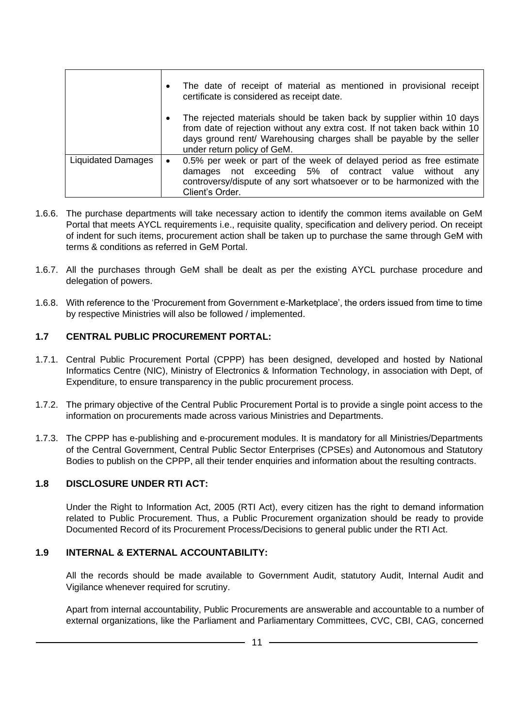| | |
|---|---|
| | • The date of receipt of material as mentioned in provisional receipt certificate is considered as receipt date.<br>• The rejected materials should be taken back by supplier within 10 days from date of rejection without any extra cost. If not taken back within 10 days ground rent/ Warehousing charges shall be payable by the seller under return policy of GeM. |
| Liquidated Damages | • 0.5% per week or part of the week of delayed period as free estimate damages not exceeding 5% of contract value without any controversy/dispute of any sort whatsoever or to be harmonized with the Client's Order. |

1.6.6. The purchase departments will take necessary action to identify the common items available on GeM Portal that meets AYCL requirements i.e., requisite quality, specification and delivery period. On receipt of indent for such items, procurement action shall be taken up to purchase the same through GeM with terms & conditions as referred in GeM Portal.

1.6.7. All the purchases through GeM shall be dealt as per the existing AYCL purchase procedure and delegation of powers.

1.6.8. With reference to the 'Procurement from Government e-Marketplace', the orders issued from time to time by respective Ministries will also be followed / implemented.

## 1.7 CENTRAL PUBLIC PROCUREMENT PORTAL:

1.7.1. Central Public Procurement Portal (CPPP) has been designed, developed and hosted by National Informatics Centre (NIC), Ministry of Electronics & Information Technology, in association with Dept, of Expenditure, to ensure transparency in the public procurement process.

1.7.2. The primary objective of the Central Public Procurement Portal is to provide a single point access to the information on procurements made across various Ministries and Departments.

1.7.3. The CPPP has e-publishing and e-procurement modules. It is mandatory for all Ministries/Departments of the Central Government, Central Public Sector Enterprises (CPSEs) and Autonomous and Statutory Bodies to publish on the CPPP, all their tender enquiries and information about the resulting contracts.

## 1.8 DISCLOSURE UNDER RTI ACT:

Under the Right to Information Act, 2005 (RTI Act), every citizen has the right to demand information related to Public Procurement. Thus, a Public Procurement organization should be ready to provide Documented Record of its Procurement Process/Decisions to general public under the RTI Act.

## 1.9 INTERNAL & EXTERNAL ACCOUNTABILITY:

All the records should be made available to Government Audit, statutory Audit, Internal Audit and Vigilance whenever required for scrutiny.

Apart from internal accountability, Public Procurements are answerable and accountable to a number of external organizations, like the Parliament and Parliamentary Committees, CVC, CBI, CAG, concerned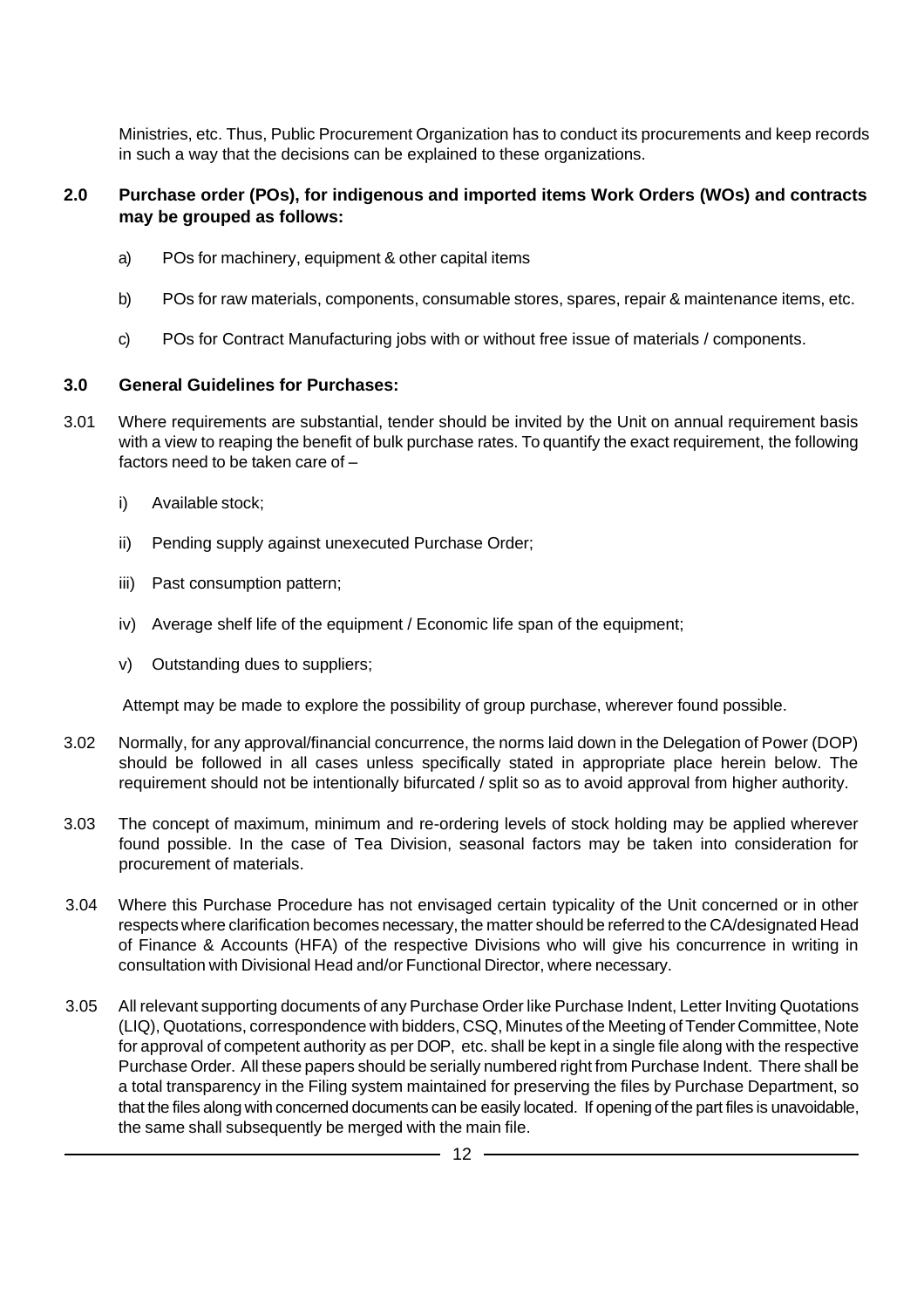Ministries, etc. Thus, Public Procurement Organization has to conduct its procurements and keep records in such a way that the decisions can be explained to these organizations.

## 2.0 Purchase order (POs), for indigenous and imported items Work Orders (WOs) and contracts may be grouped as follows:

a) POs for machinery, equipment & other capital items

b) POs for raw materials, components, consumable stores, spares, repair & maintenance items, etc.

c) POs for Contract Manufacturing jobs with or without free issue of materials / components.

## 3.0 General Guidelines for Purchases:

3.01 Where requirements are substantial, tender should be invited by the Unit on annual requirement basis with a view to reaping the benefit of bulk purchase rates. To quantify the exact requirement, the following factors need to be taken care of –

i) Available stock;

ii) Pending supply against unexecuted Purchase Order;

iii) Past consumption pattern;

iv) Average shelf life of the equipment / Economic life span of the equipment;

v) Outstanding dues to suppliers;

Attempt may be made to explore the possibility of group purchase, wherever found possible.

3.02 Normally, for any approval/financial concurrence, the norms laid down in the Delegation of Power (DOP) should be followed in all cases unless specifically stated in appropriate place herein below. The requirement should not be intentionally bifurcated / split so as to avoid approval from higher authority.

3.03 The concept of maximum, minimum and re-ordering levels of stock holding may be applied wherever found possible. In the case of Tea Division, seasonal factors may be taken into consideration for procurement of materials.

3.04 Where this Purchase Procedure has not envisaged certain typicality of the Unit concerned or in other respects where clarification becomes necessary, the matter should be referred to the CA/designated Head of Finance & Accounts (HFA) of the respective Divisions who will give his concurrence in writing in consultation with Divisional Head and/or Functional Director, where necessary.

3.05 All relevant supporting documents of any Purchase Order like Purchase Indent, Letter Inviting Quotations (LIQ), Quotations, correspondence with bidders, CSQ, Minutes of the Meeting of Tender Committee, Note for approval of competent authority as per DOP, etc. shall be kept in a single file along with the respective Purchase Order. All these papers should be serially numbered right from Purchase Indent. There shall be a total transparency in the Filing system maintained for preserving the files by Purchase Department, so that the files along with concerned documents can be easily located. If opening of the part files is unavoidable, the same shall subsequently be merged with the main file.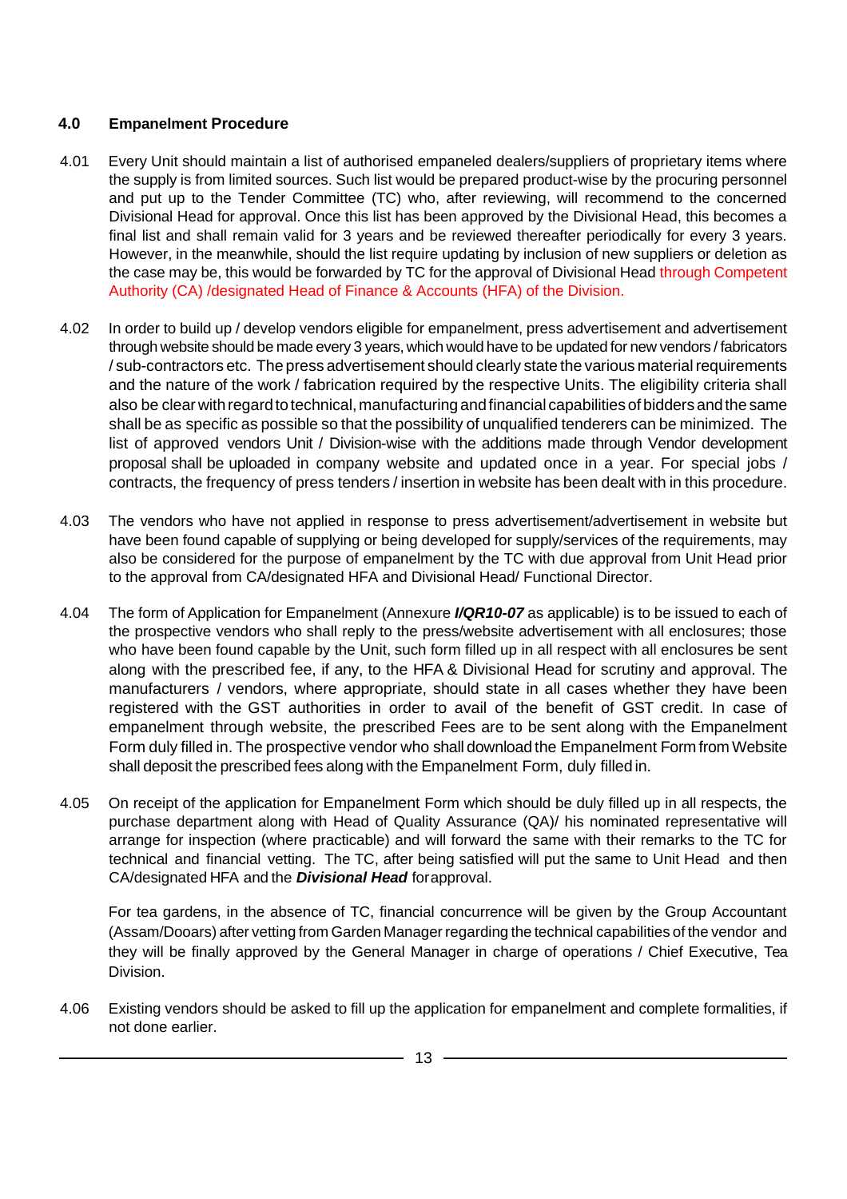## 4.0 Empanelment Procedure

4.01 Every Unit should maintain a list of authorised empaneled dealers/suppliers of proprietary items where the supply is from limited sources. Such list would be prepared product-wise by the procuring personnel and put up to the Tender Committee (TC) who, after reviewing, will recommend to the concerned Divisional Head for approval. Once this list has been approved by the Divisional Head, this becomes a final list and shall remain valid for 3 years and be reviewed thereafter periodically for every 3 years. However, in the meanwhile, should the list require updating by inclusion of new suppliers or deletion as the case may be, this would be forwarded by TC for the approval of Divisional Head through Competent Authority (CA) /designated Head of Finance & Accounts (HFA) of the Division.

4.02 In order to build up / develop vendors eligible for empanelment, press advertisement and advertisement through website should be made every 3 years, which would have to be updated for new vendors / fabricators / sub-contractors etc. The press advertisement should clearly state the various material requirements and the nature of the work / fabrication required by the respective Units. The eligibility criteria shall also be clear with regard to technical, manufacturing and financial capabilities of bidders and the same shall be as specific as possible so that the possibility of unqualified tenderers can be minimized. The list of approved vendors Unit / Division-wise with the additions made through Vendor development proposal shall be uploaded in company website and updated once in a year. For special jobs / contracts, the frequency of press tenders / insertion in website has been dealt with in this procedure.

4.03 The vendors who have not applied in response to press advertisement/advertisement in website but have been found capable of supplying or being developed for supply/services of the requirements, may also be considered for the purpose of empanelment by the TC with due approval from Unit Head prior to the approval from CA/designated HFA and Divisional Head/ Functional Director.

4.04 The form of Application for Empanelment (Annexure ***I/QR10-07*** as applicable) is to be issued to each of the prospective vendors who shall reply to the press/website advertisement with all enclosures; those who have been found capable by the Unit, such form filled up in all respect with all enclosures be sent along with the prescribed fee, if any, to the HFA & Divisional Head for scrutiny and approval. The manufacturers / vendors, where appropriate, should state in all cases whether they have been registered with the GST authorities in order to avail of the benefit of GST credit. In case of empanelment through website, the prescribed Fees are to be sent along with the Empanelment Form duly filled in. The prospective vendor who shall download the Empanelment Form from Website shall deposit the prescribed fees along with the Empanelment Form, duly filled in.

4.05 On receipt of the application for Empanelment Form which should be duly filled up in all respects, the purchase department along with Head of Quality Assurance (QA)/ his nominated representative will arrange for inspection (where practicable) and will forward the same with their remarks to the TC for technical and financial vetting. The TC, after being satisfied will put the same to Unit Head and then CA/designated HFA and the ***Divisional Head*** for approval.

For tea gardens, in the absence of TC, financial concurrence will be given by the Group Accountant (Assam/Dooars) after vetting from Garden Manager regarding the technical capabilities of the vendor and they will be finally approved by the General Manager in charge of operations / Chief Executive, Tea Division.

4.06 Existing vendors should be asked to fill up the application for empanelment and complete formalities, if not done earlier.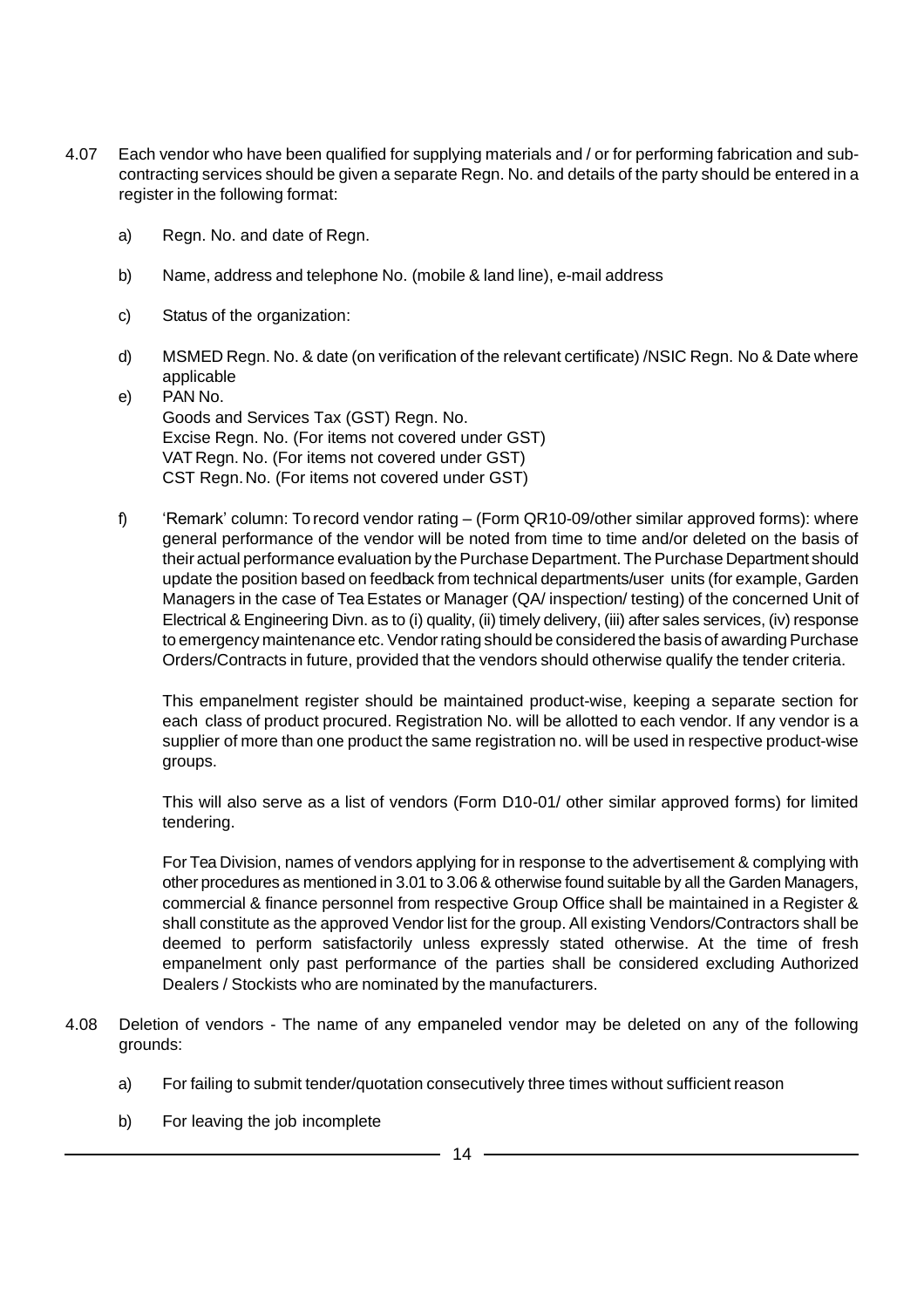4.07 Each vendor who have been qualified for supplying materials and / or for performing fabrication and sub-contracting services should be given a separate Regn. No. and details of the party should be entered in a register in the following format:

a) Regn. No. and date of Regn.

b) Name, address and telephone No. (mobile & land line), e-mail address

c) Status of the organization:

d) MSMED Regn. No. & date (on verification of the relevant certificate) /NSIC Regn. No & Date where applicable

e) PAN No.
Goods and Services Tax (GST) Regn. No.
Excise Regn. No. (For items not covered under GST)
VAT Regn. No. (For items not covered under GST)
CST Regn. No. (For items not covered under GST)

f) 'Remark' column: To record vendor rating – (Form QR10-09/other similar approved forms): where general performance of the vendor will be noted from time to time and/or deleted on the basis of their actual performance evaluation by the Purchase Department. The Purchase Department should update the position based on feedback from technical departments/user units (for example, Garden Managers in the case of Tea Estates or Manager (QA/ inspection/ testing) of the concerned Unit of Electrical & Engineering Divn. as to (i) quality, (ii) timely delivery, (iii) after sales services, (iv) response to emergency maintenance etc. Vendor rating should be considered the basis of awarding Purchase Orders/Contracts in future, provided that the vendors should otherwise qualify the tender criteria.

This empanelment register should be maintained product-wise, keeping a separate section for each class of product procured. Registration No. will be allotted to each vendor. If any vendor is a supplier of more than one product the same registration no. will be used in respective product-wise groups.

This will also serve as a list of vendors (Form D10-01/ other similar approved forms) for limited tendering.

For Tea Division, names of vendors applying for in response to the advertisement & complying with other procedures as mentioned in 3.01 to 3.06 & otherwise found suitable by all the Garden Managers, commercial & finance personnel from respective Group Office shall be maintained in a Register & shall constitute as the approved Vendor list for the group. All existing Vendors/Contractors shall be deemed to perform satisfactorily unless expressly stated otherwise. At the time of fresh empanelment only past performance of the parties shall be considered excluding Authorized Dealers / Stockists who are nominated by the manufacturers.

4.08 Deletion of vendors - The name of any empaneled vendor may be deleted on any of the following grounds:

a) For failing to submit tender/quotation consecutively three times without sufficient reason

b) For leaving the job incomplete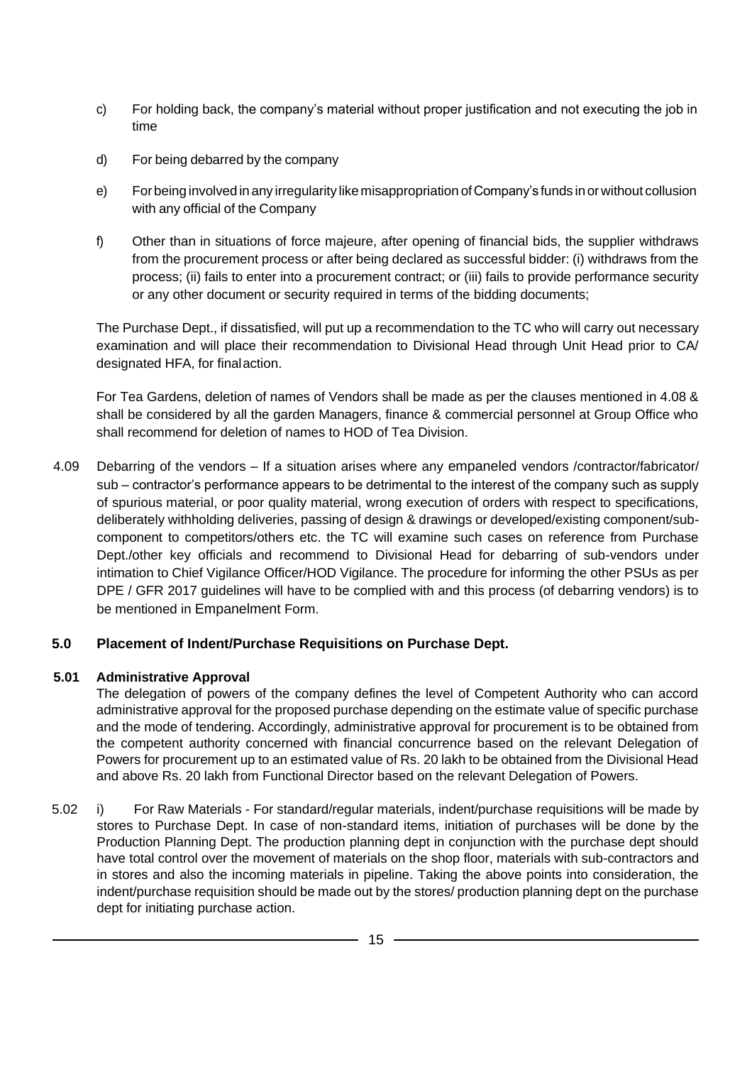c) For holding back, the company's material without proper justification and not executing the job in time

d) For being debarred by the company

e) For being involved in any irregularity like misappropriation of Company's funds in or without collusion with any official of the Company

f) Other than in situations of force majeure, after opening of financial bids, the supplier withdraws from the procurement process or after being declared as successful bidder: (i) withdraws from the process; (ii) fails to enter into a procurement contract; or (iii) fails to provide performance security or any other document or security required in terms of the bidding documents;

The Purchase Dept., if dissatisfied, will put up a recommendation to the TC who will carry out necessary examination and will place their recommendation to Divisional Head through Unit Head prior to CA/ designated HFA, for final action.

For Tea Gardens, deletion of names of Vendors shall be made as per the clauses mentioned in 4.08 & shall be considered by all the garden Managers, finance & commercial personnel at Group Office who shall recommend for deletion of names to HOD of Tea Division.

4.09 Debarring of the vendors – If a situation arises where any empaneled vendors /contractor/fabricator/ sub – contractor's performance appears to be detrimental to the interest of the company such as supply of spurious material, or poor quality material, wrong execution of orders with respect to specifications, deliberately withholding deliveries, passing of design & drawings or developed/existing component/sub-component to competitors/others etc. the TC will examine such cases on reference from Purchase Dept./other key officials and recommend to Divisional Head for debarring of sub-vendors under intimation to Chief Vigilance Officer/HOD Vigilance. The procedure for informing the other PSUs as per DPE / GFR 2017 guidelines will have to be complied with and this process (of debarring vendors) is to be mentioned in Empanelment Form.

## 5.0 Placement of Indent/Purchase Requisitions on Purchase Dept.

### 5.01 Administrative Approval

The delegation of powers of the company defines the level of Competent Authority who can accord administrative approval for the proposed purchase depending on the estimate value of specific purchase and the mode of tendering. Accordingly, administrative approval for procurement is to be obtained from the competent authority concerned with financial concurrence based on the relevant Delegation of Powers for procurement up to an estimated value of Rs. 20 lakh to be obtained from the Divisional Head and above Rs. 20 lakh from Functional Director based on the relevant Delegation of Powers.

5.02 i) For Raw Materials - For standard/regular materials, indent/purchase requisitions will be made by stores to Purchase Dept. In case of non-standard items, initiation of purchases will be done by the Production Planning Dept. The production planning dept in conjunction with the purchase dept should have total control over the movement of materials on the shop floor, materials with sub-contractors and in stores and also the incoming materials in pipeline. Taking the above points into consideration, the indent/purchase requisition should be made out by the stores/ production planning dept on the purchase dept for initiating purchase action.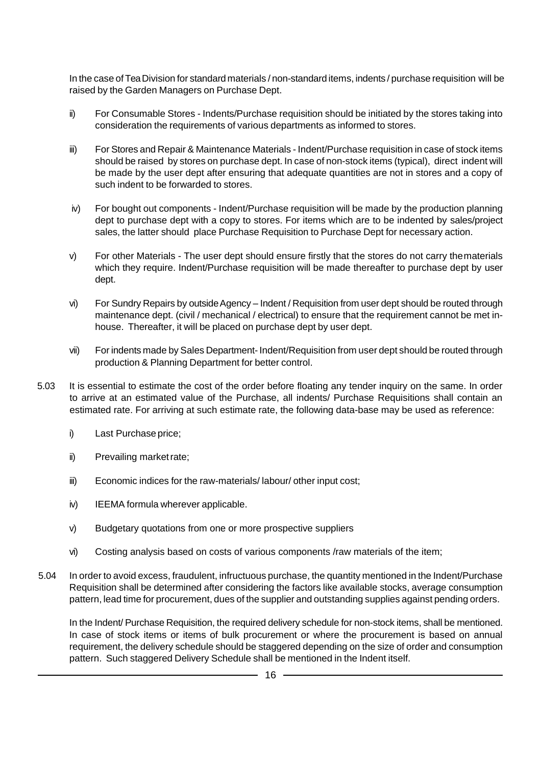In the case of Tea Division for standard materials / non-standard items, indents / purchase requisition will be raised by the Garden Managers on Purchase Dept.

ii) For Consumable Stores - Indents/Purchase requisition should be initiated by the stores taking into consideration the requirements of various departments as informed to stores.

iii) For Stores and Repair & Maintenance Materials - Indent/Purchase requisition in case of stock items should be raised by stores on purchase dept. In case of non-stock items (typical), direct indent will be made by the user dept after ensuring that adequate quantities are not in stores and a copy of such indent to be forwarded to stores.

iv) For bought out components - Indent/Purchase requisition will be made by the production planning dept to purchase dept with a copy to stores. For items which are to be indented by sales/project sales, the latter should place Purchase Requisition to Purchase Dept for necessary action.

v) For other Materials - The user dept should ensure firstly that the stores do not carry the materials which they require. Indent/Purchase requisition will be made thereafter to purchase dept by user dept.

vi) For Sundry Repairs by outside Agency – Indent / Requisition from user dept should be routed through maintenance dept. (civil / mechanical / electrical) to ensure that the requirement cannot be met in-house. Thereafter, it will be placed on purchase dept by user dept.

vii) For indents made by Sales Department- Indent/Requisition from user dept should be routed through production & Planning Department for better control.

5.03 It is essential to estimate the cost of the order before floating any tender inquiry on the same. In order to arrive at an estimated value of the Purchase, all indents/ Purchase Requisitions shall contain an estimated rate. For arriving at such estimate rate, the following data-base may be used as reference:

i) Last Purchase price;

ii) Prevailing market rate;

iii) Economic indices for the raw-materials/ labour/ other input cost;

iv) IEEMA formula wherever applicable.

v) Budgetary quotations from one or more prospective suppliers

vi) Costing analysis based on costs of various components /raw materials of the item;

5.04 In order to avoid excess, fraudulent, infructuous purchase, the quantity mentioned in the Indent/Purchase Requisition shall be determined after considering the factors like available stocks, average consumption pattern, lead time for procurement, dues of the supplier and outstanding supplies against pending orders.

In the Indent/ Purchase Requisition, the required delivery schedule for non-stock items, shall be mentioned. In case of stock items or items of bulk procurement or where the procurement is based on annual requirement, the delivery schedule should be staggered depending on the size of order and consumption pattern. Such staggered Delivery Schedule shall be mentioned in the Indent itself.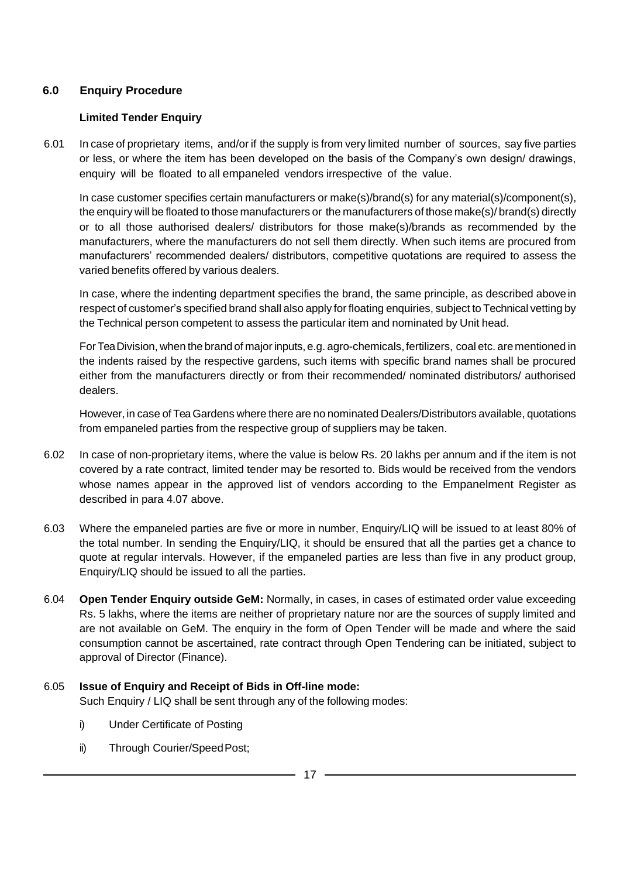## 6.0 Enquiry Procedure

### Limited Tender Enquiry

6.01 In case of proprietary items, and/or if the supply is from very limited number of sources, say five parties or less, or where the item has been developed on the basis of the Company's own design/ drawings, enquiry will be floated to all empaneled vendors irrespective of the value.

In case customer specifies certain manufacturers or make(s)/brand(s) for any material(s)/component(s), the enquiry will be floated to those manufacturers or the manufacturers of those make(s)/ brand(s) directly or to all those authorised dealers/ distributors for those make(s)/brands as recommended by the manufacturers, where the manufacturers do not sell them directly. When such items are procured from manufacturers' recommended dealers/ distributors, competitive quotations are required to assess the varied benefits offered by various dealers.

In case, where the indenting department specifies the brand, the same principle, as described above in respect of customer's specified brand shall also apply for floating enquiries, subject to Technical vetting by the Technical person competent to assess the particular item and nominated by Unit head.

For Tea Division, when the brand of major inputs, e.g. agro-chemicals, fertilizers, coal etc. are mentioned in the indents raised by the respective gardens, such items with specific brand names shall be procured either from the manufacturers directly or from their recommended/ nominated distributors/ authorised dealers.

However, in case of Tea Gardens where there are no nominated Dealers/Distributors available, quotations from empaneled parties from the respective group of suppliers may be taken.

6.02 In case of non-proprietary items, where the value is below Rs. 20 lakhs per annum and if the item is not covered by a rate contract, limited tender may be resorted to. Bids would be received from the vendors whose names appear in the approved list of vendors according to the Empanelment Register as described in para 4.07 above.

6.03 Where the empaneled parties are five or more in number, Enquiry/LIQ will be issued to at least 80% of the total number. In sending the Enquiry/LIQ, it should be ensured that all the parties get a chance to quote at regular intervals. However, if the empaneled parties are less than five in any product group, Enquiry/LIQ should be issued to all the parties.

6.04 **Open Tender Enquiry outside GeM:** Normally, in cases, in cases of estimated order value exceeding Rs. 5 lakhs, where the items are neither of proprietary nature nor are the sources of supply limited and are not available on GeM. The enquiry in the form of Open Tender will be made and where the said consumption cannot be ascertained, rate contract through Open Tendering can be initiated, subject to approval of Director (Finance).

6.05 **Issue of Enquiry and Receipt of Bids in Off-line mode:**
Such Enquiry / LIQ shall be sent through any of the following modes:

i) Under Certificate of Posting

ii) Through Courier/Speed Post;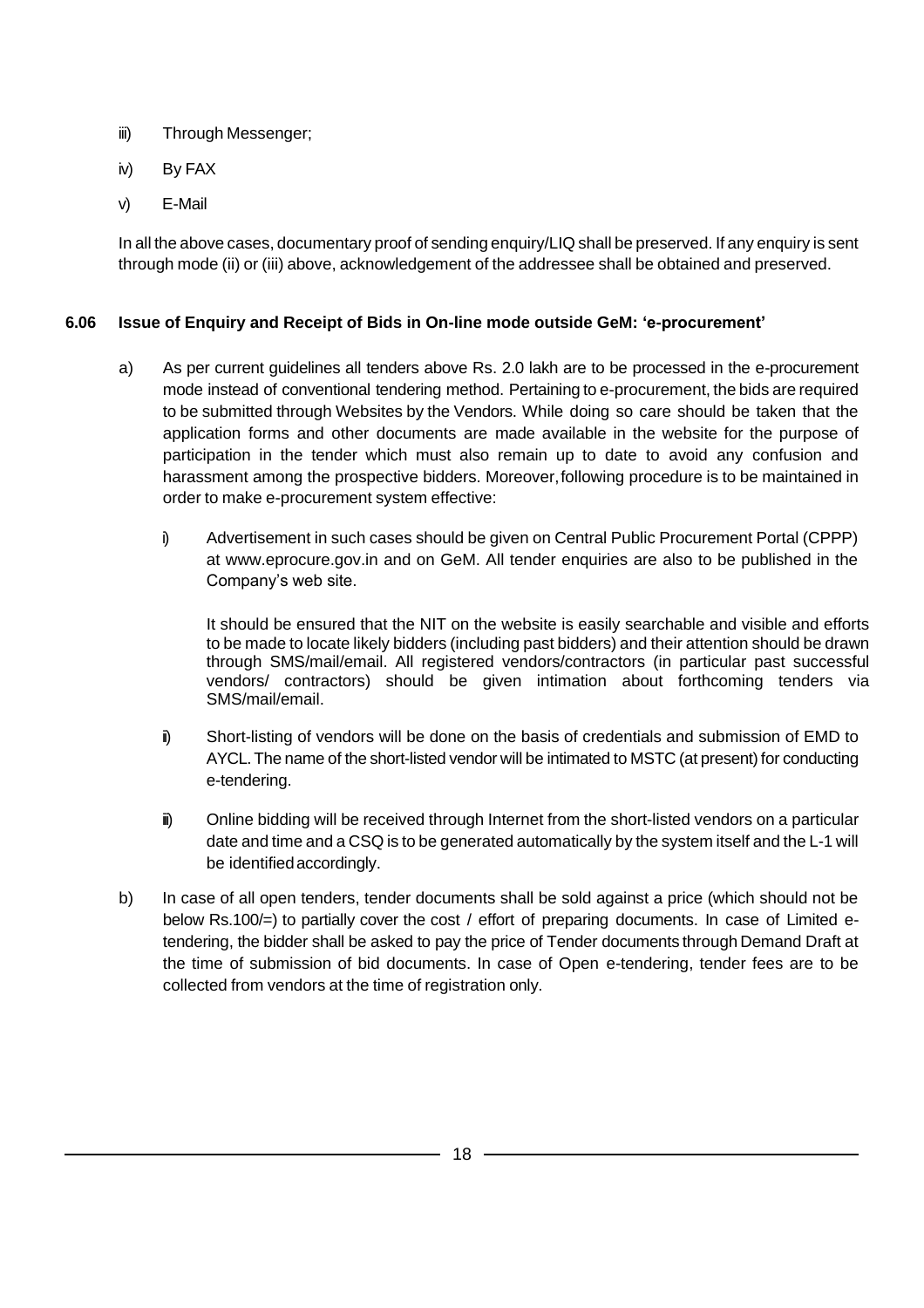iii) Through Messenger;

iv) By FAX

v) E-Mail

In all the above cases, documentary proof of sending enquiry/LIQ shall be preserved. If any enquiry is sent through mode (ii) or (iii) above, acknowledgement of the addressee shall be obtained and preserved.

### 6.06 Issue of Enquiry and Receipt of Bids in On-line mode outside GeM: 'e-procurement'

a) As per current guidelines all tenders above Rs. 2.0 lakh are to be processed in the e-procurement mode instead of conventional tendering method. Pertaining to e-procurement, the bids are required to be submitted through Websites by the Vendors. While doing so care should be taken that the application forms and other documents are made available in the website for the purpose of participation in the tender which must also remain up to date to avoid any confusion and harassment among the prospective bidders. Moreover, following procedure is to be maintained in order to make e-procurement system effective:

   i) Advertisement in such cases should be given on Central Public Procurement Portal (CPPP) at www.eprocure.gov.in and on GeM. All tender enquiries are also to be published in the Company's web site.

      It should be ensured that the NIT on the website is easily searchable and visible and efforts to be made to locate likely bidders (including past bidders) and their attention should be drawn through SMS/mail/email. All registered vendors/contractors (in particular past successful vendors/ contractors) should be given intimation about forthcoming tenders via SMS/mail/email.

   ii) Short-listing of vendors will be done on the basis of credentials and submission of EMD to AYCL. The name of the short-listed vendor will be intimated to MSTC (at present) for conducting e-tendering.

   iii) Online bidding will be received through Internet from the short-listed vendors on a particular date and time and a CSQ is to be generated automatically by the system itself and the L-1 will be identified accordingly.

b) In case of all open tenders, tender documents shall be sold against a price (which should not be below Rs.100/=) to partially cover the cost / effort of preparing documents. In case of Limited e-tendering, the bidder shall be asked to pay the price of Tender documents through Demand Draft at the time of submission of bid documents. In case of Open e-tendering, tender fees are to be collected from vendors at the time of registration only.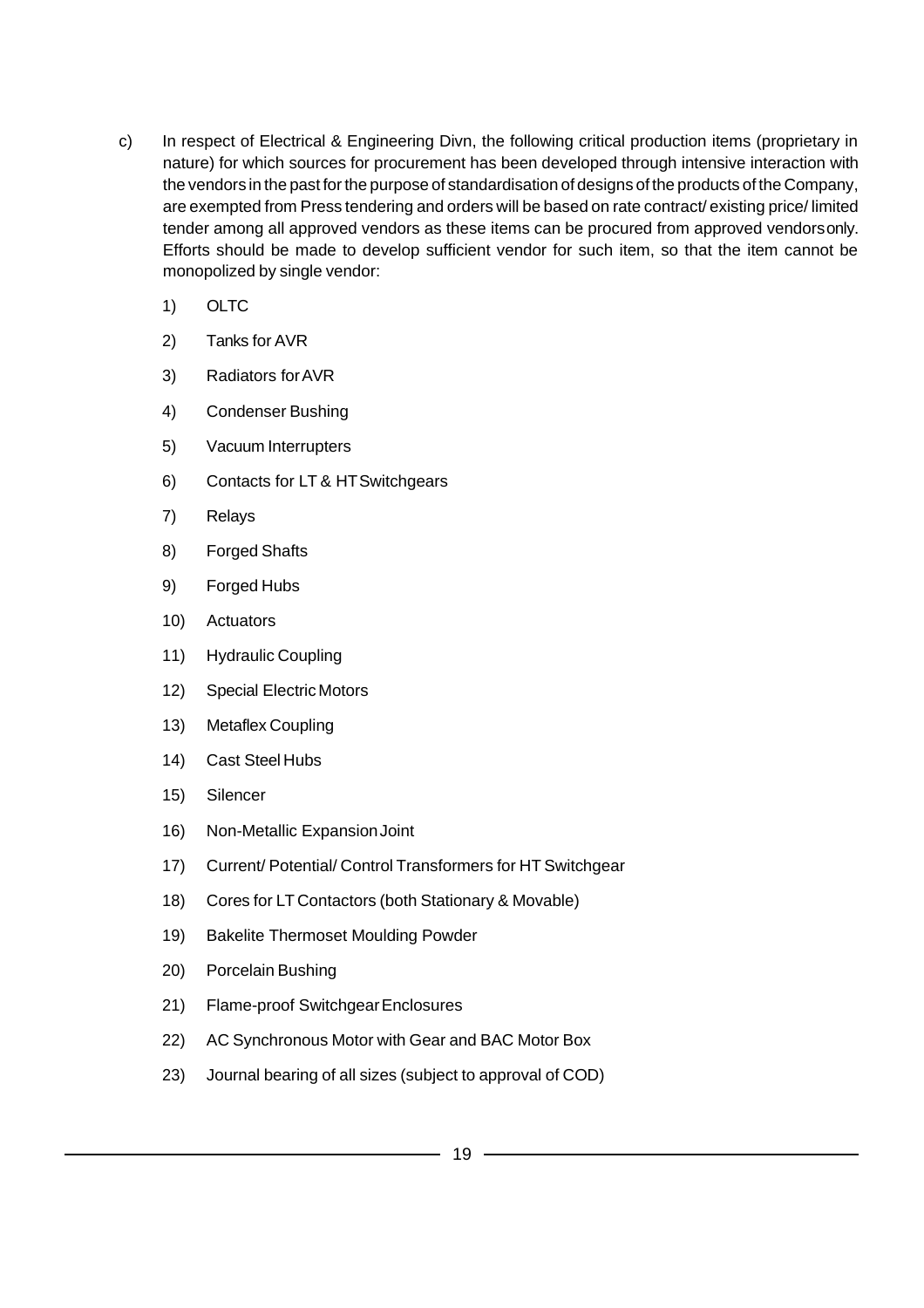c) In respect of Electrical & Engineering Divn, the following critical production items (proprietary in nature) for which sources for procurement has been developed through intensive interaction with the vendors in the past for the purpose of standardisation of designs of the products of the Company, are exempted from Press tendering and orders will be based on rate contract/ existing price/ limited tender among all approved vendors as these items can be procured from approved vendors only. Efforts should be made to develop sufficient vendor for such item, so that the item cannot be monopolized by single vendor:

1) OLTC
2) Tanks for AVR
3) Radiators for AVR
4) Condenser Bushing
5) Vacuum Interrupters
6) Contacts for LT & HT Switchgears
7) Relays
8) Forged Shafts
9) Forged Hubs
10) Actuators
11) Hydraulic Coupling
12) Special Electric Motors
13) Metaflex Coupling
14) Cast Steel Hubs
15) Silencer
16) Non-Metallic Expansion Joint
17) Current/ Potential/ Control Transformers for HT Switchgear
18) Cores for LT Contactors (both Stationary & Movable)
19) Bakelite Thermoset Moulding Powder
20) Porcelain Bushing
21) Flame-proof Switchgear Enclosures
22) AC Synchronous Motor with Gear and BAC Motor Box
23) Journal bearing of all sizes (subject to approval of COD)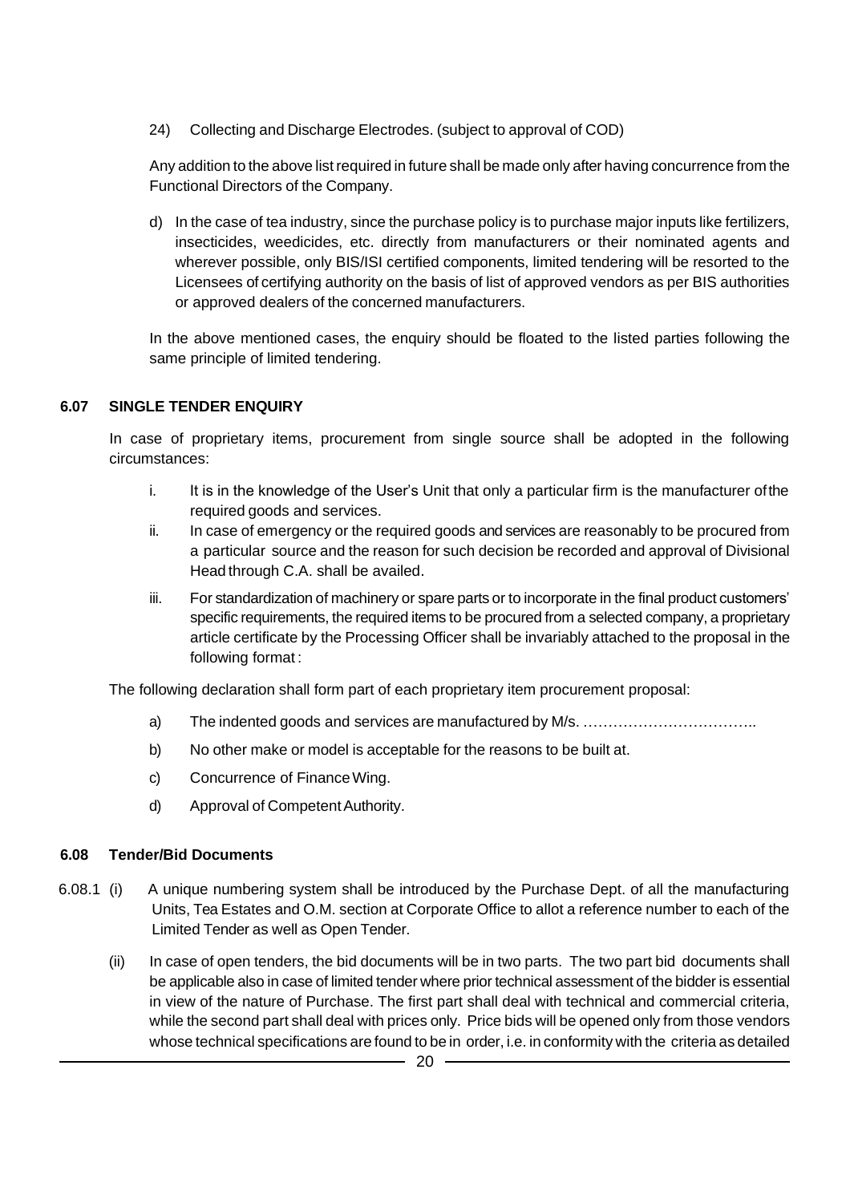24) Collecting and Discharge Electrodes. (subject to approval of COD)

Any addition to the above list required in future shall be made only after having concurrence from the Functional Directors of the Company.

d) In the case of tea industry, since the purchase policy is to purchase major inputs like fertilizers, insecticides, weedicides, etc. directly from manufacturers or their nominated agents and wherever possible, only BIS/ISI certified components, limited tendering will be resorted to the Licensees of certifying authority on the basis of list of approved vendors as per BIS authorities or approved dealers of the concerned manufacturers.

In the above mentioned cases, the enquiry should be floated to the listed parties following the same principle of limited tendering.

### 6.07 SINGLE TENDER ENQUIRY

In case of proprietary items, procurement from single source shall be adopted in the following circumstances:

i. It is in the knowledge of the User's Unit that only a particular firm is the manufacturer of the required goods and services.

ii. In case of emergency or the required goods and services are reasonably to be procured from a particular source and the reason for such decision be recorded and approval of Divisional Head through C.A. shall be availed.

iii. For standardization of machinery or spare parts or to incorporate in the final product customers' specific requirements, the required items to be procured from a selected company, a proprietary article certificate by the Processing Officer shall be invariably attached to the proposal in the following format :

The following declaration shall form part of each proprietary item procurement proposal:

a) The indented goods and services are manufactured by M/s. ……………………………..

b) No other make or model is acceptable for the reasons to be built at.

c) Concurrence of Finance Wing.

d) Approval of Competent Authority.

### 6.08 Tender/Bid Documents

6.08.1 (i) A unique numbering system shall be introduced by the Purchase Dept. of all the manufacturing Units, Tea Estates and O.M. section at Corporate Office to allot a reference number to each of the Limited Tender as well as Open Tender.

(ii) In case of open tenders, the bid documents will be in two parts. The two part bid documents shall be applicable also in case of limited tender where prior technical assessment of the bidder is essential in view of the nature of Purchase. The first part shall deal with technical and commercial criteria, while the second part shall deal with prices only. Price bids will be opened only from those vendors whose technical specifications are found to be in order, i.e. in conformity with the criteria as detailed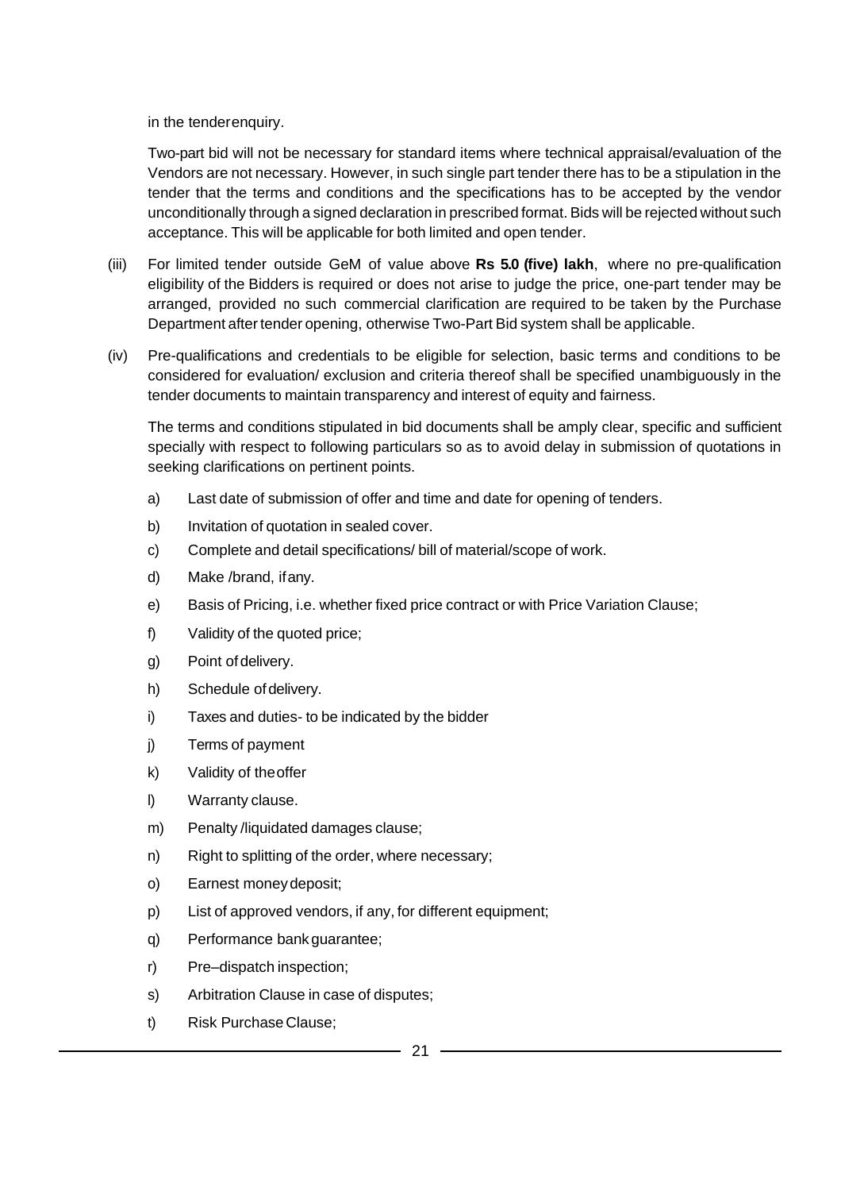in the tender enquiry.

Two-part bid will not be necessary for standard items where technical appraisal/evaluation of the Vendors are not necessary. However, in such single part tender there has to be a stipulation in the tender that the terms and conditions and the specifications has to be accepted by the vendor unconditionally through a signed declaration in prescribed format. Bids will be rejected without such acceptance. This will be applicable for both limited and open tender.

(iii) For limited tender outside GeM of value above **Rs 5.0 (five) lakh**, where no pre-qualification eligibility of the Bidders is required or does not arise to judge the price, one-part tender may be arranged, provided no such commercial clarification are required to be taken by the Purchase Department after tender opening, otherwise Two-Part Bid system shall be applicable.

(iv) Pre-qualifications and credentials to be eligible for selection, basic terms and conditions to be considered for evaluation/ exclusion and criteria thereof shall be specified unambiguously in the tender documents to maintain transparency and interest of equity and fairness.

The terms and conditions stipulated in bid documents shall be amply clear, specific and sufficient specially with respect to following particulars so as to avoid delay in submission of quotations in seeking clarifications on pertinent points.

a) Last date of submission of offer and time and date for opening of tenders.

b) Invitation of quotation in sealed cover.

c) Complete and detail specifications/ bill of material/scope of work.

d) Make /brand, if any.

e) Basis of Pricing, i.e. whether fixed price contract or with Price Variation Clause;

f) Validity of the quoted price;

g) Point of delivery.

h) Schedule of delivery.

i) Taxes and duties- to be indicated by the bidder

j) Terms of payment

k) Validity of the offer

l) Warranty clause.

m) Penalty /liquidated damages clause;

n) Right to splitting of the order, where necessary;

o) Earnest money deposit;

p) List of approved vendors, if any, for different equipment;

q) Performance bank guarantee;

r) Pre–dispatch inspection;

s) Arbitration Clause in case of disputes;

t) Risk Purchase Clause;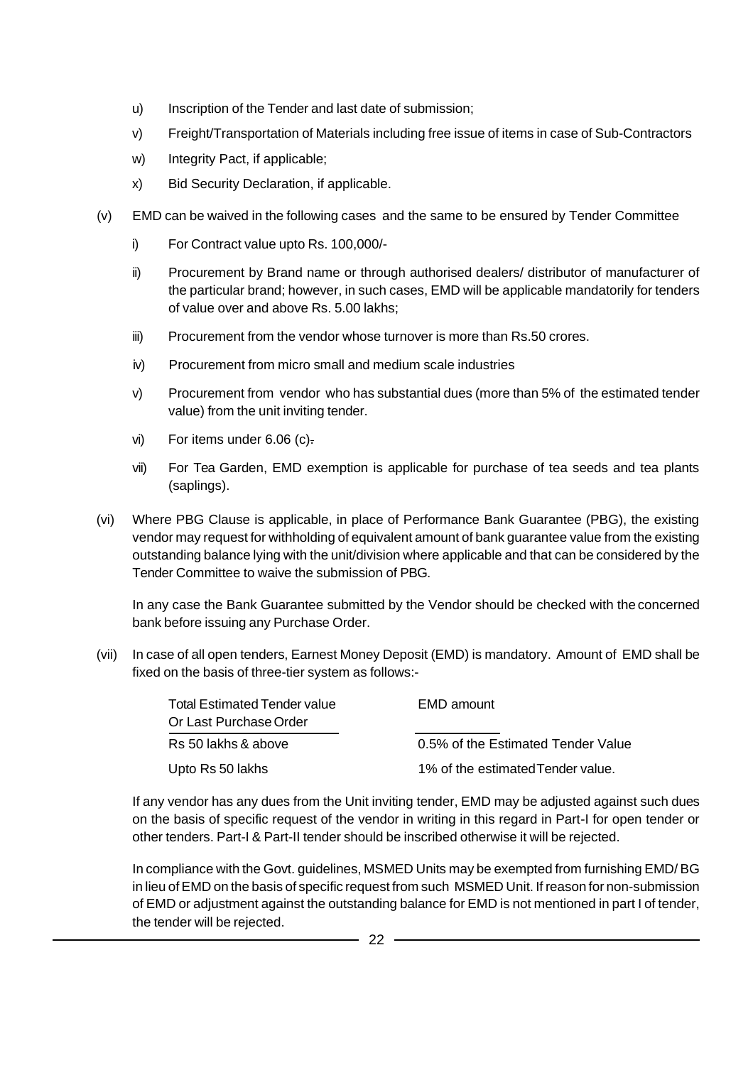u) Inscription of the Tender and last date of submission;

v) Freight/Transportation of Materials including free issue of items in case of Sub-Contractors

w) Integrity Pact, if applicable;

x) Bid Security Declaration, if applicable.

(v) EMD can be waived in the following cases and the same to be ensured by Tender Committee

i) For Contract value upto Rs. 100,000/-

ii) Procurement by Brand name or through authorised dealers/ distributor of manufacturer of the particular brand; however, in such cases, EMD will be applicable mandatorily for tenders of value over and above Rs. 5.00 lakhs;

iii) Procurement from the vendor whose turnover is more than Rs.50 crores.

iv) Procurement from micro small and medium scale industries

v) Procurement from vendor who has substantial dues (more than 5% of the estimated tender value) from the unit inviting tender.

vi) For items under 6.06 (c).

vii) For Tea Garden, EMD exemption is applicable for purchase of tea seeds and tea plants (saplings).

(vi) Where PBG Clause is applicable, in place of Performance Bank Guarantee (PBG), the existing vendor may request for withholding of equivalent amount of bank guarantee value from the existing outstanding balance lying with the unit/division where applicable and that can be considered by the Tender Committee to waive the submission of PBG.

In any case the Bank Guarantee submitted by the Vendor should be checked with the concerned bank before issuing any Purchase Order.

(vii) In case of all open tenders, Earnest Money Deposit (EMD) is mandatory. Amount of EMD shall be fixed on the basis of three-tier system as follows:-

| Total Estimated Tender value Or Last Purchase Order | EMD amount |
|---|---|
| Rs 50 lakhs & above | 0.5% of the Estimated Tender Value |
| Upto Rs 50 lakhs | 1% of the estimated Tender value. |

If any vendor has any dues from the Unit inviting tender, EMD may be adjusted against such dues on the basis of specific request of the vendor in writing in this regard in Part-I for open tender or other tenders. Part-I & Part-II tender should be inscribed otherwise it will be rejected.

In compliance with the Govt. guidelines, MSMED Units may be exempted from furnishing EMD/ BG in lieu of EMD on the basis of specific request from such MSMED Unit. If reason for non-submission of EMD or adjustment against the outstanding balance for EMD is not mentioned in part I of tender, the tender will be rejected.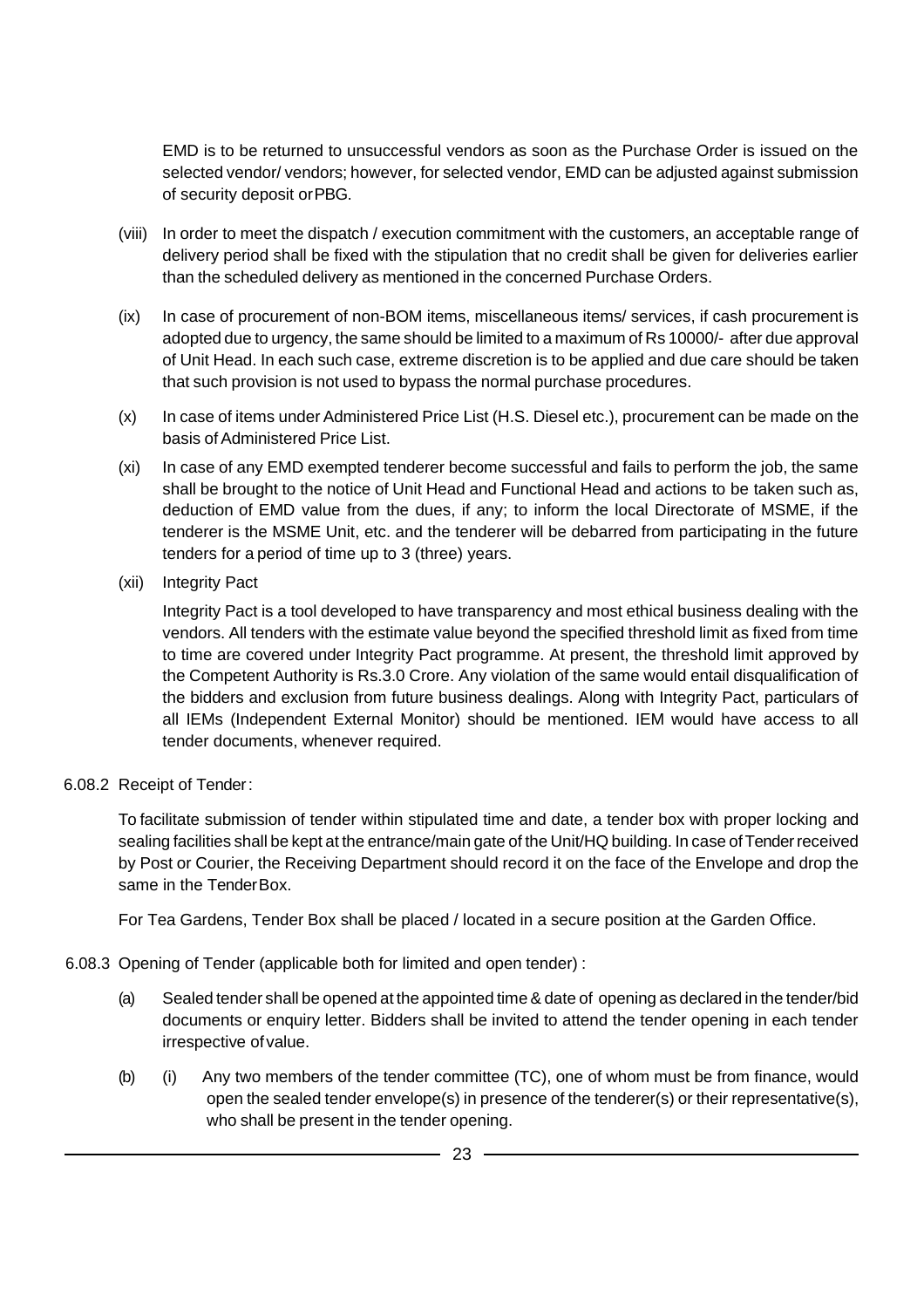EMD is to be returned to unsuccessful vendors as soon as the Purchase Order is issued on the selected vendor/ vendors; however, for selected vendor, EMD can be adjusted against submission of security deposit or PBG.

(viii) In order to meet the dispatch / execution commitment with the customers, an acceptable range of delivery period shall be fixed with the stipulation that no credit shall be given for deliveries earlier than the scheduled delivery as mentioned in the concerned Purchase Orders.

(ix) In case of procurement of non-BOM items, miscellaneous items/ services, if cash procurement is adopted due to urgency, the same should be limited to a maximum of Rs 10000/- after due approval of Unit Head. In each such case, extreme discretion is to be applied and due care should be taken that such provision is not used to bypass the normal purchase procedures.

(x) In case of items under Administered Price List (H.S. Diesel etc.), procurement can be made on the basis of Administered Price List.

(xi) In case of any EMD exempted tenderer become successful and fails to perform the job, the same shall be brought to the notice of Unit Head and Functional Head and actions to be taken such as, deduction of EMD value from the dues, if any; to inform the local Directorate of MSME, if the tenderer is the MSME Unit, etc. and the tenderer will be debarred from participating in the future tenders for a period of time up to 3 (three) years.

(xii) Integrity Pact

Integrity Pact is a tool developed to have transparency and most ethical business dealing with the vendors. All tenders with the estimate value beyond the specified threshold limit as fixed from time to time are covered under Integrity Pact programme. At present, the threshold limit approved by the Competent Authority is Rs.3.0 Crore. Any violation of the same would entail disqualification of the bidders and exclusion from future business dealings. Along with Integrity Pact, particulars of all IEMs (Independent External Monitor) should be mentioned. IEM would have access to all tender documents, whenever required.

6.08.2 Receipt of Tender:

To facilitate submission of tender within stipulated time and date, a tender box with proper locking and sealing facilities shall be kept at the entrance/main gate of the Unit/HQ building. In case of Tender received by Post or Courier, the Receiving Department should record it on the face of the Envelope and drop the same in the Tender Box.

For Tea Gardens, Tender Box shall be placed / located in a secure position at the Garden Office.

6.08.3 Opening of Tender (applicable both for limited and open tender) :

(a) Sealed tender shall be opened at the appointed time & date of opening as declared in the tender/bid documents or enquiry letter. Bidders shall be invited to attend the tender opening in each tender irrespective of value.

(b) (i) Any two members of the tender committee (TC), one of whom must be from finance, would open the sealed tender envelope(s) in presence of the tenderer(s) or their representative(s), who shall be present in the tender opening.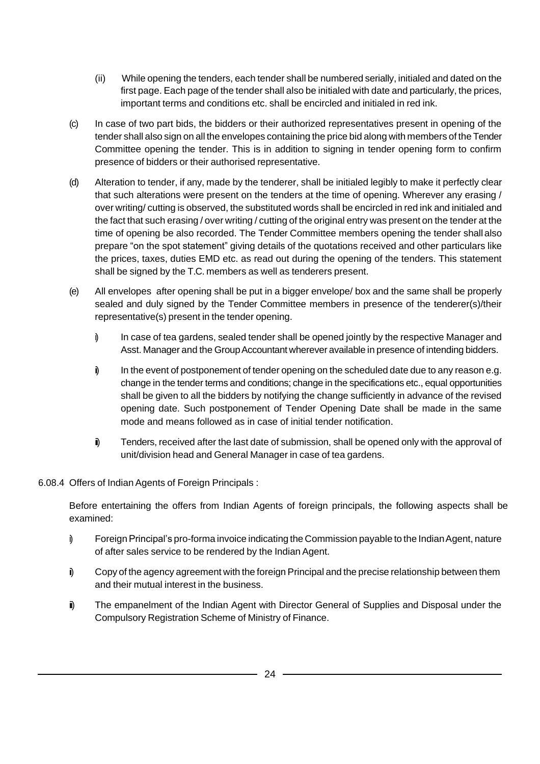(ii) While opening the tenders, each tender shall be numbered serially, initialed and dated on the first page. Each page of the tender shall also be initialed with date and particularly, the prices, important terms and conditions etc. shall be encircled and initialed in red ink.

(c) In case of two part bids, the bidders or their authorized representatives present in opening of the tender shall also sign on all the envelopes containing the price bid along with members of the Tender Committee opening the tender. This is in addition to signing in tender opening form to confirm presence of bidders or their authorised representative.

(d) Alteration to tender, if any, made by the tenderer, shall be initialed legibly to make it perfectly clear that such alterations were present on the tenders at the time of opening. Wherever any erasing / over writing/ cutting is observed, the substituted words shall be encircled in red ink and initialed and the fact that such erasing / over writing / cutting of the original entry was present on the tender at the time of opening be also recorded. The Tender Committee members opening the tender shall also prepare "on the spot statement" giving details of the quotations received and other particulars like the prices, taxes, duties EMD etc. as read out during the opening of the tenders. This statement shall be signed by the T.C. members as well as tenderers present.

(e) All envelopes after opening shall be put in a bigger envelope/ box and the same shall be properly sealed and duly signed by the Tender Committee members in presence of the tenderer(s)/their representative(s) present in the tender opening.

i) In case of tea gardens, sealed tender shall be opened jointly by the respective Manager and Asst. Manager and the Group Accountant wherever available in presence of intending bidders.

ii) In the event of postponement of tender opening on the scheduled date due to any reason e.g. change in the tender terms and conditions; change in the specifications etc., equal opportunities shall be given to all the bidders by notifying the change sufficiently in advance of the revised opening date. Such postponement of Tender Opening Date shall be made in the same mode and means followed as in case of initial tender notification.

iii) Tenders, received after the last date of submission, shall be opened only with the approval of unit/division head and General Manager in case of tea gardens.

6.08.4 Offers of Indian Agents of Foreign Principals :

Before entertaining the offers from Indian Agents of foreign principals, the following aspects shall be examined:

i) Foreign Principal's pro-forma invoice indicating the Commission payable to the Indian Agent, nature of after sales service to be rendered by the Indian Agent.

ii) Copy of the agency agreement with the foreign Principal and the precise relationship between them and their mutual interest in the business.

iii) The empanelment of the Indian Agent with Director General of Supplies and Disposal under the Compulsory Registration Scheme of Ministry of Finance.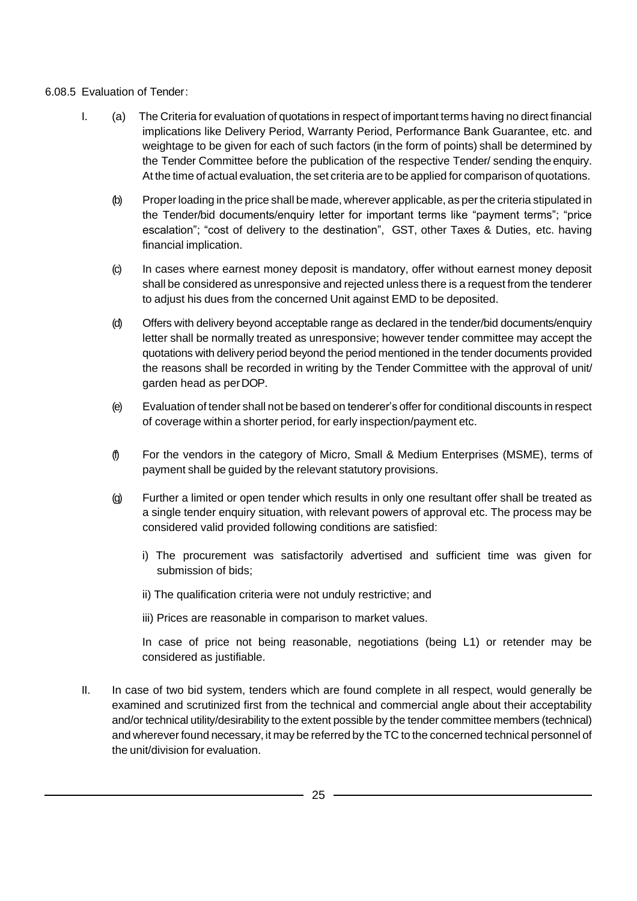6.08.5 Evaluation of Tender:

I. (a) The Criteria for evaluation of quotations in respect of important terms having no direct financial implications like Delivery Period, Warranty Period, Performance Bank Guarantee, etc. and weightage to be given for each of such factors (in the form of points) shall be determined by the Tender Committee before the publication of the respective Tender/ sending the enquiry. At the time of actual evaluation, the set criteria are to be applied for comparison of quotations.

(b) Proper loading in the price shall be made, wherever applicable, as per the criteria stipulated in the Tender/bid documents/enquiry letter for important terms like "payment terms"; "price escalation"; "cost of delivery to the destination", GST, other Taxes & Duties, etc. having financial implication.

(c) In cases where earnest money deposit is mandatory, offer without earnest money deposit shall be considered as unresponsive and rejected unless there is a request from the tenderer to adjust his dues from the concerned Unit against EMD to be deposited.

(d) Offers with delivery beyond acceptable range as declared in the tender/bid documents/enquiry letter shall be normally treated as unresponsive; however tender committee may accept the quotations with delivery period beyond the period mentioned in the tender documents provided the reasons shall be recorded in writing by the Tender Committee with the approval of unit/ garden head as per DOP.

(e) Evaluation of tender shall not be based on tenderer's offer for conditional discounts in respect of coverage within a shorter period, for early inspection/payment etc.

(f) For the vendors in the category of Micro, Small & Medium Enterprises (MSME), terms of payment shall be guided by the relevant statutory provisions.

(g) Further a limited or open tender which results in only one resultant offer shall be treated as a single tender enquiry situation, with relevant powers of approval etc. The process may be considered valid provided following conditions are satisfied:

i) The procurement was satisfactorily advertised and sufficient time was given for submission of bids;

ii) The qualification criteria were not unduly restrictive; and

iii) Prices are reasonable in comparison to market values.

In case of price not being reasonable, negotiations (being L1) or retender may be considered as justifiable.

II. In case of two bid system, tenders which are found complete in all respect, would generally be examined and scrutinized first from the technical and commercial angle about their acceptability and/or technical utility/desirability to the extent possible by the tender committee members (technical) and wherever found necessary, it may be referred by the TC to the concerned technical personnel of the unit/division for evaluation.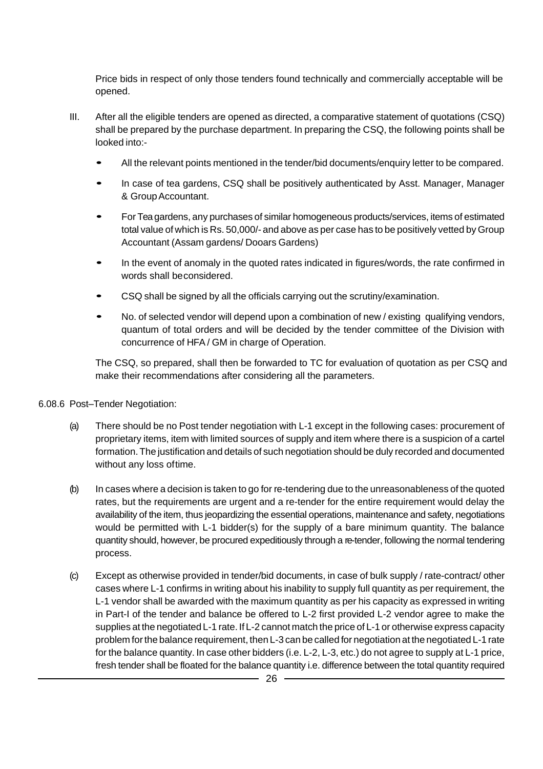Price bids in respect of only those tenders found technically and commercially acceptable will be opened.

III. After all the eligible tenders are opened as directed, a comparative statement of quotations (CSQ) shall be prepared by the purchase department. In preparing the CSQ, the following points shall be looked into:-

- All the relevant points mentioned in the tender/bid documents/enquiry letter to be compared.
- In case of tea gardens, CSQ shall be positively authenticated by Asst. Manager, Manager & Group Accountant.
- For Tea gardens, any purchases of similar homogeneous products/services, items of estimated total value of which is Rs. 50,000/- and above as per case has to be positively vetted by Group Accountant (Assam gardens/ Dooars Gardens)
- In the event of anomaly in the quoted rates indicated in figures/words, the rate confirmed in words shall be considered.
- CSQ shall be signed by all the officials carrying out the scrutiny/examination.
- No. of selected vendor will depend upon a combination of new / existing qualifying vendors, quantum of total orders and will be decided by the tender committee of the Division with concurrence of HFA / GM in charge of Operation.

The CSQ, so prepared, shall then be forwarded to TC for evaluation of quotation as per CSQ and make their recommendations after considering all the parameters.

6.08.6 Post–Tender Negotiation:

(a) There should be no Post tender negotiation with L-1 except in the following cases: procurement of proprietary items, item with limited sources of supply and item where there is a suspicion of a cartel formation. The justification and details of such negotiation should be duly recorded and documented without any loss of time.

(b) In cases where a decision is taken to go for re-tendering due to the unreasonableness of the quoted rates, but the requirements are urgent and a re-tender for the entire requirement would delay the availability of the item, thus jeopardizing the essential operations, maintenance and safety, negotiations would be permitted with L-1 bidder(s) for the supply of a bare minimum quantity. The balance quantity should, however, be procured expeditiously through a re-tender, following the normal tendering process.

(c) Except as otherwise provided in tender/bid documents, in case of bulk supply / rate-contract/ other cases where L-1 confirms in writing about his inability to supply full quantity as per requirement, the L-1 vendor shall be awarded with the maximum quantity as per his capacity as expressed in writing in Part-I of the tender and balance be offered to L-2 first provided L-2 vendor agree to make the supplies at the negotiated L-1 rate. If L-2 cannot match the price of L-1 or otherwise express capacity problem for the balance requirement, then L-3 can be called for negotiation at the negotiated L-1 rate for the balance quantity. In case other bidders (i.e. L-2, L-3, etc.) do not agree to supply at L-1 price, fresh tender shall be floated for the balance quantity i.e. difference between the total quantity required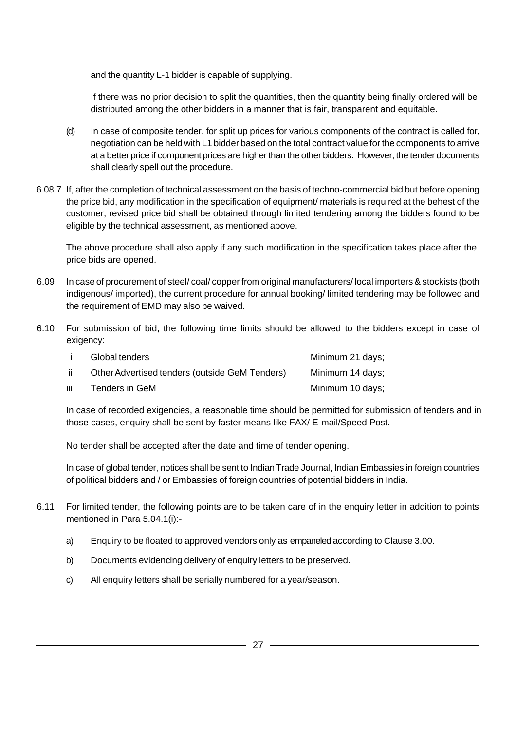and the quantity L-1 bidder is capable of supplying.

If there was no prior decision to split the quantities, then the quantity being finally ordered will be distributed among the other bidders in a manner that is fair, transparent and equitable.

(d) In case of composite tender, for split up prices for various components of the contract is called for, negotiation can be held with L1 bidder based on the total contract value for the components to arrive at a better price if component prices are higher than the other bidders. However, the tender documents shall clearly spell out the procedure.

6.08.7 If, after the completion of technical assessment on the basis of techno-commercial bid but before opening the price bid, any modification in the specification of equipment/ materials is required at the behest of the customer, revised price bid shall be obtained through limited tendering among the bidders found to be eligible by the technical assessment, as mentioned above.

The above procedure shall also apply if any such modification in the specification takes place after the price bids are opened.

6.09 In case of procurement of steel/ coal/ copper from original manufacturers/ local importers & stockists (both indigenous/ imported), the current procedure for annual booking/ limited tendering may be followed and the requirement of EMD may also be waived.

6.10 For submission of bid, the following time limits should be allowed to the bidders except in case of exigency:

| | | |
|---|---|---|
| i | Global tenders | Minimum 21 days; |
| ii | Other Advertised tenders (outside GeM Tenders) | Minimum 14 days; |
| iii | Tenders in GeM | Minimum 10 days; |

In case of recorded exigencies, a reasonable time should be permitted for submission of tenders and in those cases, enquiry shall be sent by faster means like FAX/ E-mail/Speed Post.

No tender shall be accepted after the date and time of tender opening.

In case of global tender, notices shall be sent to Indian Trade Journal, Indian Embassies in foreign countries of political bidders and / or Embassies of foreign countries of potential bidders in India.

6.11 For limited tender, the following points are to be taken care of in the enquiry letter in addition to points mentioned in Para 5.04.1(i):-

a) Enquiry to be floated to approved vendors only as empaneled according to Clause 3.00.

b) Documents evidencing delivery of enquiry letters to be preserved.

c) All enquiry letters shall be serially numbered for a year/season.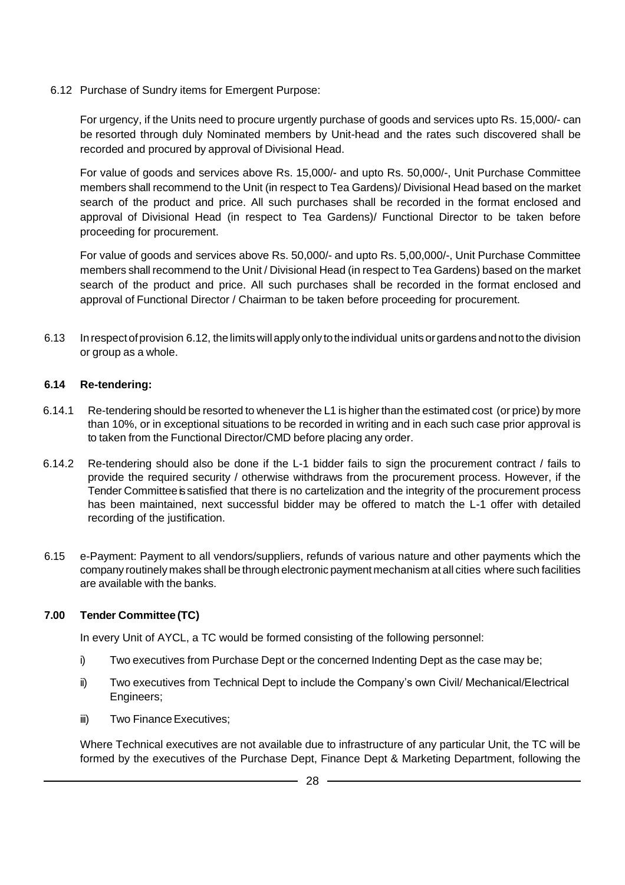6.12 Purchase of Sundry items for Emergent Purpose:

For urgency, if the Units need to procure urgently purchase of goods and services upto Rs. 15,000/- can be resorted through duly Nominated members by Unit-head and the rates such discovered shall be recorded and procured by approval of Divisional Head.

For value of goods and services above Rs. 15,000/- and upto Rs. 50,000/-, Unit Purchase Committee members shall recommend to the Unit (in respect to Tea Gardens)/ Divisional Head based on the market search of the product and price. All such purchases shall be recorded in the format enclosed and approval of Divisional Head (in respect to Tea Gardens)/ Functional Director to be taken before proceeding for procurement.

For value of goods and services above Rs. 50,000/- and upto Rs. 5,00,000/-, Unit Purchase Committee members shall recommend to the Unit / Divisional Head (in respect to Tea Gardens) based on the market search of the product and price. All such purchases shall be recorded in the format enclosed and approval of Functional Director / Chairman to be taken before proceeding for procurement.

6.13 In respect of provision 6.12, the limits will apply only to the individual units or gardens and not to the division or group as a whole.

**6.14 Re-tendering:**

6.14.1 Re-tendering should be resorted to whenever the L1 is higher than the estimated cost (or price) by more than 10%, or in exceptional situations to be recorded in writing and in each such case prior approval is to taken from the Functional Director/CMD before placing any order.

6.14.2 Re-tendering should also be done if the L-1 bidder fails to sign the procurement contract / fails to provide the required security / otherwise withdraws from the procurement process. However, if the Tender Committee is satisfied that there is no cartelization and the integrity of the procurement process has been maintained, next successful bidder may be offered to match the L-1 offer with detailed recording of the justification.

6.15 e-Payment: Payment to all vendors/suppliers, refunds of various nature and other payments which the company routinely makes shall be through electronic payment mechanism at all cities where such facilities are available with the banks.

**7.00 Tender Committee (TC)**

In every Unit of AYCL, a TC would be formed consisting of the following personnel:

i) Two executives from Purchase Dept or the concerned Indenting Dept as the case may be;

ii) Two executives from Technical Dept to include the Company's own Civil/ Mechanical/Electrical Engineers;

iii) Two Finance Executives;

Where Technical executives are not available due to infrastructure of any particular Unit, the TC will be formed by the executives of the Purchase Dept, Finance Dept & Marketing Department, following the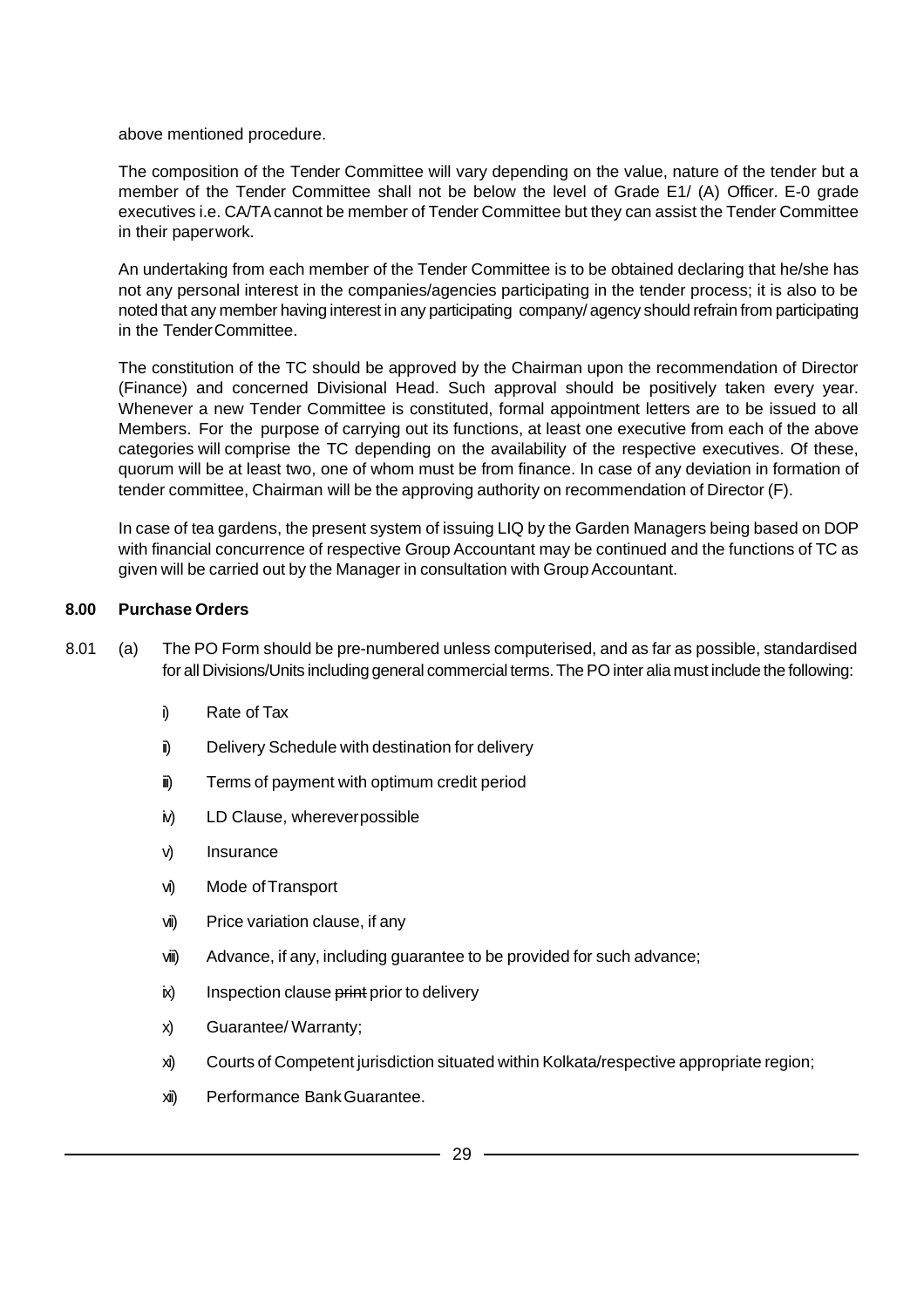above mentioned procedure.

The composition of the Tender Committee will vary depending on the value, nature of the tender but a member of the Tender Committee shall not be below the level of Grade E1/ (A) Officer. E-0 grade executives i.e. CA/TA cannot be member of Tender Committee but they can assist the Tender Committee in their paperwork.

An undertaking from each member of the Tender Committee is to be obtained declaring that he/she has not any personal interest in the companies/agencies participating in the tender process; it is also to be noted that any member having interest in any participating company/ agency should refrain from participating in the Tender Committee.

The constitution of the TC should be approved by the Chairman upon the recommendation of Director (Finance) and concerned Divisional Head. Such approval should be positively taken every year. Whenever a new Tender Committee is constituted, formal appointment letters are to be issued to all Members. For the purpose of carrying out its functions, at least one executive from each of the above categories will comprise the TC depending on the availability of the respective executives. Of these, quorum will be at least two, one of whom must be from finance. In case of any deviation in formation of tender committee, Chairman will be the approving authority on recommendation of Director (F).

In case of tea gardens, the present system of issuing LIQ by the Garden Managers being based on DOP with financial concurrence of respective Group Accountant may be continued and the functions of TC as given will be carried out by the Manager in consultation with Group Accountant.

## 8.00 Purchase Orders

8.01 (a) The PO Form should be pre-numbered unless computerised, and as far as possible, standardised for all Divisions/Units including general commercial terms. The PO inter alia must include the following:

- i) Rate of Tax
- ii) Delivery Schedule with destination for delivery
- iii) Terms of payment with optimum credit period
- iv) LD Clause, wherever possible
- v) Insurance
- vi) Mode of Transport
- vii) Price variation clause, if any
- viii) Advance, if any, including guarantee to be provided for such advance;
- ix) Inspection clause ~~print~~ prior to delivery
- x) Guarantee/ Warranty;
- xi) Courts of Competent jurisdiction situated within Kolkata/respective appropriate region;
- xii) Performance Bank Guarantee.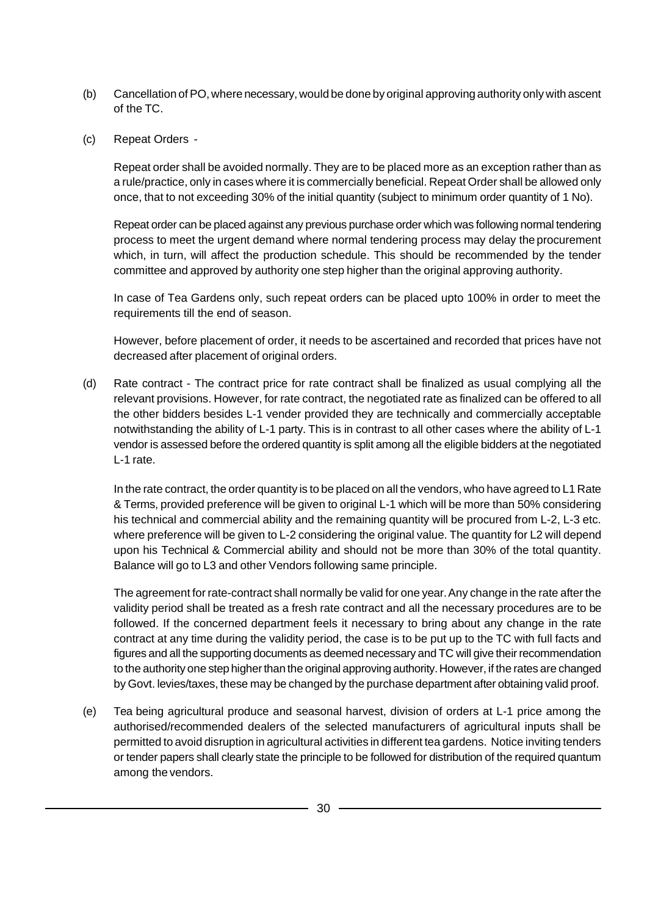(b) Cancellation of PO, where necessary, would be done by original approving authority only with ascent of the TC.

(c) Repeat Orders -

Repeat order shall be avoided normally. They are to be placed more as an exception rather than as a rule/practice, only in cases where it is commercially beneficial. Repeat Order shall be allowed only once, that to not exceeding 30% of the initial quantity (subject to minimum order quantity of 1 No).

Repeat order can be placed against any previous purchase order which was following normal tendering process to meet the urgent demand where normal tendering process may delay the procurement which, in turn, will affect the production schedule. This should be recommended by the tender committee and approved by authority one step higher than the original approving authority.

In case of Tea Gardens only, such repeat orders can be placed upto 100% in order to meet the requirements till the end of season.

However, before placement of order, it needs to be ascertained and recorded that prices have not decreased after placement of original orders.

(d) Rate contract - The contract price for rate contract shall be finalized as usual complying all the relevant provisions. However, for rate contract, the negotiated rate as finalized can be offered to all the other bidders besides L-1 vender provided they are technically and commercially acceptable notwithstanding the ability of L-1 party. This is in contrast to all other cases where the ability of L-1 vendor is assessed before the ordered quantity is split among all the eligible bidders at the negotiated L-1 rate.

In the rate contract, the order quantity is to be placed on all the vendors, who have agreed to L1 Rate & Terms, provided preference will be given to original L-1 which will be more than 50% considering his technical and commercial ability and the remaining quantity will be procured from L-2, L-3 etc. where preference will be given to L-2 considering the original value. The quantity for L2 will depend upon his Technical & Commercial ability and should not be more than 30% of the total quantity. Balance will go to L3 and other Vendors following same principle.

The agreement for rate-contract shall normally be valid for one year. Any change in the rate after the validity period shall be treated as a fresh rate contract and all the necessary procedures are to be followed. If the concerned department feels it necessary to bring about any change in the rate contract at any time during the validity period, the case is to be put up to the TC with full facts and figures and all the supporting documents as deemed necessary and TC will give their recommendation to the authority one step higher than the original approving authority. However, if the rates are changed by Govt. levies/taxes, these may be changed by the purchase department after obtaining valid proof.

(e) Tea being agricultural produce and seasonal harvest, division of orders at L-1 price among the authorised/recommended dealers of the selected manufacturers of agricultural inputs shall be permitted to avoid disruption in agricultural activities in different tea gardens. Notice inviting tenders or tender papers shall clearly state the principle to be followed for distribution of the required quantum among the vendors.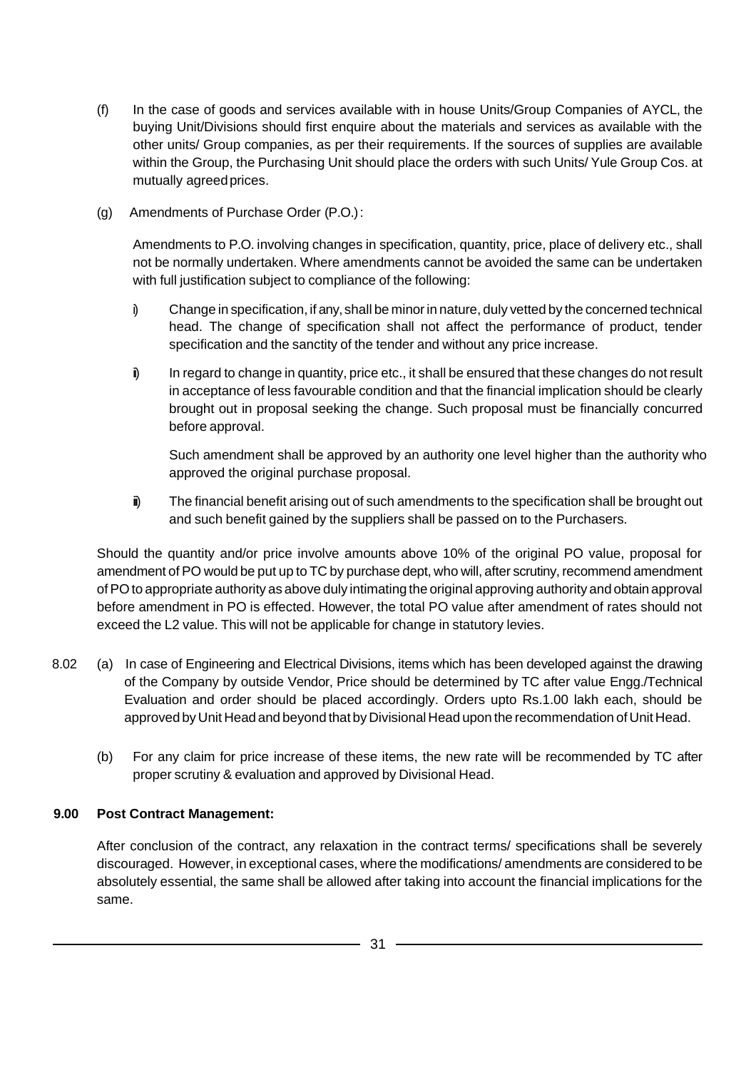(f) In the case of goods and services available with in house Units/Group Companies of AYCL, the buying Unit/Divisions should first enquire about the materials and services as available with the other units/ Group companies, as per their requirements. If the sources of supplies are available within the Group, the Purchasing Unit should place the orders with such Units/ Yule Group Cos. at mutually agreed prices.

(g) Amendments of Purchase Order (P.O.) :

Amendments to P.O. involving changes in specification, quantity, price, place of delivery etc., shall not be normally undertaken. Where amendments cannot be avoided the same can be undertaken with full justification subject to compliance of the following:

i) Change in specification, if any, shall be minor in nature, duly vetted by the concerned technical head. The change of specification shall not affect the performance of product, tender specification and the sanctity of the tender and without any price increase.

ii) In regard to change in quantity, price etc., it shall be ensured that these changes do not result in acceptance of less favourable condition and that the financial implication should be clearly brought out in proposal seeking the change. Such proposal must be financially concurred before approval.

Such amendment shall be approved by an authority one level higher than the authority who approved the original purchase proposal.

iii) The financial benefit arising out of such amendments to the specification shall be brought out and such benefit gained by the suppliers shall be passed on to the Purchasers.

Should the quantity and/or price involve amounts above 10% of the original PO value, proposal for amendment of PO would be put up to TC by purchase dept, who will, after scrutiny, recommend amendment of PO to appropriate authority as above duly intimating the original approving authority and obtain approval before amendment in PO is effected. However, the total PO value after amendment of rates should not exceed the L2 value. This will not be applicable for change in statutory levies.

8.02 (a) In case of Engineering and Electrical Divisions, items which has been developed against the drawing of the Company by outside Vendor, Price should be determined by TC after value Engg./Technical Evaluation and order should be placed accordingly. Orders upto Rs.1.00 lakh each, should be approved by Unit Head and beyond that by Divisional Head upon the recommendation of Unit Head.

(b) For any claim for price increase of these items, the new rate will be recommended by TC after proper scrutiny & evaluation and approved by Divisional Head.

**9.00 Post Contract Management:**

After conclusion of the contract, any relaxation in the contract terms/ specifications shall be severely discouraged. However, in exceptional cases, where the modifications/ amendments are considered to be absolutely essential, the same shall be allowed after taking into account the financial implications for the same.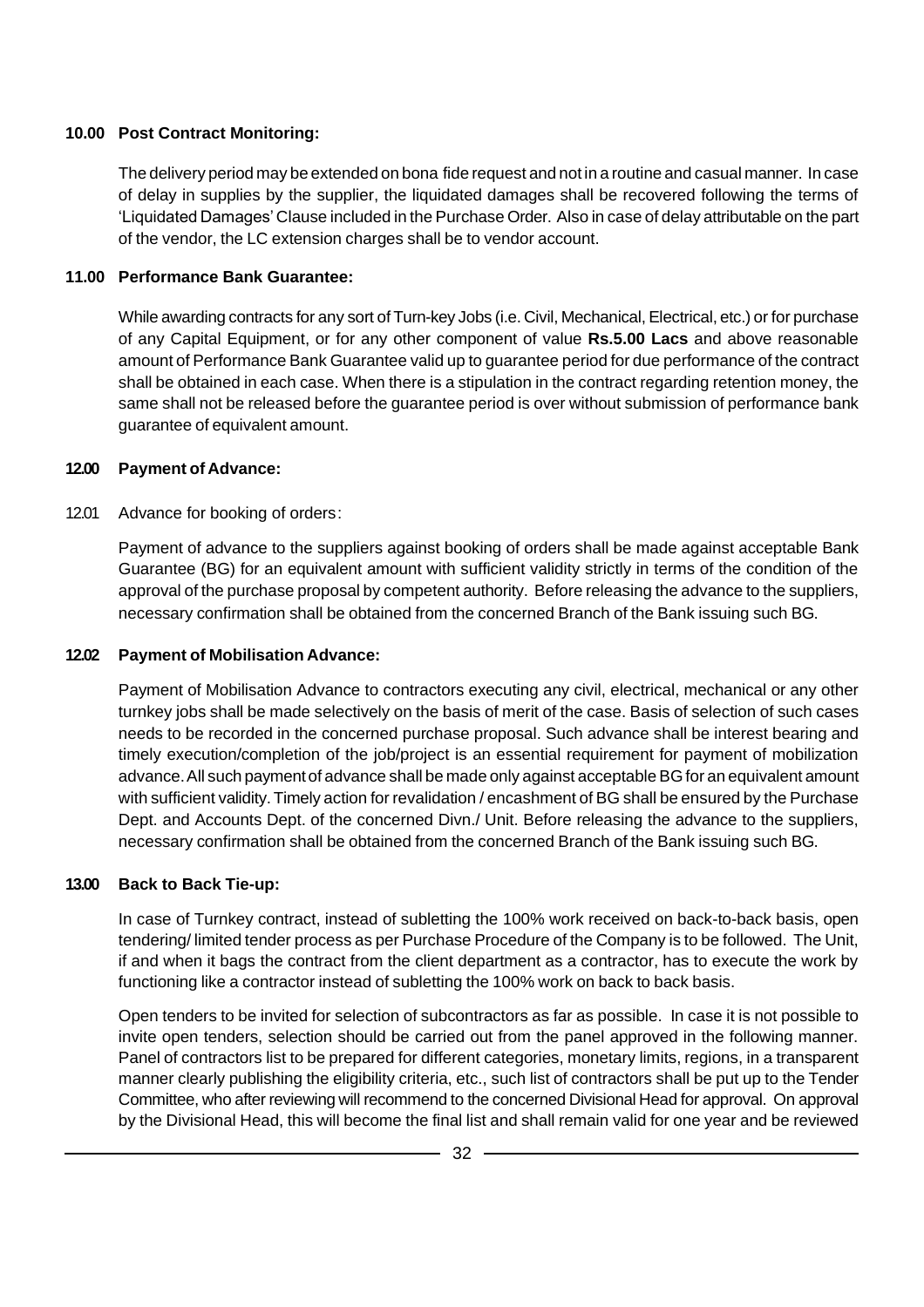**10.00 Post Contract Monitoring:**

The delivery period may be extended on bona fide request and not in a routine and casual manner. In case of delay in supplies by the supplier, the liquidated damages shall be recovered following the terms of 'Liquidated Damages' Clause included in the Purchase Order. Also in case of delay attributable on the part of the vendor, the LC extension charges shall be to vendor account.

**11.00 Performance Bank Guarantee:**

While awarding contracts for any sort of Turn-key Jobs (i.e. Civil, Mechanical, Electrical, etc.) or for purchase of any Capital Equipment, or for any other component of value **Rs.5.00 Lacs** and above reasonable amount of Performance Bank Guarantee valid up to guarantee period for due performance of the contract shall be obtained in each case. When there is a stipulation in the contract regarding retention money, the same shall not be released before the guarantee period is over without submission of performance bank guarantee of equivalent amount.

**12.00 Payment of Advance:**

12.01 Advance for booking of orders:

Payment of advance to the suppliers against booking of orders shall be made against acceptable Bank Guarantee (BG) for an equivalent amount with sufficient validity strictly in terms of the condition of the approval of the purchase proposal by competent authority. Before releasing the advance to the suppliers, necessary confirmation shall be obtained from the concerned Branch of the Bank issuing such BG.

**12.02 Payment of Mobilisation Advance:**

Payment of Mobilisation Advance to contractors executing any civil, electrical, mechanical or any other turnkey jobs shall be made selectively on the basis of merit of the case. Basis of selection of such cases needs to be recorded in the concerned purchase proposal. Such advance shall be interest bearing and timely execution/completion of the job/project is an essential requirement for payment of mobilization advance. All such payment of advance shall be made only against acceptable BG for an equivalent amount with sufficient validity. Timely action for revalidation / encashment of BG shall be ensured by the Purchase Dept. and Accounts Dept. of the concerned Divn./ Unit. Before releasing the advance to the suppliers, necessary confirmation shall be obtained from the concerned Branch of the Bank issuing such BG.

**13.00 Back to Back Tie-up:**

In case of Turnkey contract, instead of subletting the 100% work received on back-to-back basis, open tendering/ limited tender process as per Purchase Procedure of the Company is to be followed. The Unit, if and when it bags the contract from the client department as a contractor, has to execute the work by functioning like a contractor instead of subletting the 100% work on back to back basis.

Open tenders to be invited for selection of subcontractors as far as possible. In case it is not possible to invite open tenders, selection should be carried out from the panel approved in the following manner. Panel of contractors list to be prepared for different categories, monetary limits, regions, in a transparent manner clearly publishing the eligibility criteria, etc., such list of contractors shall be put up to the Tender Committee, who after reviewing will recommend to the concerned Divisional Head for approval. On approval by the Divisional Head, this will become the final list and shall remain valid for one year and be reviewed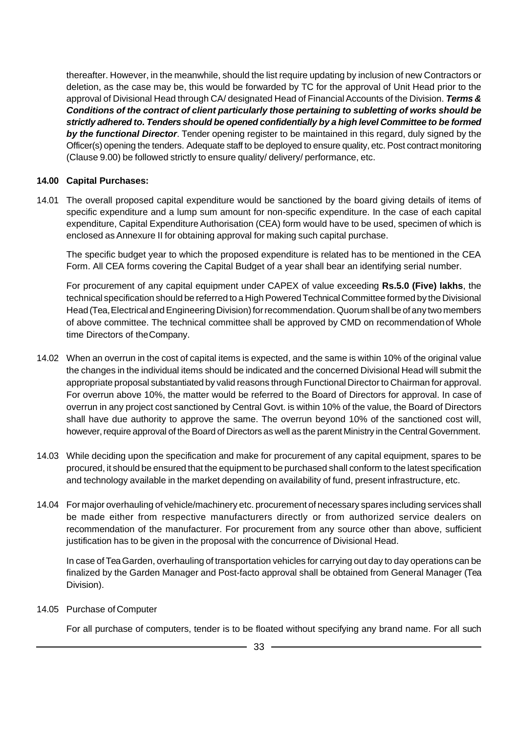thereafter. However, in the meanwhile, should the list require updating by inclusion of new Contractors or deletion, as the case may be, this would be forwarded by TC for the approval of Unit Head prior to the approval of Divisional Head through CA/ designated Head of Financial Accounts of the Division. ***Terms & Conditions of the contract of client particularly those pertaining to subletting of works should be strictly adhered to. Tenders should be opened confidentially by a high level Committee to be formed by the functional Director***. Tender opening register to be maintained in this regard, duly signed by the Officer(s) opening the tenders. Adequate staff to be deployed to ensure quality, etc. Post contract monitoring (Clause 9.00) be followed strictly to ensure quality/ delivery/ performance, etc.

**14.00 Capital Purchases:**

14.01 The overall proposed capital expenditure would be sanctioned by the board giving details of items of specific expenditure and a lump sum amount for non-specific expenditure. In the case of each capital expenditure, Capital Expenditure Authorisation (CEA) form would have to be used, specimen of which is enclosed as Annexure II for obtaining approval for making such capital purchase.

The specific budget year to which the proposed expenditure is related has to be mentioned in the CEA Form. All CEA forms covering the Capital Budget of a year shall bear an identifying serial number.

For procurement of any capital equipment under CAPEX of value exceeding **Rs.5.0 (Five) lakhs**, the technical specification should be referred to a High Powered Technical Committee formed by the Divisional Head (Tea, Electrical and Engineering Division) for recommendation. Quorum shall be of any two members of above committee. The technical committee shall be approved by CMD on recommendation of Whole time Directors of the Company.

14.02 When an overrun in the cost of capital items is expected, and the same is within 10% of the original value the changes in the individual items should be indicated and the concerned Divisional Head will submit the appropriate proposal substantiated by valid reasons through Functional Director to Chairman for approval. For overrun above 10%, the matter would be referred to the Board of Directors for approval. In case of overrun in any project cost sanctioned by Central Govt. is within 10% of the value, the Board of Directors shall have due authority to approve the same. The overrun beyond 10% of the sanctioned cost will, however, require approval of the Board of Directors as well as the parent Ministry in the Central Government.

14.03 While deciding upon the specification and make for procurement of any capital equipment, spares to be procured, it should be ensured that the equipment to be purchased shall conform to the latest specification and technology available in the market depending on availability of fund, present infrastructure, etc.

14.04 For major overhauling of vehicle/machinery etc. procurement of necessary spares including services shall be made either from respective manufacturers directly or from authorized service dealers on recommendation of the manufacturer. For procurement from any source other than above, sufficient justification has to be given in the proposal with the concurrence of Divisional Head.

In case of Tea Garden, overhauling of transportation vehicles for carrying out day to day operations can be finalized by the Garden Manager and Post-facto approval shall be obtained from General Manager (Tea Division).

14.05 Purchase of Computer

For all purchase of computers, tender is to be floated without specifying any brand name. For all such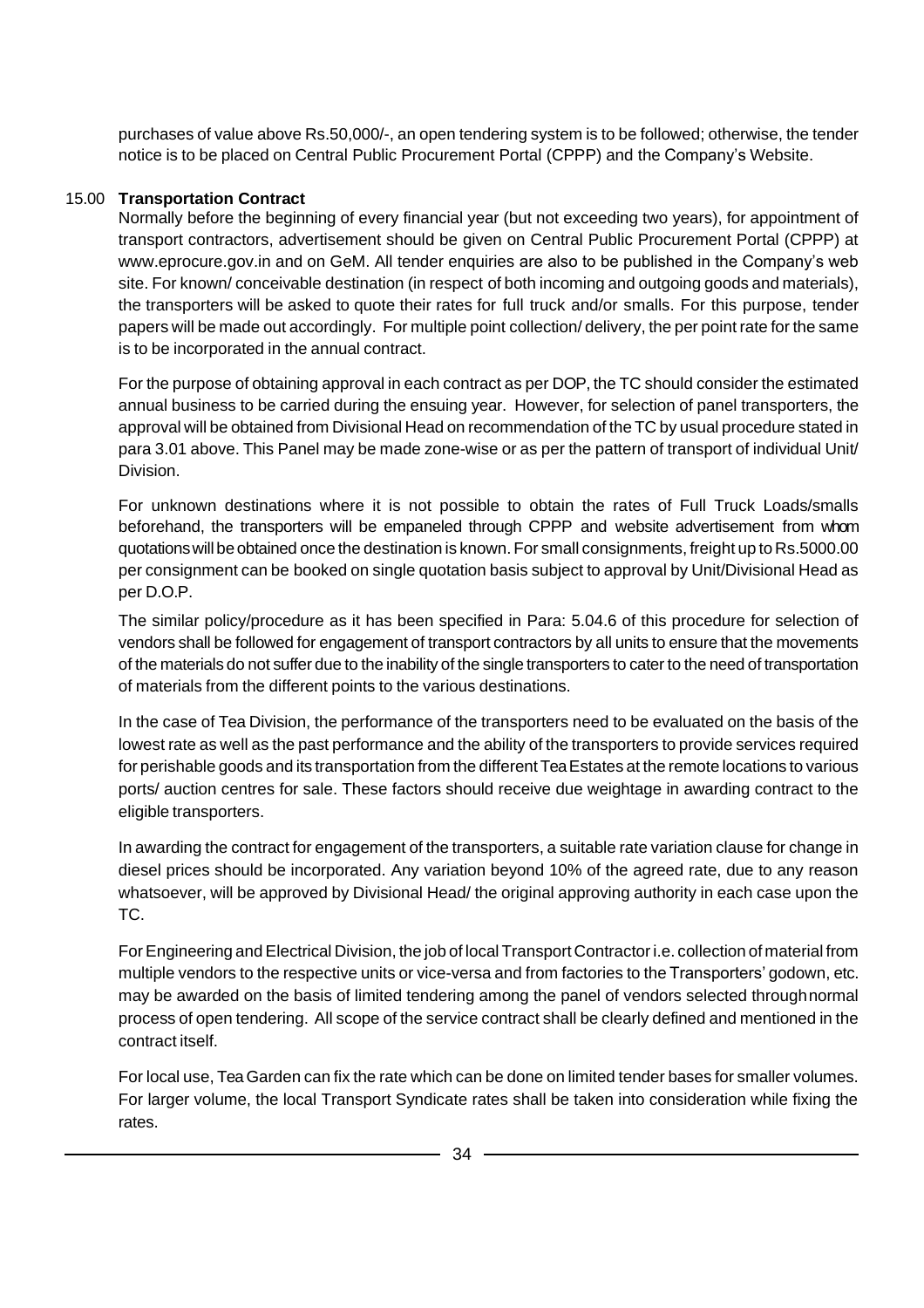purchases of value above Rs.50,000/-, an open tendering system is to be followed; otherwise, the tender notice is to be placed on Central Public Procurement Portal (CPPP) and the Company's Website.

## 15.00 **Transportation Contract**

Normally before the beginning of every financial year (but not exceeding two years), for appointment of transport contractors, advertisement should be given on Central Public Procurement Portal (CPPP) at www.eprocure.gov.in and on GeM. All tender enquiries are also to be published in the Company's web site. For known/ conceivable destination (in respect of both incoming and outgoing goods and materials), the transporters will be asked to quote their rates for full truck and/or smalls. For this purpose, tender papers will be made out accordingly. For multiple point collection/ delivery, the per point rate for the same is to be incorporated in the annual contract.

For the purpose of obtaining approval in each contract as per DOP, the TC should consider the estimated annual business to be carried during the ensuing year. However, for selection of panel transporters, the approval will be obtained from Divisional Head on recommendation of the TC by usual procedure stated in para 3.01 above. This Panel may be made zone-wise or as per the pattern of transport of individual Unit/ Division.

For unknown destinations where it is not possible to obtain the rates of Full Truck Loads/smalls beforehand, the transporters will be empaneled through CPPP and website advertisement from whom quotations will be obtained once the destination is known. For small consignments, freight up to Rs.5000.00 per consignment can be booked on single quotation basis subject to approval by Unit/Divisional Head as per D.O.P.

The similar policy/procedure as it has been specified in Para: 5.04.6 of this procedure for selection of vendors shall be followed for engagement of transport contractors by all units to ensure that the movements of the materials do not suffer due to the inability of the single transporters to cater to the need of transportation of materials from the different points to the various destinations.

In the case of Tea Division, the performance of the transporters need to be evaluated on the basis of the lowest rate as well as the past performance and the ability of the transporters to provide services required for perishable goods and its transportation from the different Tea Estates at the remote locations to various ports/ auction centres for sale. These factors should receive due weightage in awarding contract to the eligible transporters.

In awarding the contract for engagement of the transporters, a suitable rate variation clause for change in diesel prices should be incorporated. Any variation beyond 10% of the agreed rate, due to any reason whatsoever, will be approved by Divisional Head/ the original approving authority in each case upon the TC.

For Engineering and Electrical Division, the job of local Transport Contractor i.e. collection of material from multiple vendors to the respective units or vice-versa and from factories to the Transporters' godown, etc. may be awarded on the basis of limited tendering among the panel of vendors selected through normal process of open tendering. All scope of the service contract shall be clearly defined and mentioned in the contract itself.

For local use, Tea Garden can fix the rate which can be done on limited tender bases for smaller volumes. For larger volume, the local Transport Syndicate rates shall be taken into consideration while fixing the rates.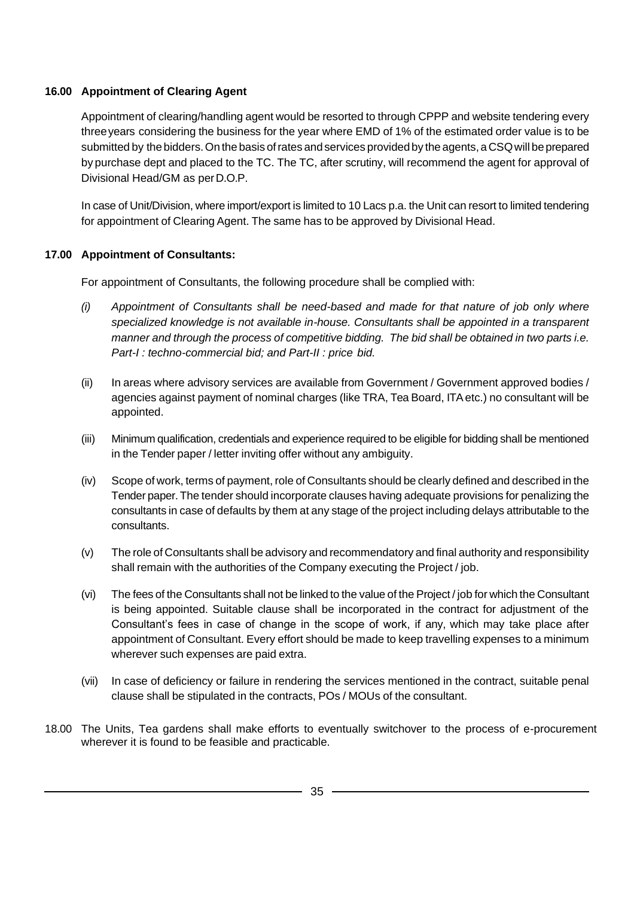## 16.00 Appointment of Clearing Agent

Appointment of clearing/handling agent would be resorted to through CPPP and website tendering every three years considering the business for the year where EMD of 1% of the estimated order value is to be submitted by the bidders. On the basis of rates and services provided by the agents, a CSQ will be prepared by purchase dept and placed to the TC. The TC, after scrutiny, will recommend the agent for approval of Divisional Head/GM as per D.O.P.

In case of Unit/Division, where import/export is limited to 10 Lacs p.a. the Unit can resort to limited tendering for appointment of Clearing Agent. The same has to be approved by Divisional Head.

## 17.00 Appointment of Consultants:

For appointment of Consultants, the following procedure shall be complied with:

*(i) Appointment of Consultants shall be need-based and made for that nature of job only where specialized knowledge is not available in-house. Consultants shall be appointed in a transparent manner and through the process of competitive bidding. The bid shall be obtained in two parts i.e. Part-I : techno-commercial bid; and Part-II : price bid.*

(ii) In areas where advisory services are available from Government / Government approved bodies / agencies against payment of nominal charges (like TRA, Tea Board, ITA etc.) no consultant will be appointed.

(iii) Minimum qualification, credentials and experience required to be eligible for bidding shall be mentioned in the Tender paper / letter inviting offer without any ambiguity.

(iv) Scope of work, terms of payment, role of Consultants should be clearly defined and described in the Tender paper. The tender should incorporate clauses having adequate provisions for penalizing the consultants in case of defaults by them at any stage of the project including delays attributable to the consultants.

(v) The role of Consultants shall be advisory and recommendatory and final authority and responsibility shall remain with the authorities of the Company executing the Project / job.

(vi) The fees of the Consultants shall not be linked to the value of the Project / job for which the Consultant is being appointed. Suitable clause shall be incorporated in the contract for adjustment of the Consultant's fees in case of change in the scope of work, if any, which may take place after appointment of Consultant. Every effort should be made to keep travelling expenses to a minimum wherever such expenses are paid extra.

(vii) In case of deficiency or failure in rendering the services mentioned in the contract, suitable penal clause shall be stipulated in the contracts, POs / MOUs of the consultant.

18.00 The Units, Tea gardens shall make efforts to eventually switchover to the process of e-procurement wherever it is found to be feasible and practicable.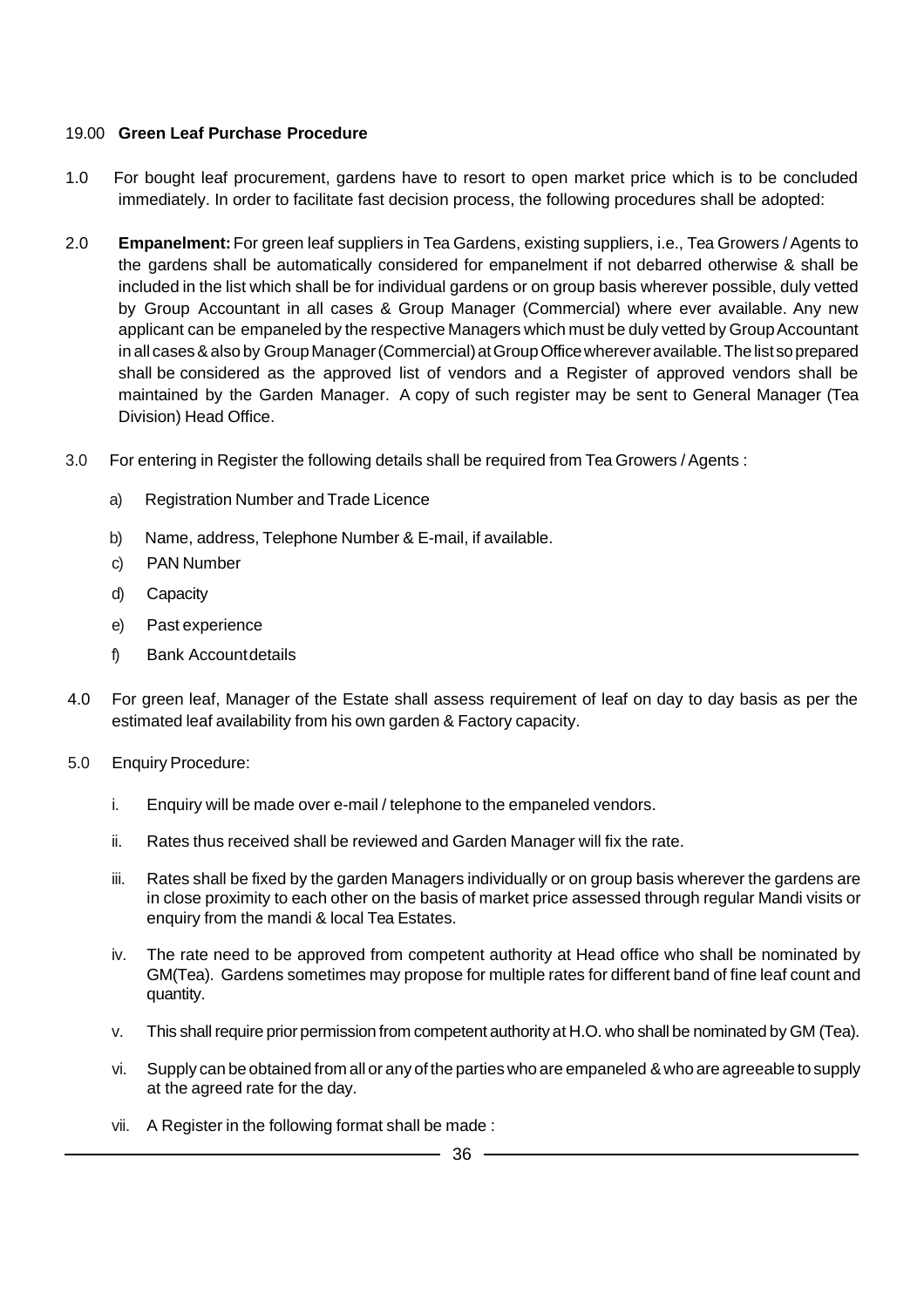## 19.00 **Green Leaf Purchase Procedure**

1.0 For bought leaf procurement, gardens have to resort to open market price which is to be concluded immediately. In order to facilitate fast decision process, the following procedures shall be adopted:

2.0 **Empanelment:** For green leaf suppliers in Tea Gardens, existing suppliers, i.e., Tea Growers / Agents to the gardens shall be automatically considered for empanelment if not debarred otherwise & shall be included in the list which shall be for individual gardens or on group basis wherever possible, duly vetted by Group Accountant in all cases & Group Manager (Commercial) where ever available. Any new applicant can be empaneled by the respective Managers which must be duly vetted by Group Accountant in all cases & also by Group Manager (Commercial) at Group Office wherever available. The list so prepared shall be considered as the approved list of vendors and a Register of approved vendors shall be maintained by the Garden Manager. A copy of such register may be sent to General Manager (Tea Division) Head Office.

3.0 For entering in Register the following details shall be required from Tea Growers / Agents :

a) Registration Number and Trade Licence

b) Name, address, Telephone Number & E-mail, if available.

c) PAN Number

d) Capacity

e) Past experience

f) Bank Account details

4.0 For green leaf, Manager of the Estate shall assess requirement of leaf on day to day basis as per the estimated leaf availability from his own garden & Factory capacity.

5.0 Enquiry Procedure:

i. Enquiry will be made over e-mail / telephone to the empaneled vendors.

ii. Rates thus received shall be reviewed and Garden Manager will fix the rate.

iii. Rates shall be fixed by the garden Managers individually or on group basis wherever the gardens are in close proximity to each other on the basis of market price assessed through regular Mandi visits or enquiry from the mandi & local Tea Estates.

iv. The rate need to be approved from competent authority at Head office who shall be nominated by GM(Tea). Gardens sometimes may propose for multiple rates for different band of fine leaf count and quantity.

v. This shall require prior permission from competent authority at H.O. who shall be nominated by GM (Tea).

vi. Supply can be obtained from all or any of the parties who are empaneled & who are agreeable to supply at the agreed rate for the day.

vii. A Register in the following format shall be made :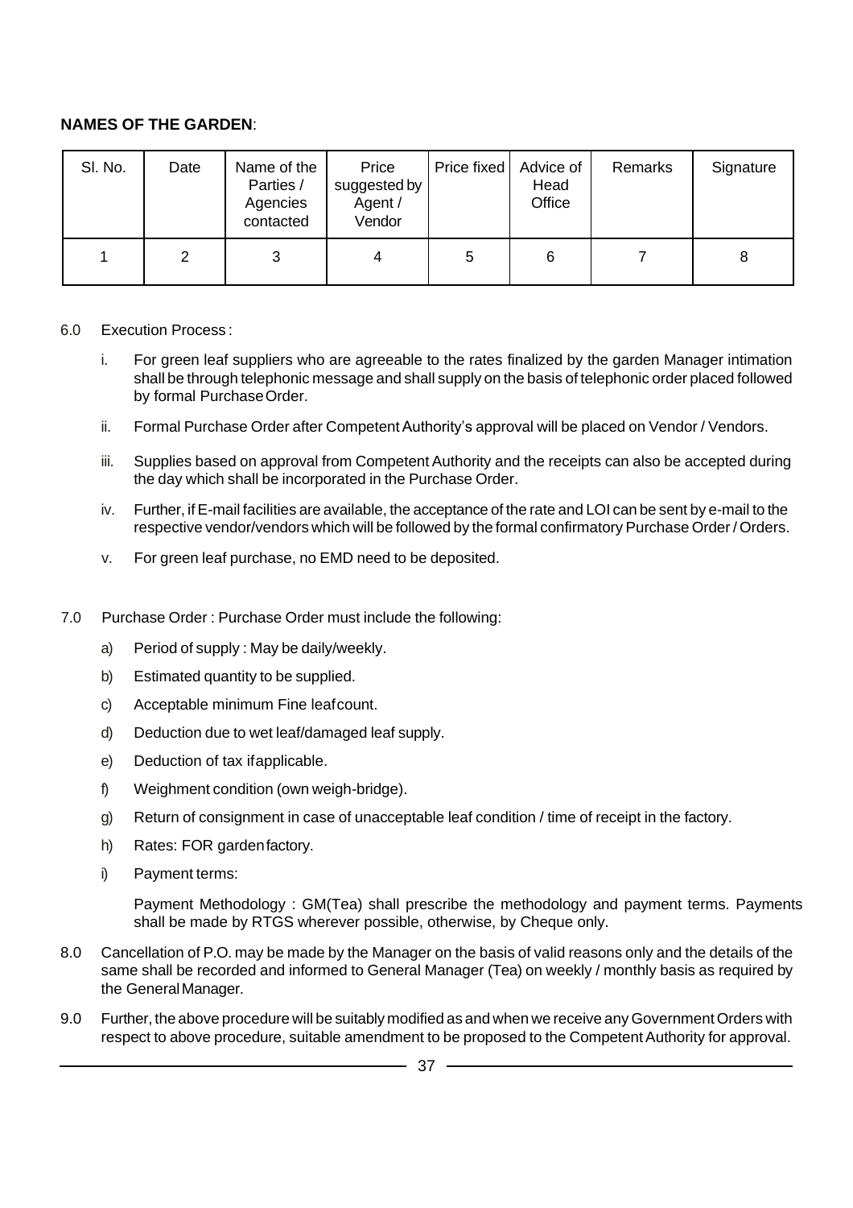**NAMES OF THE GARDEN**:

| Sl. No. | Date | Name of the Parties / Agencies contacted | Price suggested by Agent / Vendor | Price fixed | Advice of Head Office | Remarks | Signature |
|---|---|---|---|---|---|---|---|
| 1 | 2 | 3 | 4 | 5 | 6 | 7 | 8 |

6.0 Execution Process :

i. For green leaf suppliers who are agreeable to the rates finalized by the garden Manager intimation shall be through telephonic message and shall supply on the basis of telephonic order placed followed by formal Purchase Order.

ii. Formal Purchase Order after Competent Authority's approval will be placed on Vendor / Vendors.

iii. Supplies based on approval from Competent Authority and the receipts can also be accepted during the day which shall be incorporated in the Purchase Order.

iv. Further, if E-mail facilities are available, the acceptance of the rate and LOI can be sent by e-mail to the respective vendor/vendors which will be followed by the formal confirmatory Purchase Order / Orders.

v. For green leaf purchase, no EMD need to be deposited.

7.0 Purchase Order : Purchase Order must include the following:

a) Period of supply : May be daily/weekly.

b) Estimated quantity to be supplied.

c) Acceptable minimum Fine leaf count.

d) Deduction due to wet leaf/damaged leaf supply.

e) Deduction of tax if applicable.

f) Weighment condition (own weigh-bridge).

g) Return of consignment in case of unacceptable leaf condition / time of receipt in the factory.

h) Rates: FOR garden factory.

i) Payment terms:

Payment Methodology : GM(Tea) shall prescribe the methodology and payment terms. Payments shall be made by RTGS wherever possible, otherwise, by Cheque only.

8.0 Cancellation of P.O. may be made by the Manager on the basis of valid reasons only and the details of the same shall be recorded and informed to General Manager (Tea) on weekly / monthly basis as required by the General Manager.

9.0 Further, the above procedure will be suitably modified as and when we receive any Government Orders with respect to above procedure, suitable amendment to be proposed to the Competent Authority for approval.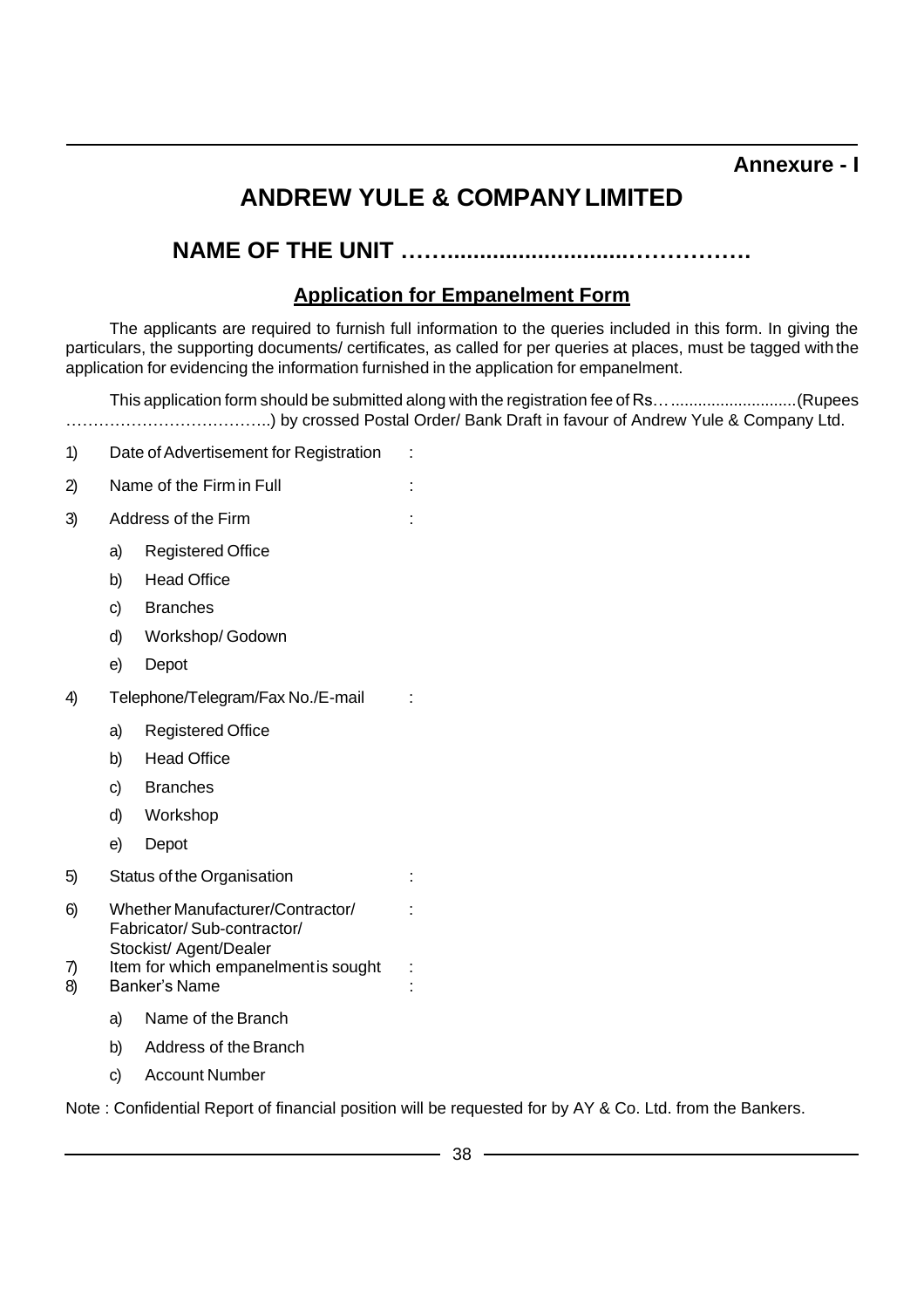**Annexure - I**

# ANDREW YULE & COMPANY LIMITED

## NAME OF THE UNIT …….............................…………….

### Application for Empanelment Form

The applicants are required to furnish full information to the queries included in this form. In giving the particulars, the supporting documents/ certificates, as called for per queries at places, must be tagged with the application for evidencing the information furnished in the application for empanelment.

This application form should be submitted along with the registration fee of Rs…...........................(Rupees ………………………………..) by crossed Postal Order/ Bank Draft in favour of Andrew Yule & Company Ltd.

1) Date of Advertisement for Registration :
2) Name of the Firm in Full :
3) Address of the Firm :
   a) Registered Office
   b) Head Office
   c) Branches
   d) Workshop/ Godown
   e) Depot
4) Telephone/Telegram/Fax No./E-mail :
   a) Registered Office
   b) Head Office
   c) Branches
   d) Workshop
   e) Depot
5) Status of the Organisation :
6) Whether Manufacturer/Contractor/ Fabricator/ Sub-contractor/ Stockist/ Agent/Dealer :
7) Item for which empanelment is sought :
8) Banker's Name :
   a) Name of the Branch
   b) Address of the Branch
   c) Account Number

Note : Confidential Report of financial position will be requested for by AY & Co. Ltd. from the Bankers.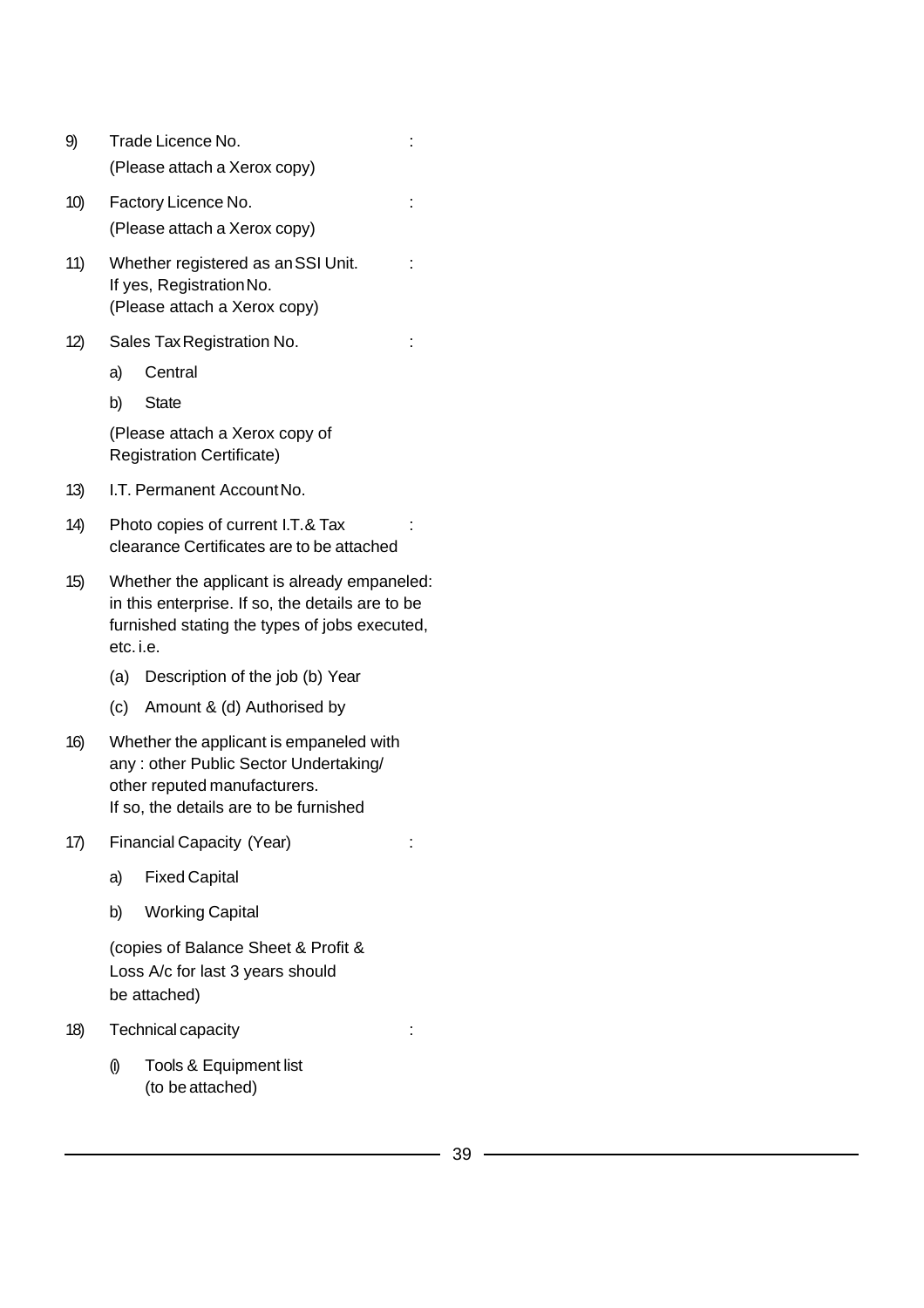9) Trade Licence No. :
(Please attach a Xerox copy)

10) Factory Licence No. :
(Please attach a Xerox copy)

11) Whether registered as an SSI Unit. :
If yes, Registration No.
(Please attach a Xerox copy)

12) Sales Tax Registration No. :

a) Central

b) State

(Please attach a Xerox copy of Registration Certificate)

13) I.T. Permanent Account No.

14) Photo copies of current I.T.& Tax clearance Certificates are to be attached :

15) Whether the applicant is already empaneled: in this enterprise. If so, the details are to be furnished stating the types of jobs executed, etc. i.e.

(a) Description of the job (b) Year

(c) Amount & (d) Authorised by

16) Whether the applicant is empaneled with any : other Public Sector Undertaking/ other reputed manufacturers.
If so, the details are to be furnished

17) Financial Capacity (Year) :

a) Fixed Capital

b) Working Capital

(copies of Balance Sheet & Profit & Loss A/c for last 3 years should be attached)

18) Technical capacity :

(i) Tools & Equipment list
(to be attached)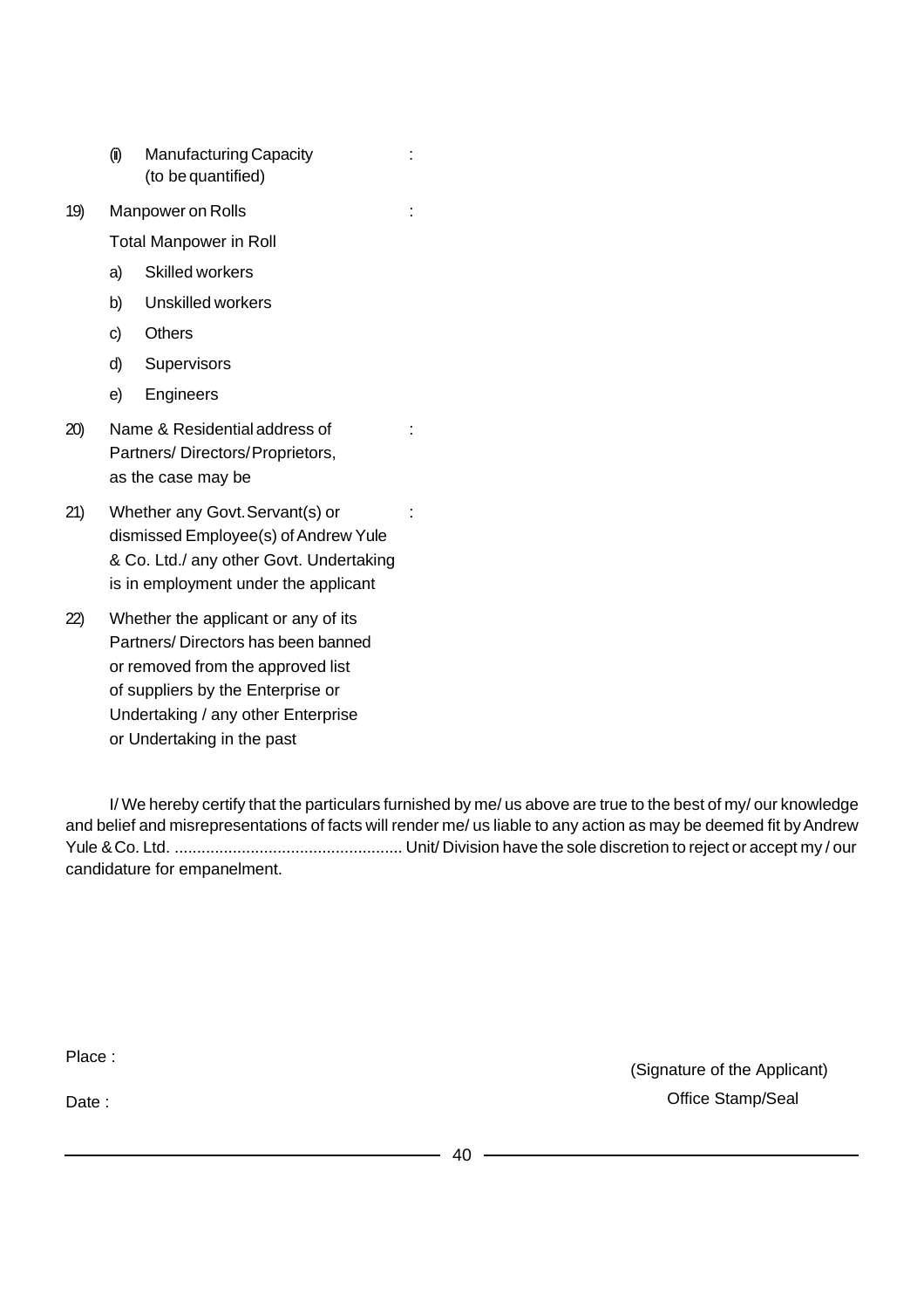(ii) Manufacturing Capacity (to be quantified) :

19) Manpower on Rolls :

Total Manpower in Roll

a) Skilled workers

b) Unskilled workers

c) Others

d) Supervisors

e) Engineers

20) Name & Residential address of Partners/ Directors/ Proprietors, as the case may be :

21) Whether any Govt. Servant(s) or dismissed Employee(s) of Andrew Yule & Co. Ltd./ any other Govt. Undertaking is in employment under the applicant :

22) Whether the applicant or any of its Partners/ Directors has been banned or removed from the approved list of suppliers by the Enterprise or Undertaking / any other Enterprise or Undertaking in the past

I/ We hereby certify that the particulars furnished by me/ us above are true to the best of my/ our knowledge and belief and misrepresentations of facts will render me/ us liable to any action as may be deemed fit by Andrew Yule & Co. Ltd. .................................................. Unit/ Division have the sole discretion to reject or accept my / our candidature for empanelment.

Place :

Date :

(Signature of the Applicant)

Office Stamp/Seal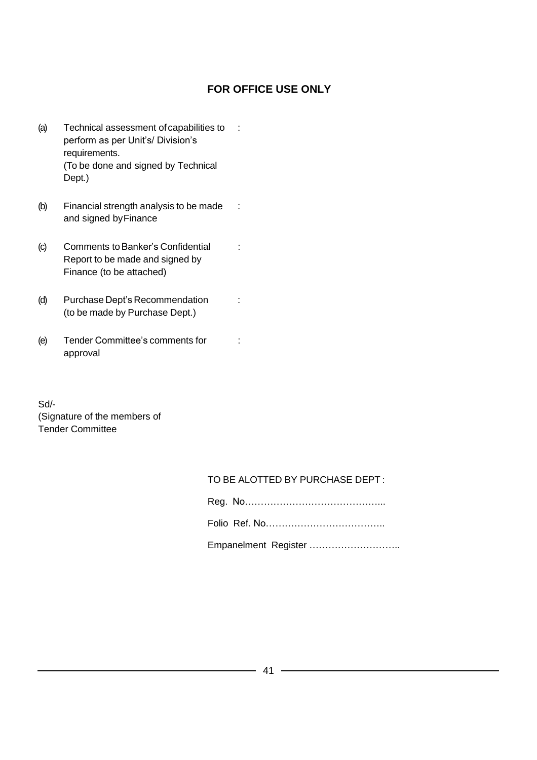## FOR OFFICE USE ONLY

(a) Technical assessment of capabilities to perform as per Unit's/ Division's requirements. (To be done and signed by Technical Dept.) :

(b) Financial strength analysis to be made and signed by Finance :

(c) Comments to Banker's Confidential Report to be made and signed by Finance (to be attached) :

(d) Purchase Dept's Recommendation (to be made by Purchase Dept.) :

(e) Tender Committee's comments for approval :

Sd/-
(Signature of the members of
Tender Committee

TO BE ALOTTED BY PURCHASE DEPT :

Reg. No……………………………………...

Folio Ref. No………………………………..

Empanelment Register ………………………..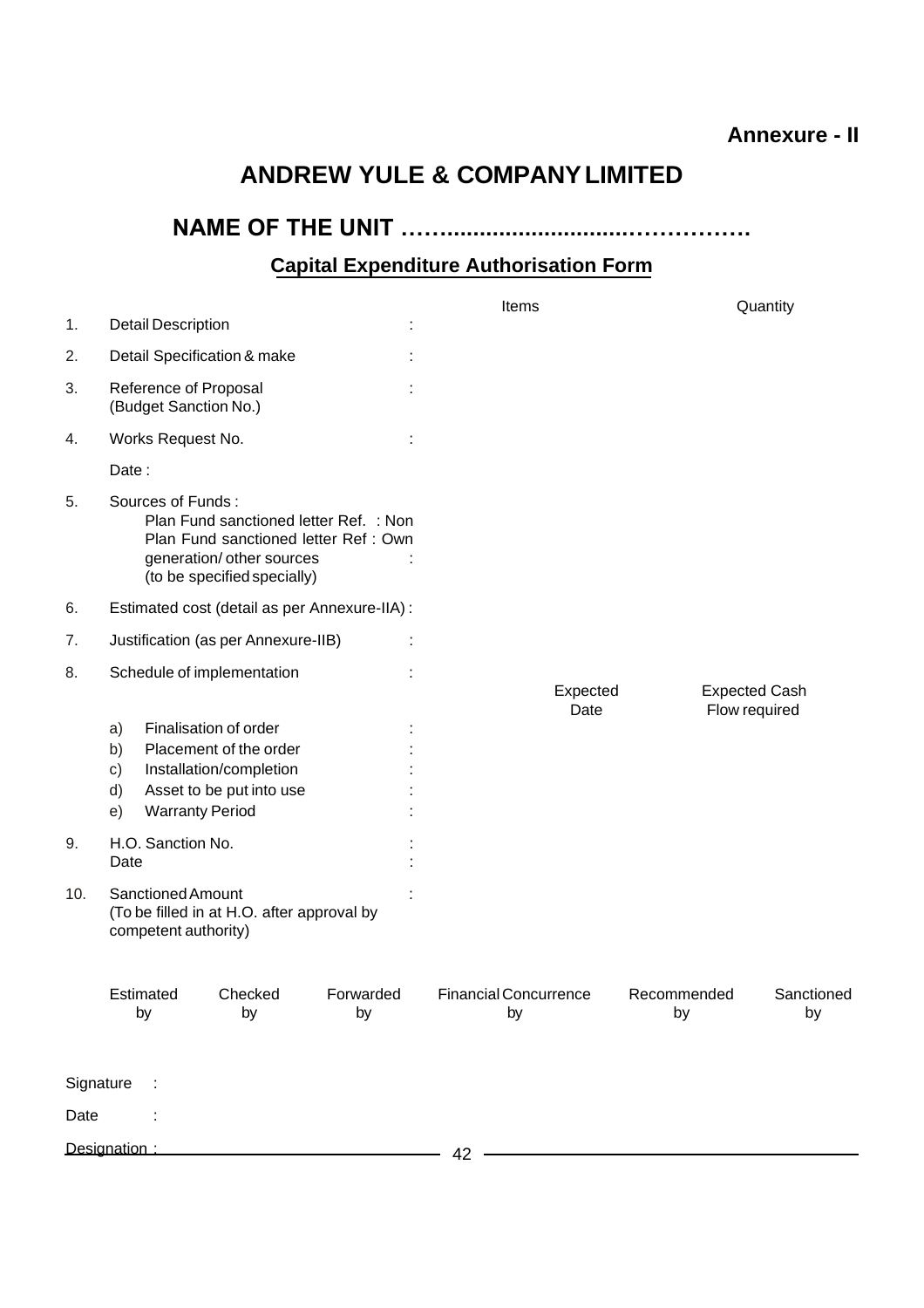**Annexure - II**

# ANDREW YULE & COMPANY LIMITED

## NAME OF THE UNIT ……...........................……………

### Capital Expenditure Authorisation Form

| | | | Items | Quantity |
|---|---|---|---|---|
| 1. | Detail Description | : | | |
| 2. | Detail Specification & make | : | | |
| 3. | Reference of Proposal (Budget Sanction No.) | : | | |
| 4. | Works Request No. | : | | |
| | Date : | | | |
| 5. | Sources of Funds : Plan Fund sanctioned letter Ref. : Non Plan Fund sanctioned letter Ref : Own generation/ other sources (to be specified specially) | : | | |
| 6. | Estimated cost (detail as per Annexure-IIA) | : | | |
| 7. | Justification (as per Annexure-IIB) | : | | |
| 8. | Schedule of implementation | : | | |

| | | | Expected Date | Expected Cash Flow required |
|---|---|---|---|---|
| a) | Finalisation of order | : | | |
| b) | Placement of the order | : | | |
| c) | Installation/completion | : | | |
| d) | Asset to be put into use | : | | |
| e) | Warranty Period | : | | |

| | | |
|---|---|---|
| 9. | H.O. Sanction No. | : |
| | Date | : |
| 10. | Sanctioned Amount (To be filled in at H.O. after approval by competent authority) | : |

| | Estimated by | Checked by | Forwarded by | Financial Concurrence by | Recommended by | Sanctioned by |
|---|---|---|---|---|---|---|
| Signature : | | | | | | |
| Date : | | | | | | |
| Designation : | | | | | | |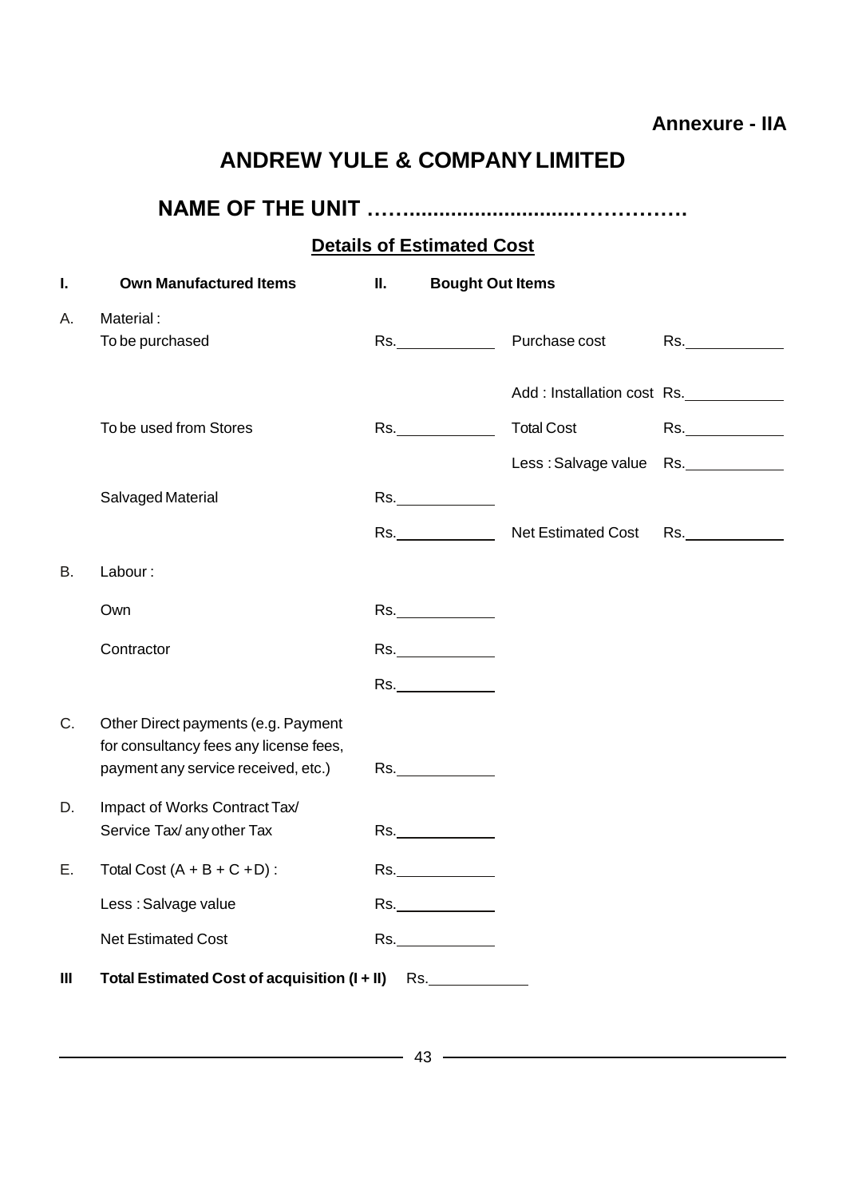Annexure - IIA

# ANDREW YULE & COMPANY LIMITED

## NAME OF THE UNIT ……...........................……………

### Details of Estimated Cost

| | | | | |
|---|---|---|---|---|
| **I.** | **Own Manufactured Items** | **II.** | **Bought Out Items** | |
| A. | Material : | | | |
| | To be purchased | Rs.____________ | Purchase cost | Rs.____________ |
| | | | Add : Installation cost | Rs.____________ |
| | To be used from Stores | Rs.____________ | Total Cost | Rs.____________ |
| | | | Less : Salvage value | Rs.____________ |
| | Salvaged Material | Rs.____________ | | |
| | | Rs.____________ | Net Estimated Cost | Rs.____________ |
| B. | Labour : | | | |
| | Own | Rs.____________ | | |
| | Contractor | Rs.____________ | | |
| | | Rs.____________ | | |
| C. | Other Direct payments (e.g. Payment for consultancy fees any license fees, payment any service received, etc.) | Rs.____________ | | |
| D. | Impact of Works Contract Tax/ Service Tax/ any other Tax | Rs.____________ | | |
| E. | Total Cost (A + B + C +D) : | Rs.____________ | | |
| | Less : Salvage value | Rs.____________ | | |
| | Net Estimated Cost | Rs.____________ | | |
| **III** | **Total Estimated Cost of acquisition (I + II)** | Rs.____________ | | |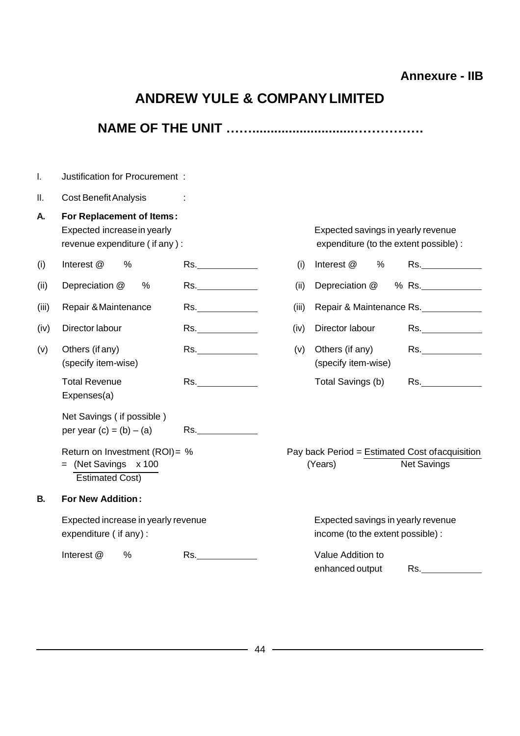**Annexure - IIB**

# ANDREW YULE & COMPANY LIMITED

## NAME OF THE UNIT ……..............................……………

I. Justification for Procurement :

II. Cost Benefit Analysis :

**A. For Replacement of Items:**

| | Expected increase in yearly revenue expenditure ( if any ) : | | | Expected savings in yearly revenue expenditure (to the extent possible) : | |
|---|---|---|---|---|---|
| (i) | Interest @ % | Rs.____________ | (i) | Interest @ % | Rs.____________ |
| (ii) | Depreciation @ % | Rs.____________ | (ii) | Depreciation @ % | Rs.____________ |
| (iii) | Repair & Maintenance | Rs.____________ | (iii) | Repair & Maintenance | Rs.____________ |
| (iv) | Director labour | Rs.____________ | (iv) | Director labour | Rs.____________ |
| (v) | Others (if any) (specify item-wise) | Rs.____________ | (v) | Others (if any) (specify item-wise) | Rs.____________ |
| | Total Revenue Expenses(a) | Rs.____________ | | Total Savings (b) | Rs.____________ |

Net Savings ( if possible ) per year (c) = (b) – (a) Rs.____________

Return on Investment (ROI) = % $= \dfrac{\text{(Net Savings} \times 100}{\text{Estimated Cost)}}$

Pay back Period (Years) $= \dfrac{\text{Estimated Cost of acquisition}}{\text{Net Savings}}$

**B. For New Addition:**

| Expected increase in yearly revenue expenditure ( if any) : | | Expected savings in yearly revenue income (to the extent possible) : | |
|---|---|---|---|
| Interest @ % | Rs.____________ | Value Addition to enhanced output | Rs.____________ |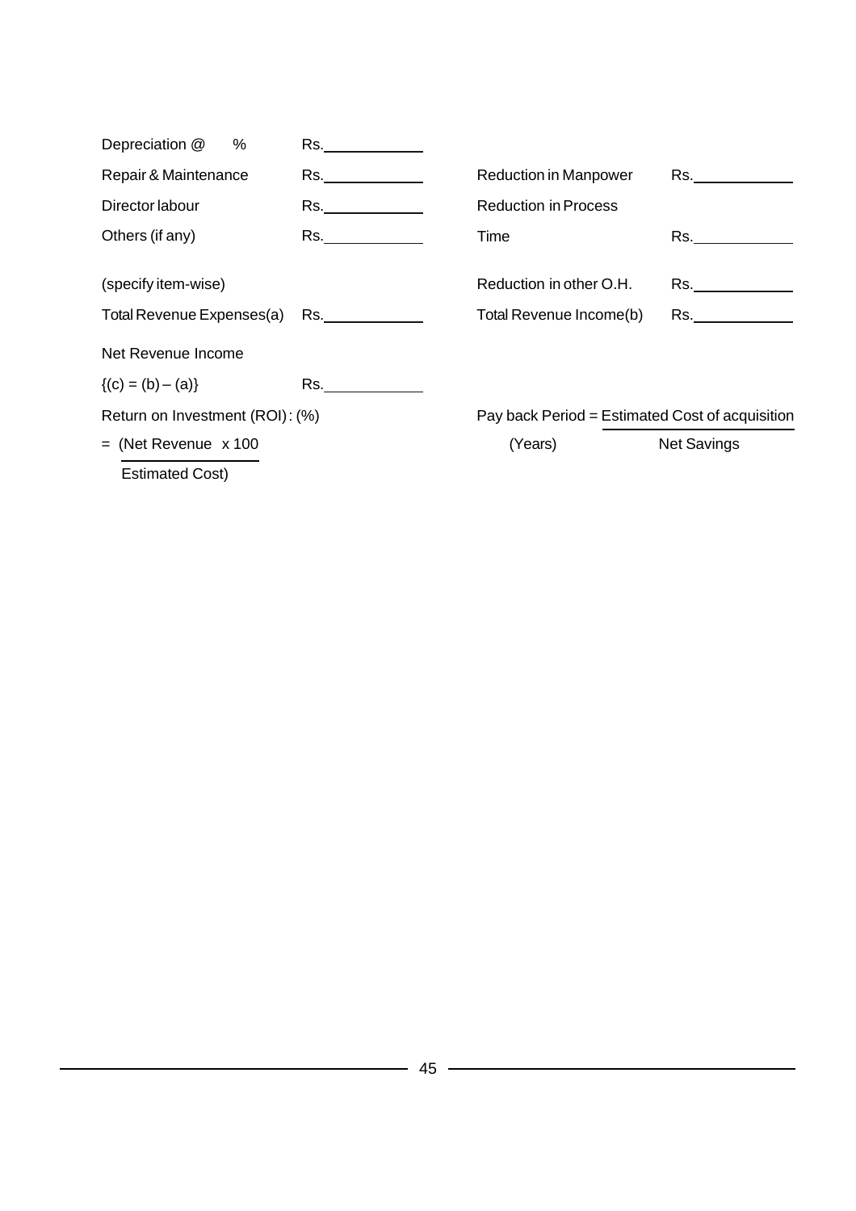| | | | |
|---|---|---|---|
| Depreciation @ % | Rs.\_\_\_\_\_\_\_\_\_\_ | | |
| Repair & Maintenance | Rs.\_\_\_\_\_\_\_\_\_\_ | Reduction in Manpower | Rs.\_\_\_\_\_\_\_\_\_\_ |
| Director labour | Rs.\_\_\_\_\_\_\_\_\_\_ | Reduction in Process | |
| Others (if any) | Rs.\_\_\_\_\_\_\_\_\_\_ | Time | Rs.\_\_\_\_\_\_\_\_\_\_ |
| (specify item-wise) | | Reduction in other O.H. | Rs.\_\_\_\_\_\_\_\_\_\_ |
| Total Revenue Expenses(a) | Rs.\_\_\_\_\_\_\_\_\_\_ | Total Revenue Income(b) | Rs.\_\_\_\_\_\_\_\_\_\_ |

Net Revenue Income

{(c) = (b) – (a)} Rs.\_\_\_\_\_\_\_\_\_\_

Return on Investment (ROI) : (%)

$$= \frac{\text{Net Revenue}}{\text{Estimated Cost}} \times 100$$

$$\text{Pay back Period (Years)} = \frac{\text{Estimated Cost of acquisition}}{\text{Net Savings}}$$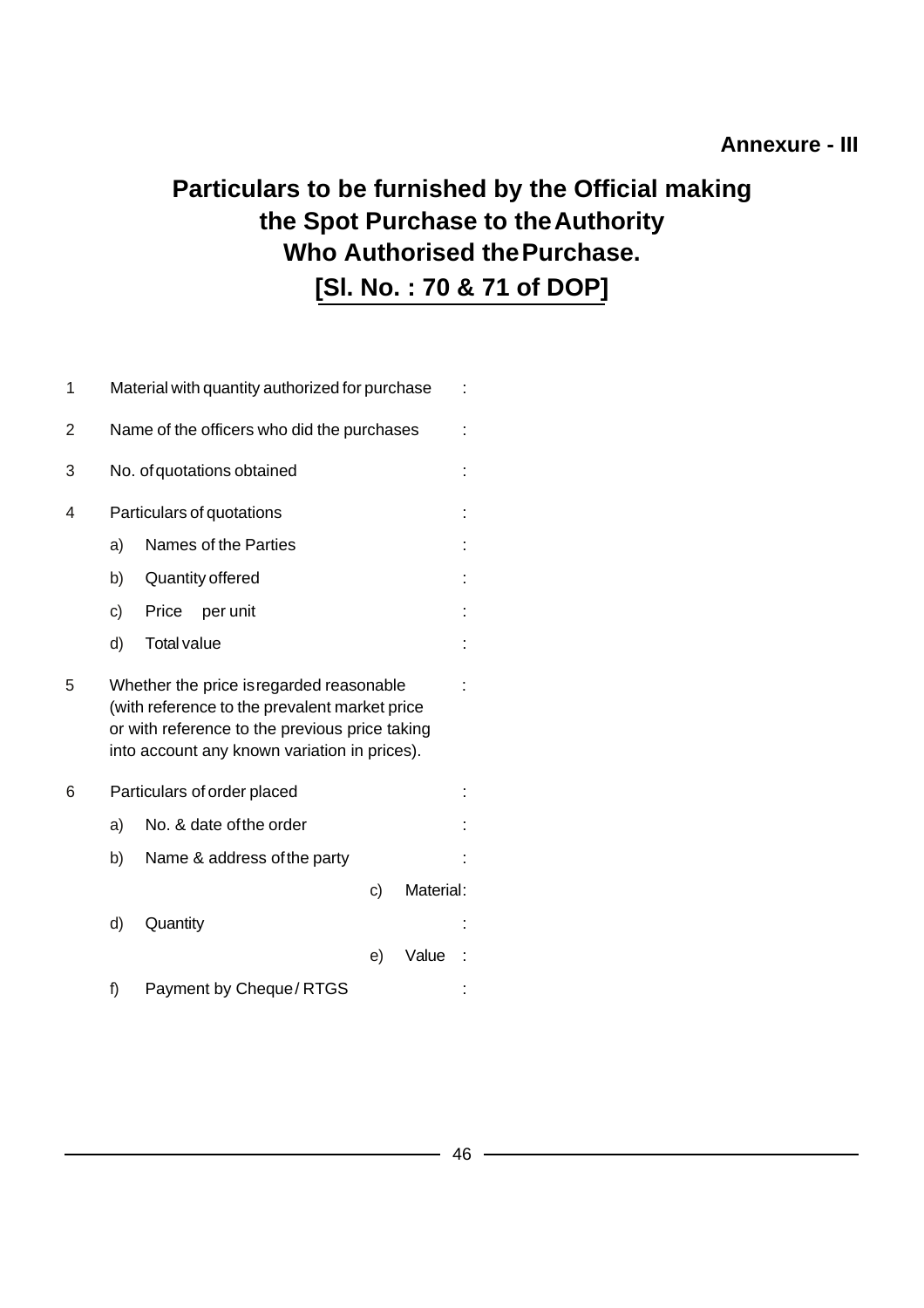**Annexure - III**

# Particulars to be furnished by the Official making the Spot Purchase to the Authority Who Authorised the Purchase.

## [Sl. No. : 70 & 71 of DOP]

1. Material with quantity authorized for purchase :
2. Name of the officers who did the purchases :
3. No. of quotations obtained :
4. Particulars of quotations :
   - a) Names of the Parties :
   - b) Quantity offered :
   - c) Price per unit :
   - d) Total value :
5. Whether the price is regarded reasonable (with reference to the prevalent market price or with reference to the previous price taking into account any known variation in prices). :
6. Particulars of order placed :
   - a) No. & date of the order :
   - b) Name & address of the party :
   - c) Material :
   - d) Quantity :
   - e) Value :
   - f) Payment by Cheque / RTGS :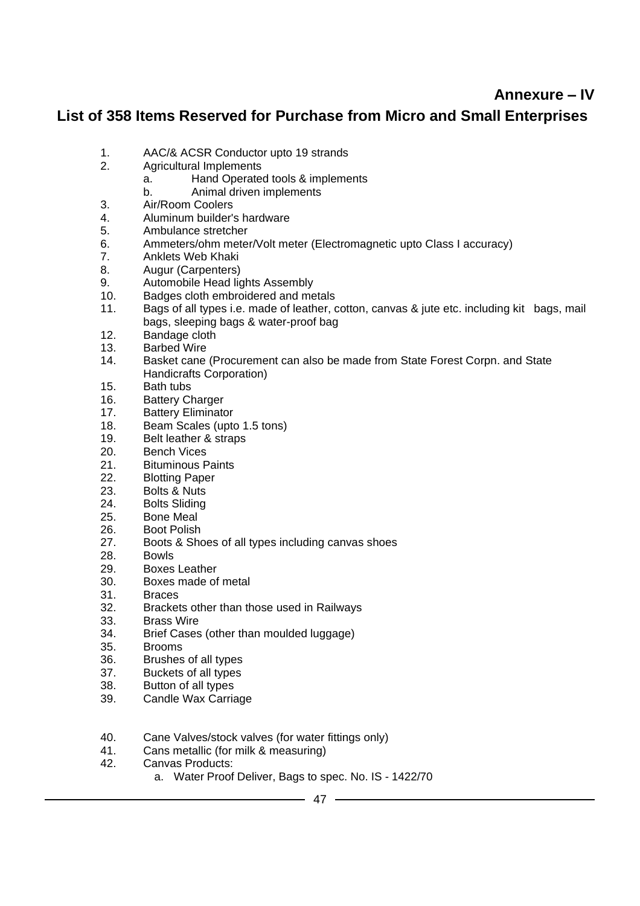**Annexure – IV**

## List of 358 Items Reserved for Purchase from Micro and Small Enterprises

1. AAC/& ACSR Conductor upto 19 strands
2. Agricultural Implements
   a. Hand Operated tools & implements
   b. Animal driven implements
3. Air/Room Coolers
4. Aluminum builder's hardware
5. Ambulance stretcher
6. Ammeters/ohm meter/Volt meter (Electromagnetic upto Class I accuracy)
7. Anklets Web Khaki
8. Augur (Carpenters)
9. Automobile Head lights Assembly
10. Badges cloth embroidered and metals
11. Bags of all types i.e. made of leather, cotton, canvas & jute etc. including kit bags, mail bags, sleeping bags & water-proof bag
12. Bandage cloth
13. Barbed Wire
14. Basket cane (Procurement can also be made from State Forest Corpn. and State Handicrafts Corporation)
15. Bath tubs
16. Battery Charger
17. Battery Eliminator
18. Beam Scales (upto 1.5 tons)
19. Belt leather & straps
20. Bench Vices
21. Bituminous Paints
22. Blotting Paper
23. Bolts & Nuts
24. Bolts Sliding
25. Bone Meal
26. Boot Polish
27. Boots & Shoes of all types including canvas shoes
28. Bowls
29. Boxes Leather
30. Boxes made of metal
31. Braces
32. Brackets other than those used in Railways
33. Brass Wire
34. Brief Cases (other than moulded luggage)
35. Brooms
36. Brushes of all types
37. Buckets of all types
38. Button of all types
39. Candle Wax Carriage
40. Cane Valves/stock valves (for water fittings only)
41. Cans metallic (for milk & measuring)
42. Canvas Products:
    a. Water Proof Deliver, Bags to spec. No. IS - 1422/70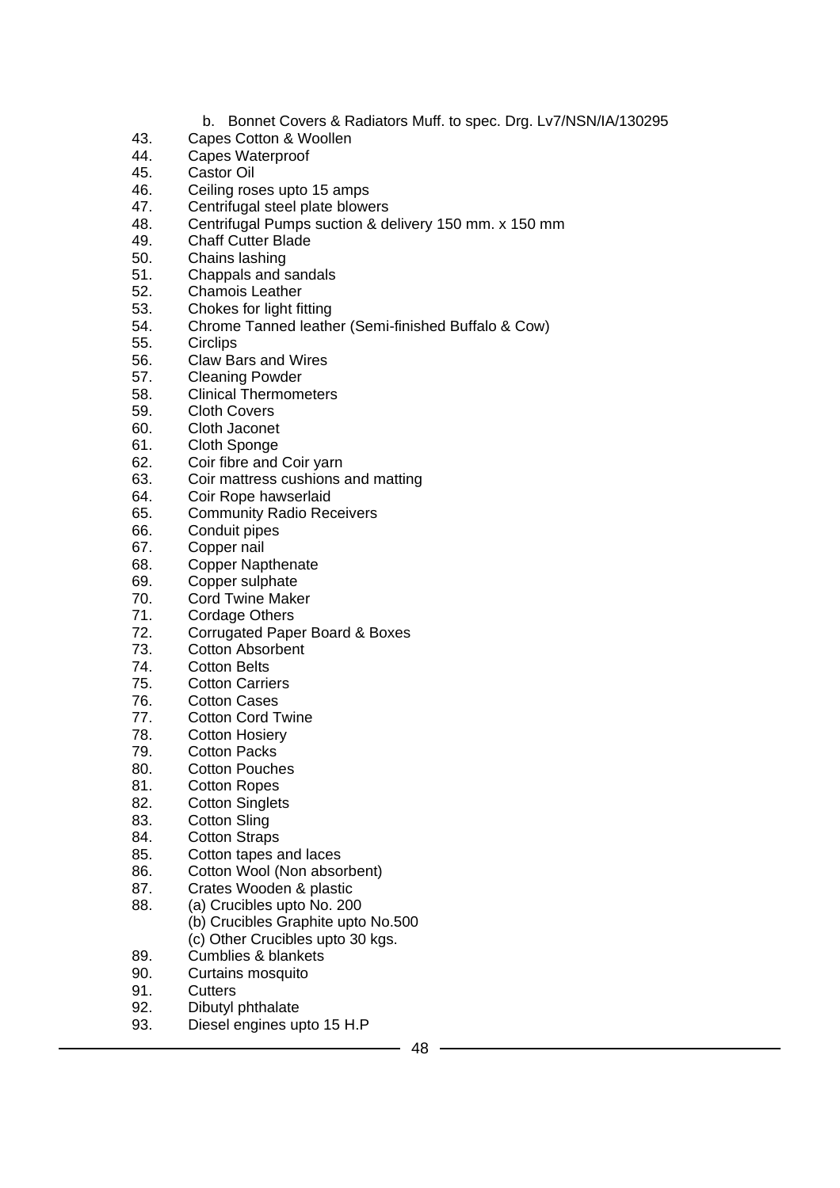b. Bonnet Covers & Radiators Muff. to spec. Drg. Lv7/NSN/IA/130295

43. Capes Cotton & Woollen
44. Capes Waterproof
45. Castor Oil
46. Ceiling roses upto 15 amps
47. Centrifugal steel plate blowers
48. Centrifugal Pumps suction & delivery 150 mm. x 150 mm
49. Chaff Cutter Blade
50. Chains lashing
51. Chappals and sandals
52. Chamois Leather
53. Chokes for light fitting
54. Chrome Tanned leather (Semi-finished Buffalo & Cow)
55. Circlips
56. Claw Bars and Wires
57. Cleaning Powder
58. Clinical Thermometers
59. Cloth Covers
60. Cloth Jaconet
61. Cloth Sponge
62. Coir fibre and Coir yarn
63. Coir mattress cushions and matting
64. Coir Rope hawserlaid
65. Community Radio Receivers
66. Conduit pipes
67. Copper nail
68. Copper Napthenate
69. Copper sulphate
70. Cord Twine Maker
71. Cordage Others
72. Corrugated Paper Board & Boxes
73. Cotton Absorbent
74. Cotton Belts
75. Cotton Carriers
76. Cotton Cases
77. Cotton Cord Twine
78. Cotton Hosiery
79. Cotton Packs
80. Cotton Pouches
81. Cotton Ropes
82. Cotton Singlets
83. Cotton Sling
84. Cotton Straps
85. Cotton tapes and laces
86. Cotton Wool (Non absorbent)
87. Crates Wooden & plastic
88. (a) Crucibles upto No. 200
    (b) Crucibles Graphite upto No.500
    (c) Other Crucibles upto 30 kgs.
89. Cumblies & blankets
90. Curtains mosquito
91. Cutters
92. Dibutyl phthalate
93. Diesel engines upto 15 H.P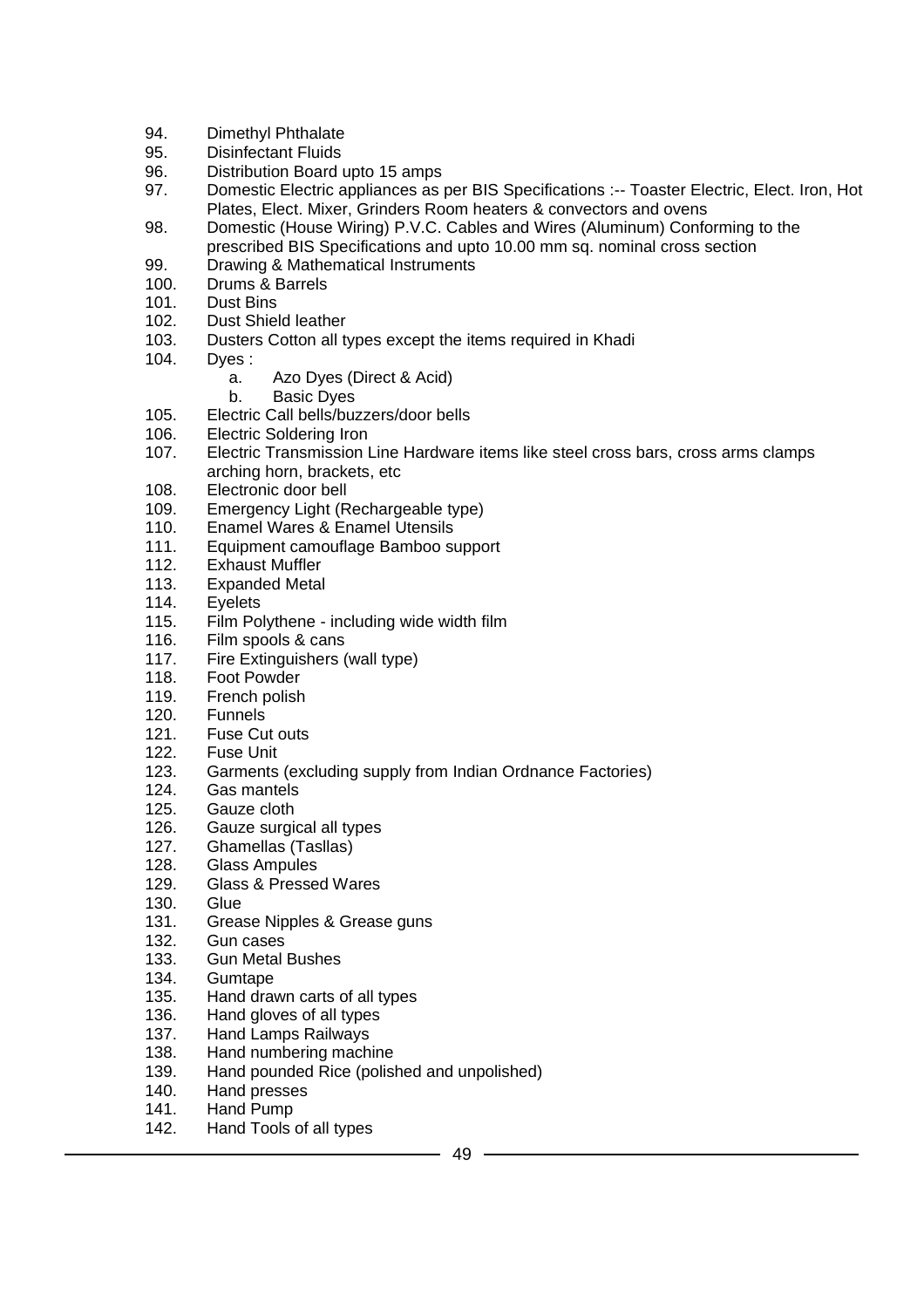94. Dimethyl Phthalate
95. Disinfectant Fluids
96. Distribution Board upto 15 amps
97. Domestic Electric appliances as per BIS Specifications :-- Toaster Electric, Elect. Iron, Hot Plates, Elect. Mixer, Grinders Room heaters & convectors and ovens
98. Domestic (House Wiring) P.V.C. Cables and Wires (Aluminum) Conforming to the prescribed BIS Specifications and upto 10.00 mm sq. nominal cross section
99. Drawing & Mathematical Instruments
100. Drums & Barrels
101. Dust Bins
102. Dust Shield leather
103. Dusters Cotton all types except the items required in Khadi
104. Dyes :
    a. Azo Dyes (Direct & Acid)
    b. Basic Dyes
105. Electric Call bells/buzzers/door bells
106. Electric Soldering Iron
107. Electric Transmission Line Hardware items like steel cross bars, cross arms clamps arching horn, brackets, etc
108. Electronic door bell
109. Emergency Light (Rechargeable type)
110. Enamel Wares & Enamel Utensils
111. Equipment camouflage Bamboo support
112. Exhaust Muffler
113. Expanded Metal
114. Eyelets
115. Film Polythene - including wide width film
116. Film spools & cans
117. Fire Extinguishers (wall type)
118. Foot Powder
119. French polish
120. Funnels
121. Fuse Cut outs
122. Fuse Unit
123. Garments (excluding supply from Indian Ordnance Factories)
124. Gas mantels
125. Gauze cloth
126. Gauze surgical all types
127. Ghamellas (Tasllas)
128. Glass Ampules
129. Glass & Pressed Wares
130. Glue
131. Grease Nipples & Grease guns
132. Gun cases
133. Gun Metal Bushes
134. Gumtape
135. Hand drawn carts of all types
136. Hand gloves of all types
137. Hand Lamps Railways
138. Hand numbering machine
139. Hand pounded Rice (polished and unpolished)
140. Hand presses
141. Hand Pump
142. Hand Tools of all types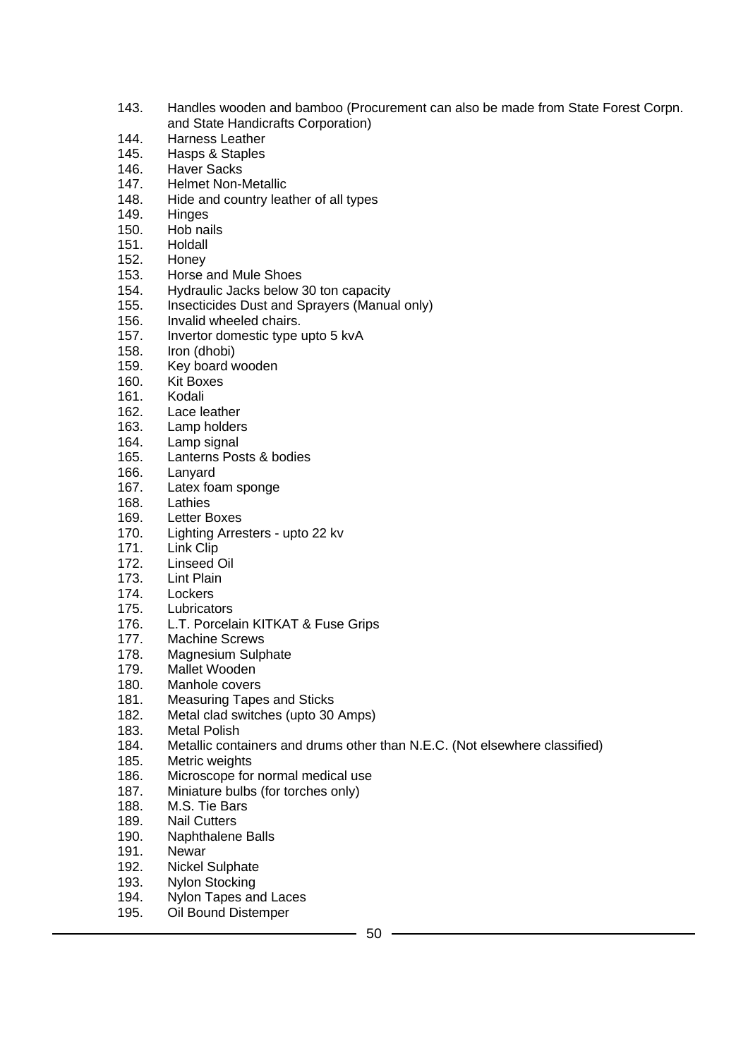143. Handles wooden and bamboo (Procurement can also be made from State Forest Corpn. and State Handicrafts Corporation)
144. Harness Leather
145. Hasps & Staples
146. Haver Sacks
147. Helmet Non-Metallic
148. Hide and country leather of all types
149. Hinges
150. Hob nails
151. Holdall
152. Honey
153. Horse and Mule Shoes
154. Hydraulic Jacks below 30 ton capacity
155. Insecticides Dust and Sprayers (Manual only)
156. Invalid wheeled chairs.
157. Invertor domestic type upto 5 kvA
158. Iron (dhobi)
159. Key board wooden
160. Kit Boxes
161. Kodali
162. Lace leather
163. Lamp holders
164. Lamp signal
165. Lanterns Posts & bodies
166. Lanyard
167. Latex foam sponge
168. Lathies
169. Letter Boxes
170. Lighting Arresters - upto 22 kv
171. Link Clip
172. Linseed Oil
173. Lint Plain
174. Lockers
175. Lubricators
176. L.T. Porcelain KITKAT & Fuse Grips
177. Machine Screws
178. Magnesium Sulphate
179. Mallet Wooden
180. Manhole covers
181. Measuring Tapes and Sticks
182. Metal clad switches (upto 30 Amps)
183. Metal Polish
184. Metallic containers and drums other than N.E.C. (Not elsewhere classified)
185. Metric weights
186. Microscope for normal medical use
187. Miniature bulbs (for torches only)
188. M.S. Tie Bars
189. Nail Cutters
190. Naphthalene Balls
191. Newar
192. Nickel Sulphate
193. Nylon Stocking
194. Nylon Tapes and Laces
195. Oil Bound Distemper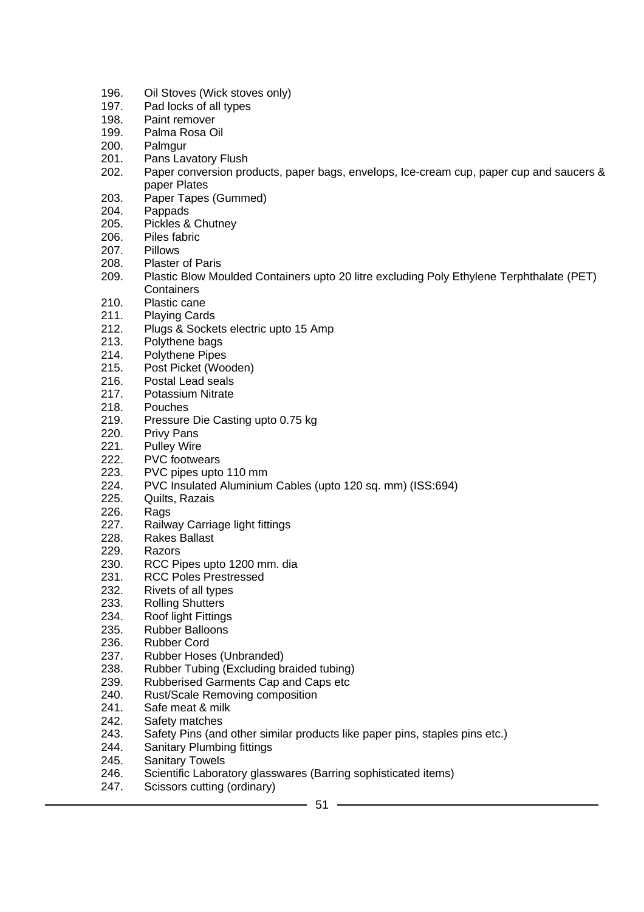196. Oil Stoves (Wick stoves only)
197. Pad locks of all types
198. Paint remover
199. Palma Rosa Oil
200. Palmgur
201. Pans Lavatory Flush
202. Paper conversion products, paper bags, envelops, Ice-cream cup, paper cup and saucers & paper Plates
203. Paper Tapes (Gummed)
204. Pappads
205. Pickles & Chutney
206. Piles fabric
207. Pillows
208. Plaster of Paris
209. Plastic Blow Moulded Containers upto 20 litre excluding Poly Ethylene Terphthalate (PET) Containers
210. Plastic cane
211. Playing Cards
212. Plugs & Sockets electric upto 15 Amp
213. Polythene bags
214. Polythene Pipes
215. Post Picket (Wooden)
216. Postal Lead seals
217. Potassium Nitrate
218. Pouches
219. Pressure Die Casting upto 0.75 kg
220. Privy Pans
221. Pulley Wire
222. PVC footwears
223. PVC pipes upto 110 mm
224. PVC Insulated Aluminium Cables (upto 120 sq. mm) (ISS:694)
225. Quilts, Razais
226. Rags
227. Railway Carriage light fittings
228. Rakes Ballast
229. Razors
230. RCC Pipes upto 1200 mm. dia
231. RCC Poles Prestressed
232. Rivets of all types
233. Rolling Shutters
234. Roof light Fittings
235. Rubber Balloons
236. Rubber Cord
237. Rubber Hoses (Unbranded)
238. Rubber Tubing (Excluding braided tubing)
239. Rubberised Garments Cap and Caps etc
240. Rust/Scale Removing composition
241. Safe meat & milk
242. Safety matches
243. Safety Pins (and other similar products like paper pins, staples pins etc.)
244. Sanitary Plumbing fittings
245. Sanitary Towels
246. Scientific Laboratory glasswares (Barring sophisticated items)
247. Scissors cutting (ordinary)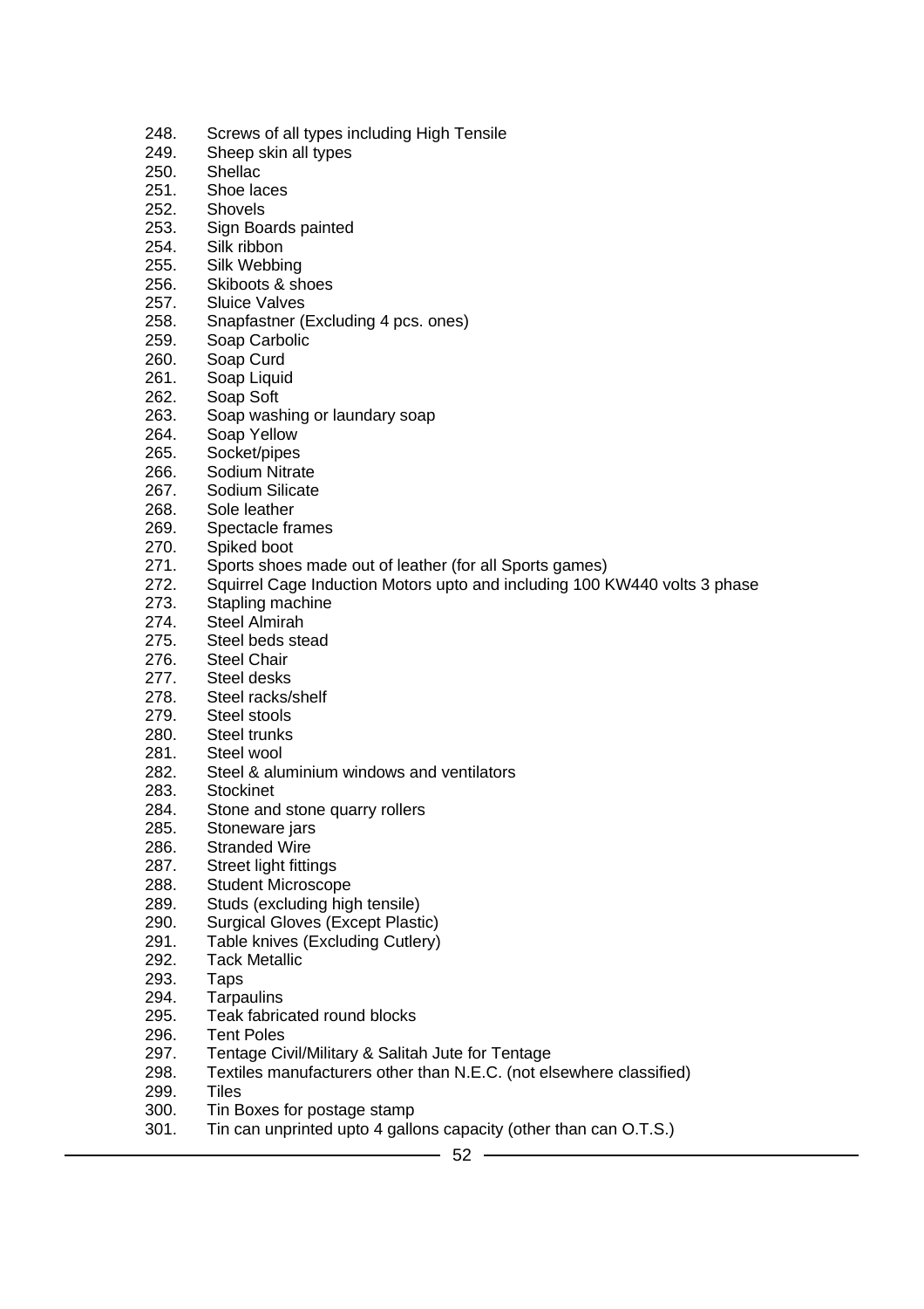248. Screws of all types including High Tensile
249. Sheep skin all types
250. Shellac
251. Shoe laces
252. Shovels
253. Sign Boards painted
254. Silk ribbon
255. Silk Webbing
256. Skiboots & shoes
257. Sluice Valves
258. Snapfastner (Excluding 4 pcs. ones)
259. Soap Carbolic
260. Soap Curd
261. Soap Liquid
262. Soap Soft
263. Soap washing or laundary soap
264. Soap Yellow
265. Socket/pipes
266. Sodium Nitrate
267. Sodium Silicate
268. Sole leather
269. Spectacle frames
270. Spiked boot
271. Sports shoes made out of leather (for all Sports games)
272. Squirrel Cage Induction Motors upto and including 100 KW440 volts 3 phase
273. Stapling machine
274. Steel Almirah
275. Steel beds stead
276. Steel Chair
277. Steel desks
278. Steel racks/shelf
279. Steel stools
280. Steel trunks
281. Steel wool
282. Steel & aluminium windows and ventilators
283. Stockinet
284. Stone and stone quarry rollers
285. Stoneware jars
286. Stranded Wire
287. Street light fittings
288. Student Microscope
289. Studs (excluding high tensile)
290. Surgical Gloves (Except Plastic)
291. Table knives (Excluding Cutlery)
292. Tack Metallic
293. Taps
294. Tarpaulins
295. Teak fabricated round blocks
296. Tent Poles
297. Tentage Civil/Military & Salitah Jute for Tentage
298. Textiles manufacturers other than N.E.C. (not elsewhere classified)
299. Tiles
300. Tin Boxes for postage stamp
301. Tin can unprinted upto 4 gallons capacity (other than can O.T.S.)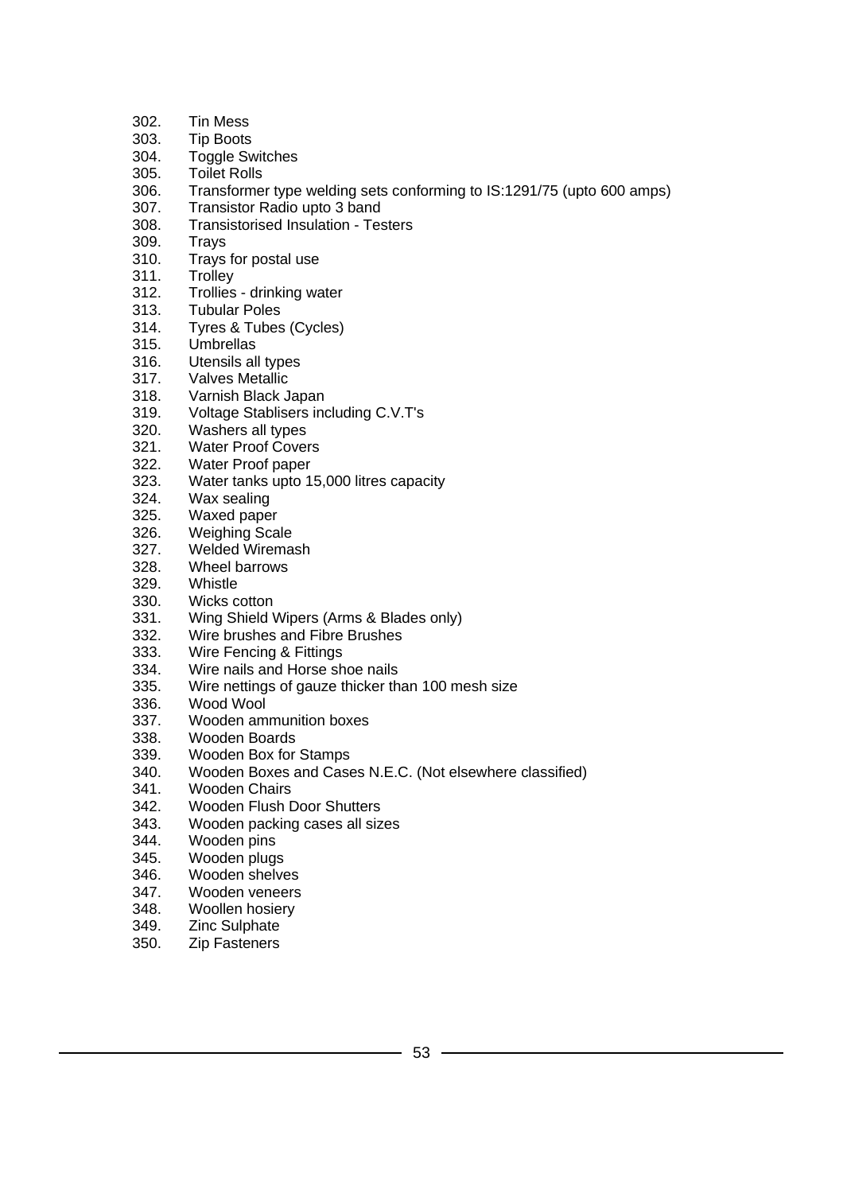302. Tin Mess
303. Tip Boots
304. Toggle Switches
305. Toilet Rolls
306. Transformer type welding sets conforming to IS:1291/75 (upto 600 amps)
307. Transistor Radio upto 3 band
308. Transistorised Insulation - Testers
309. Trays
310. Trays for postal use
311. Trolley
312. Trollies - drinking water
313. Tubular Poles
314. Tyres & Tubes (Cycles)
315. Umbrellas
316. Utensils all types
317. Valves Metallic
318. Varnish Black Japan
319. Voltage Stablisers including C.V.T's
320. Washers all types
321. Water Proof Covers
322. Water Proof paper
323. Water tanks upto 15,000 litres capacity
324. Wax sealing
325. Waxed paper
326. Weighing Scale
327. Welded Wiremash
328. Wheel barrows
329. Whistle
330. Wicks cotton
331. Wing Shield Wipers (Arms & Blades only)
332. Wire brushes and Fibre Brushes
333. Wire Fencing & Fittings
334. Wire nails and Horse shoe nails
335. Wire nettings of gauze thicker than 100 mesh size
336. Wood Wool
337. Wooden ammunition boxes
338. Wooden Boards
339. Wooden Box for Stamps
340. Wooden Boxes and Cases N.E.C. (Not elsewhere classified)
341. Wooden Chairs
342. Wooden Flush Door Shutters
343. Wooden packing cases all sizes
344. Wooden pins
345. Wooden plugs
346. Wooden shelves
347. Wooden veneers
348. Woollen hosiery
349. Zinc Sulphate
350. Zip Fasteners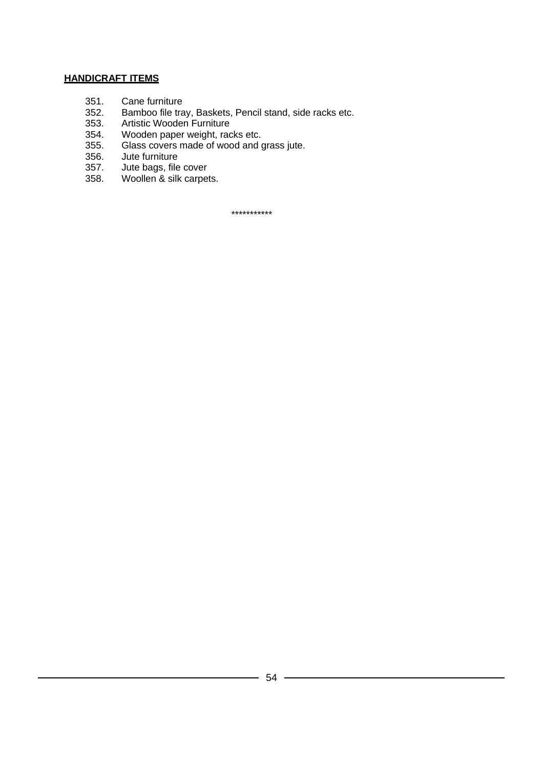**HANDICRAFT ITEMS**

351. Cane furniture
352. Bamboo file tray, Baskets, Pencil stand, side racks etc.
353. Artistic Wooden Furniture
354. Wooden paper weight, racks etc.
355. Glass covers made of wood and grass jute.
356. Jute furniture
357. Jute bags, file cover
358. Woollen & silk carpets.

***********